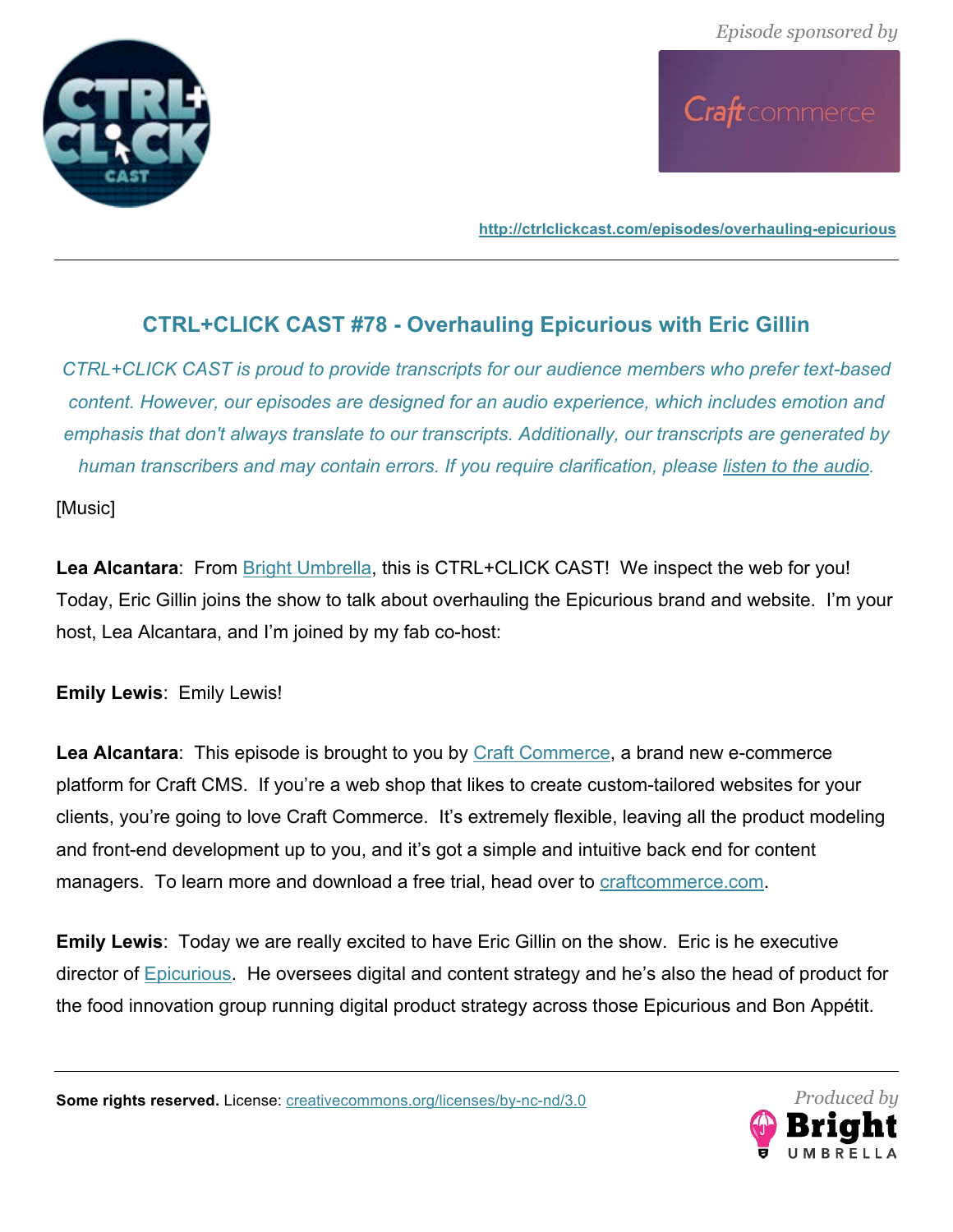*Episode sponsored by*

http://ctrlclickcast.com/episodes/overhauling-epicurious

## CTRL+CLICK CAST #78 - Overhauling Epicurious with Eric Gillin

*CTRL+CLICK CAST is proud to provide transcripts for our audience members who prefer text-based content. However, our episodes are designed for an audio experience, which includes emotion and emphasis that don't always translate to our transcripts. Additionally, our transcripts are generated by human transcribers and may contain errors. If you require clarification, please listen to the audio.*

[Music]

**Lea Alcantara**: From Bright Umbrella, this is CTRL+CLICK CAST! We inspect the web for you! Today, Eric Gillin joins the show to talk about overhauling the Epicurious brand and website. I'm your host, Lea Alcantara, and I'm joined by my fab co-host:

**Emily Lewis**: Emily Lewis!

**Lea Alcantara**: This episode is brought to you by Craft Commerce, a brand new e-commerce platform for Craft CMS. If you're a web shop that likes to create custom-tailored websites for your clients, you're going to love Craft Commerce. It's extremely flexible, leaving all the product modeling and front-end development up to you, and it's got a simple and intuitive back end for content managers. To learn more and download a free trial, head over to craftcommerce.com.

**Emily Lewis**: Today we are really excited to have Eric Gillin on the show. Eric is he executive director of Epicurious. He oversees digital and content strategy and he's also the head of product for the food innovation group running digital product strategy across those Epicurious and Bon Appétit.

**Some rights reserved.** License: creativecommons.org/licenses/by-nc-nd/3.0

*Produced by* Bright Umbrella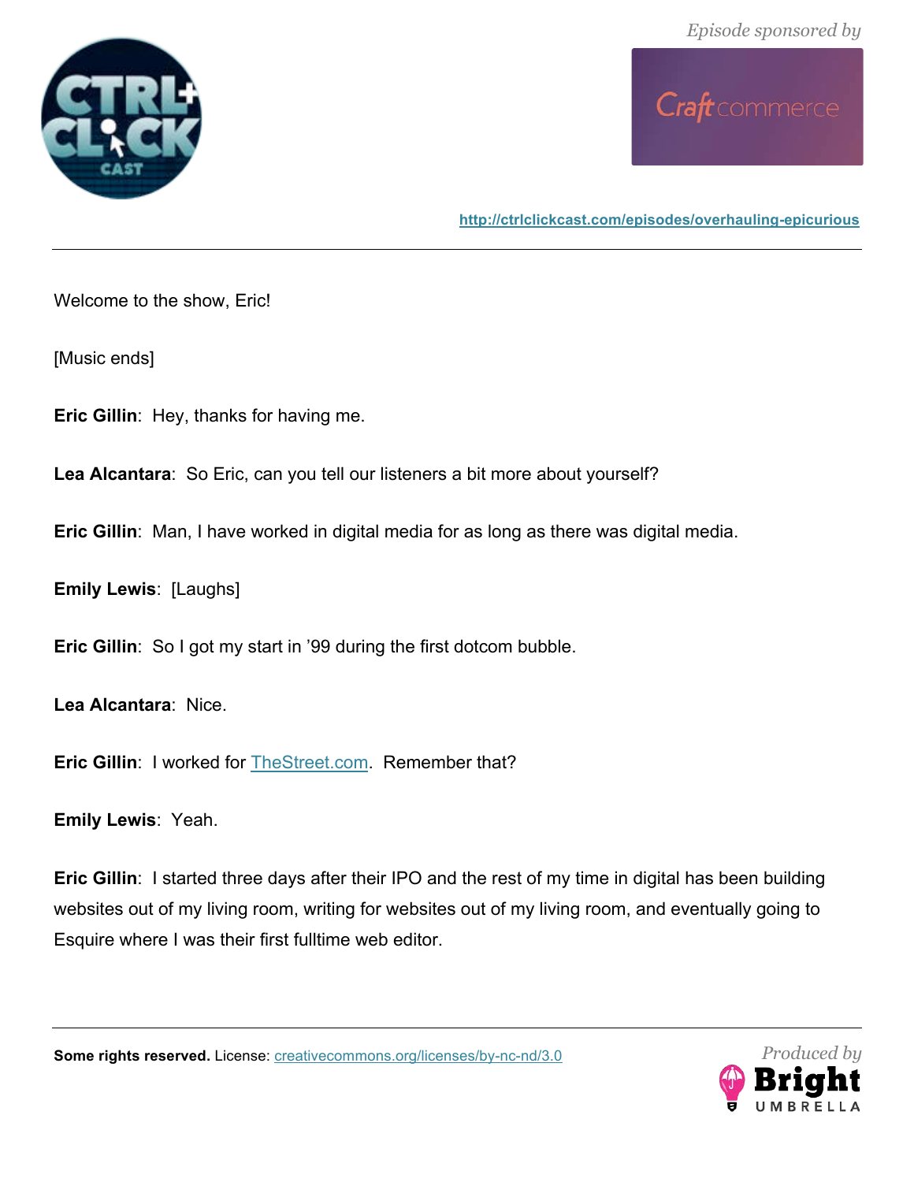Welcome to the show, Eric!

[Music ends]

**Eric Gillin**: Hey, thanks for having me.

**Lea Alcantara**: So Eric, can you tell our listeners a bit more about yourself?

**Eric Gillin**: Man, I have worked in digital media for as long as there was digital media.

**Emily Lewis**: [Laughs]

**Eric Gillin**: So I got my start in '99 during the first dotcom bubble.

**Lea Alcantara**: Nice.

**Eric Gillin**: I worked for TheStreet.com. Remember that?

**Emily Lewis**: Yeah.

**Eric Gillin**: I started three days after their IPO and the rest of my time in digital has been building websites out of my living room, writing for websites out of my living room, and eventually going to Esquire where I was their first fulltime web editor.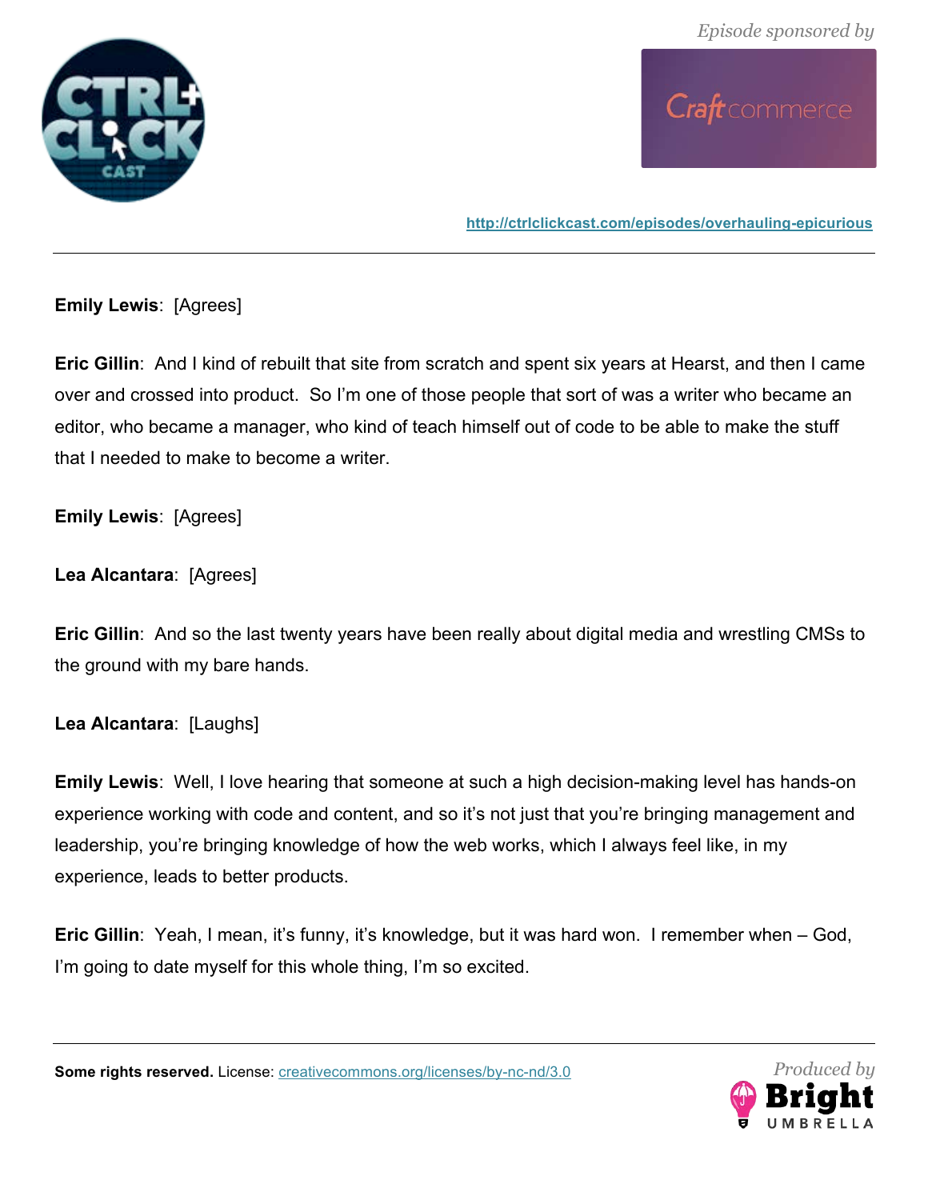**Emily Lewis**: [Agrees]

**Eric Gillin**: And I kind of rebuilt that site from scratch and spent six years at Hearst, and then I came over and crossed into product. So I'm one of those people that sort of was a writer who became an editor, who became a manager, who kind of teach himself out of code to be able to make the stuff that I needed to make to become a writer.

**Emily Lewis**: [Agrees]

**Lea Alcantara**: [Agrees]

**Eric Gillin**: And so the last twenty years have been really about digital media and wrestling CMSs to the ground with my bare hands.

**Lea Alcantara**: [Laughs]

**Emily Lewis**: Well, I love hearing that someone at such a high decision-making level has hands-on experience working with code and content, and so it's not just that you're bringing management and leadership, you're bringing knowledge of how the web works, which I always feel like, in my experience, leads to better products.

**Eric Gillin**: Yeah, I mean, it's funny, it's knowledge, but it was hard won. I remember when – God, I'm going to date myself for this whole thing, I'm so excited.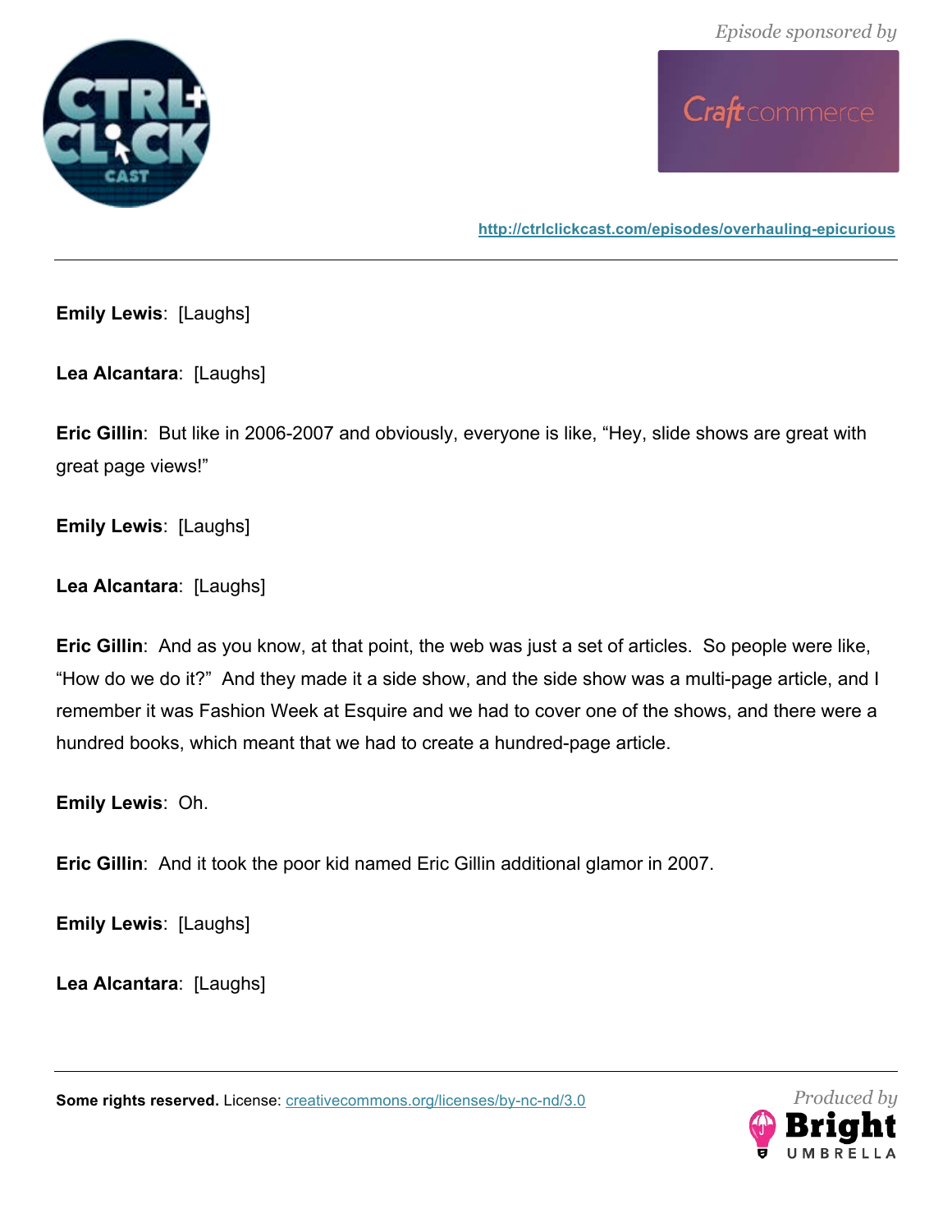**Emily Lewis**: [Laughs]

**Lea Alcantara**: [Laughs]

**Eric Gillin**: But like in 2006-2007 and obviously, everyone is like, "Hey, slide shows are great with great page views!"

**Emily Lewis**: [Laughs]

**Lea Alcantara**: [Laughs]

**Eric Gillin**: And as you know, at that point, the web was just a set of articles. So people were like, "How do we do it?" And they made it a side show, and the side show was a multi-page article, and I remember it was Fashion Week at Esquire and we had to cover one of the shows, and there were a hundred books, which meant that we had to create a hundred-page article.

**Emily Lewis**: Oh.

**Eric Gillin**: And it took the poor kid named Eric Gillin additional glamor in 2007.

**Emily Lewis**: [Laughs]

**Lea Alcantara**: [Laughs]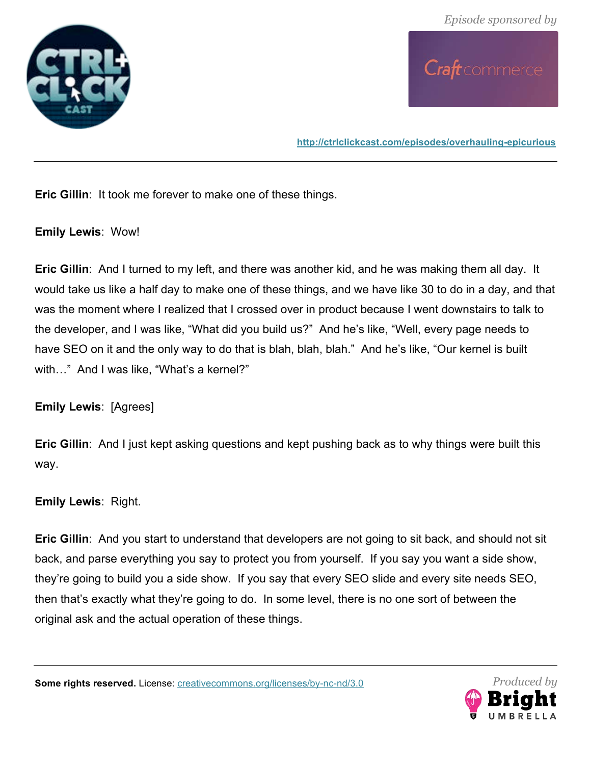**Eric Gillin**: It took me forever to make one of these things.

**Emily Lewis**: Wow!

**Eric Gillin**: And I turned to my left, and there was another kid, and he was making them all day. It would take us like a half day to make one of these things, and we have like 30 to do in a day, and that was the moment where I realized that I crossed over in product because I went downstairs to talk to the developer, and I was like, "What did you build us?" And he's like, "Well, every page needs to have SEO on it and the only way to do that is blah, blah, blah." And he's like, "Our kernel is built with…" And I was like, "What's a kernel?"

**Emily Lewis**: [Agrees]

**Eric Gillin**: And I just kept asking questions and kept pushing back as to why things were built this way.

**Emily Lewis**: Right.

**Eric Gillin**: And you start to understand that developers are not going to sit back, and should not sit back, and parse everything you say to protect you from yourself. If you say you want a side show, they're going to build you a side show. If you say that every SEO slide and every site needs SEO, then that's exactly what they're going to do. In some level, there is no one sort of between the original ask and the actual operation of these things.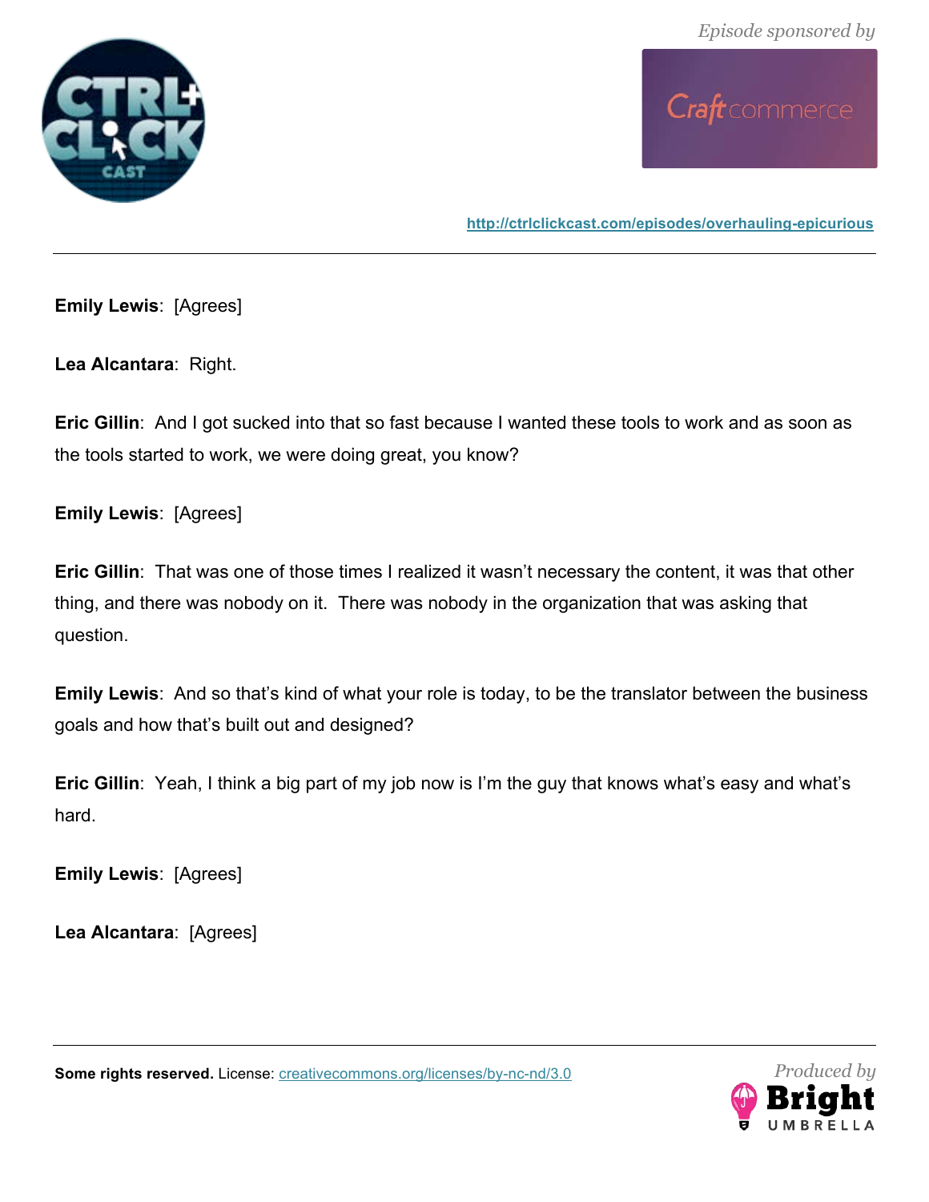**Emily Lewis**: [Agrees]

**Lea Alcantara**: Right.

**Eric Gillin**: And I got sucked into that so fast because I wanted these tools to work and as soon as the tools started to work, we were doing great, you know?

**Emily Lewis**: [Agrees]

**Eric Gillin**: That was one of those times I realized it wasn't necessary the content, it was that other thing, and there was nobody on it. There was nobody in the organization that was asking that question.

**Emily Lewis**: And so that's kind of what your role is today, to be the translator between the business goals and how that's built out and designed?

**Eric Gillin**: Yeah, I think a big part of my job now is I'm the guy that knows what's easy and what's hard.

**Emily Lewis**: [Agrees]

**Lea Alcantara**: [Agrees]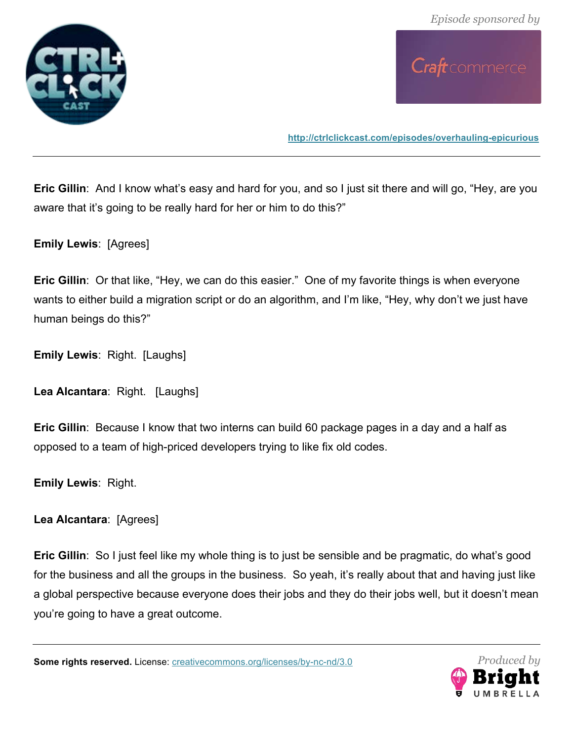**Eric Gillin**: And I know what's easy and hard for you, and so I just sit there and will go, "Hey, are you aware that it's going to be really hard for her or him to do this?"

**Emily Lewis**: [Agrees]

**Eric Gillin**: Or that like, "Hey, we can do this easier." One of my favorite things is when everyone wants to either build a migration script or do an algorithm, and I'm like, "Hey, why don't we just have human beings do this?"

**Emily Lewis**: Right. [Laughs]

**Lea Alcantara**: Right. [Laughs]

**Eric Gillin**: Because I know that two interns can build 60 package pages in a day and a half as opposed to a team of high-priced developers trying to like fix old codes.

**Emily Lewis**: Right.

**Lea Alcantara**: [Agrees]

**Eric Gillin**: So I just feel like my whole thing is to just be sensible and be pragmatic, do what's good for the business and all the groups in the business. So yeah, it's really about that and having just like a global perspective because everyone does their jobs and they do their jobs well, but it doesn't mean you're going to have a great outcome.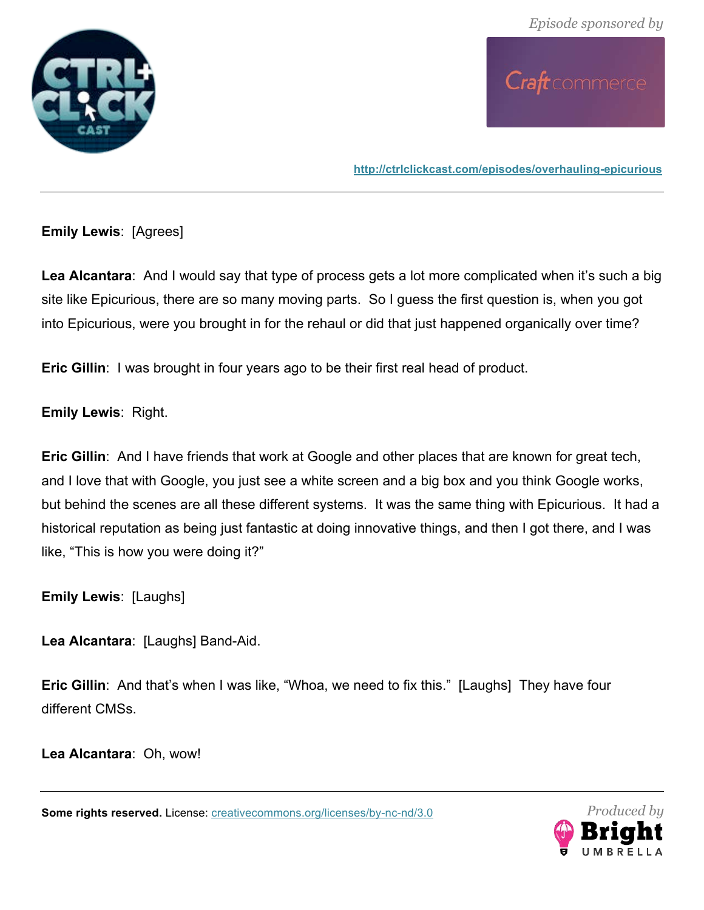**Emily Lewis**: [Agrees]

**Lea Alcantara**: And I would say that type of process gets a lot more complicated when it's such a big site like Epicurious, there are so many moving parts. So I guess the first question is, when you got into Epicurious, were you brought in for the rehaul or did that just happened organically over time?

**Eric Gillin**: I was brought in four years ago to be their first real head of product.

**Emily Lewis**: Right.

**Eric Gillin**: And I have friends that work at Google and other places that are known for great tech, and I love that with Google, you just see a white screen and a big box and you think Google works, but behind the scenes are all these different systems. It was the same thing with Epicurious. It had a historical reputation as being just fantastic at doing innovative things, and then I got there, and I was like, "This is how you were doing it?"

**Emily Lewis**: [Laughs]

**Lea Alcantara**: [Laughs] Band-Aid.

**Eric Gillin**: And that's when I was like, "Whoa, we need to fix this." [Laughs] They have four different CMSs.

**Lea Alcantara**: Oh, wow!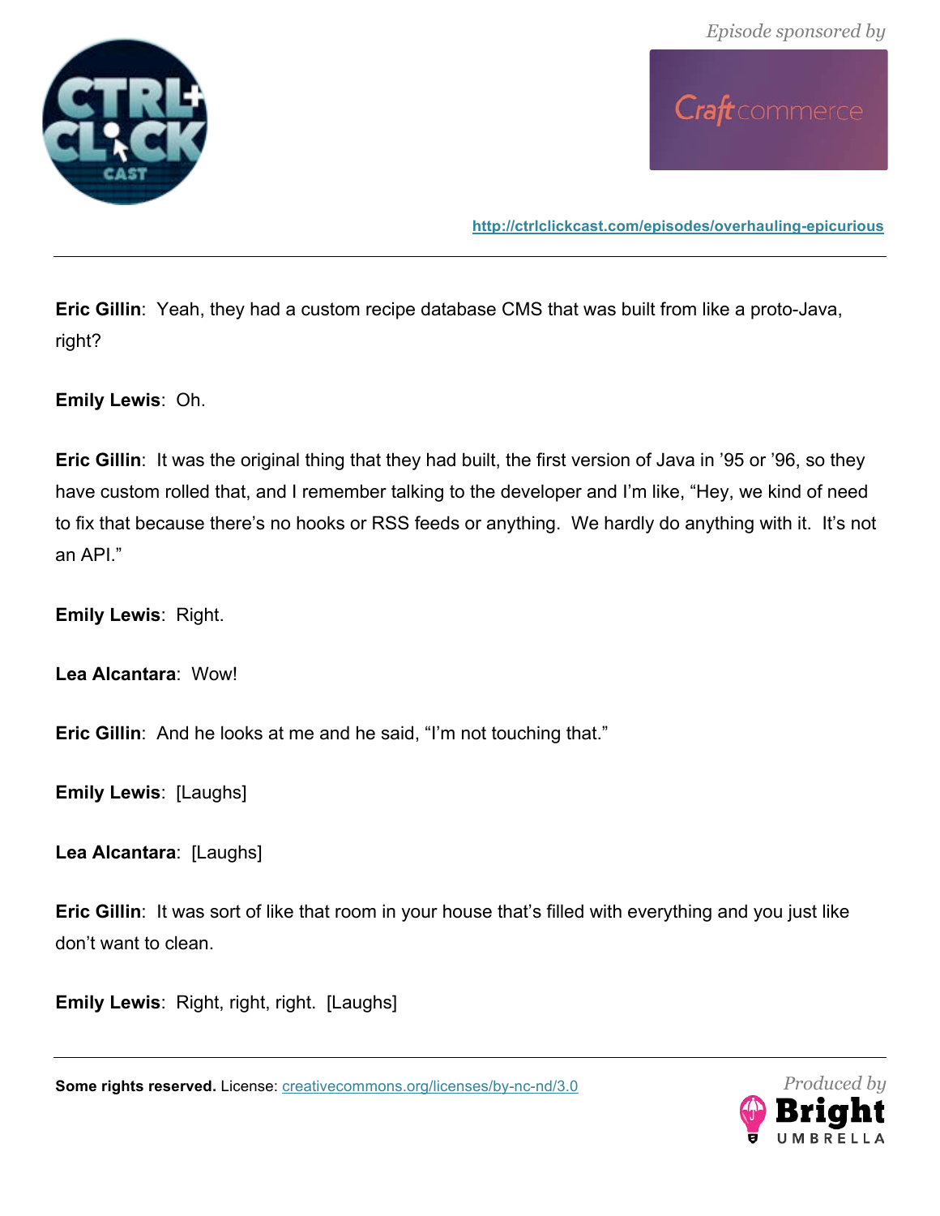**Eric Gillin**: Yeah, they had a custom recipe database CMS that was built from like a proto-Java, right?

**Emily Lewis**: Oh.

**Eric Gillin**: It was the original thing that they had built, the first version of Java in '95 or '96, so they have custom rolled that, and I remember talking to the developer and I'm like, "Hey, we kind of need to fix that because there's no hooks or RSS feeds or anything. We hardly do anything with it. It's not an API."

**Emily Lewis**: Right.

**Lea Alcantara**: Wow!

**Eric Gillin**: And he looks at me and he said, "I'm not touching that."

**Emily Lewis**: [Laughs]

**Lea Alcantara**: [Laughs]

**Eric Gillin**: It was sort of like that room in your house that's filled with everything and you just like don't want to clean.

**Emily Lewis**: Right, right, right. [Laughs]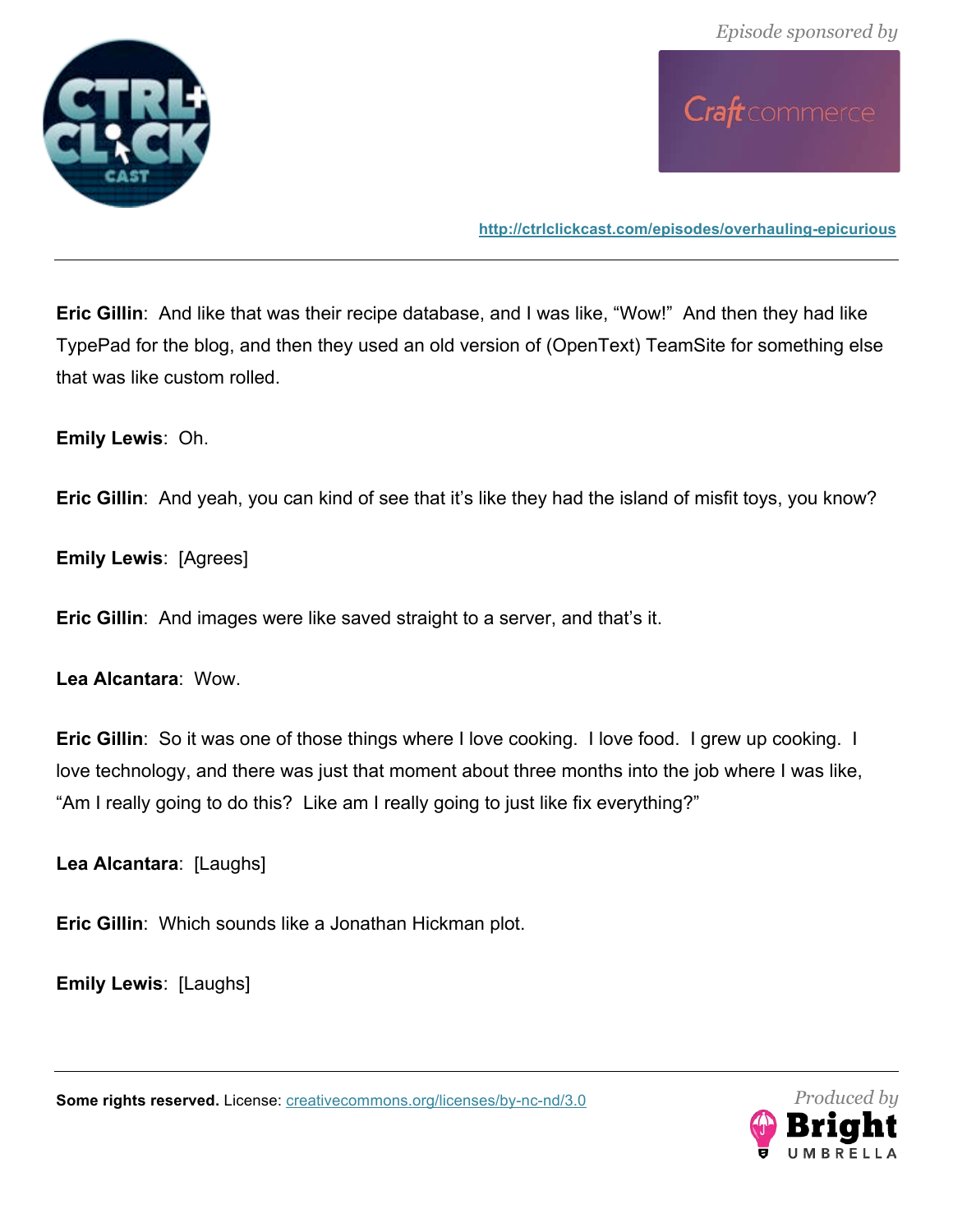**Eric Gillin**: And like that was their recipe database, and I was like, “Wow!” And then they had like TypePad for the blog, and then they used an old version of (OpenText) TeamSite for something else that was like custom rolled.

**Emily Lewis**: Oh.

**Eric Gillin**: And yeah, you can kind of see that it’s like they had the island of misfit toys, you know?

**Emily Lewis**: [Agrees]

**Eric Gillin**: And images were like saved straight to a server, and that’s it.

**Lea Alcantara**: Wow.

**Eric Gillin**: So it was one of those things where I love cooking. I love food. I grew up cooking. I love technology, and there was just that moment about three months into the job where I was like, “Am I really going to do this? Like am I really going to just like fix everything?”

**Lea Alcantara**: [Laughs]

**Eric Gillin**: Which sounds like a Jonathan Hickman plot.

**Emily Lewis**: [Laughs]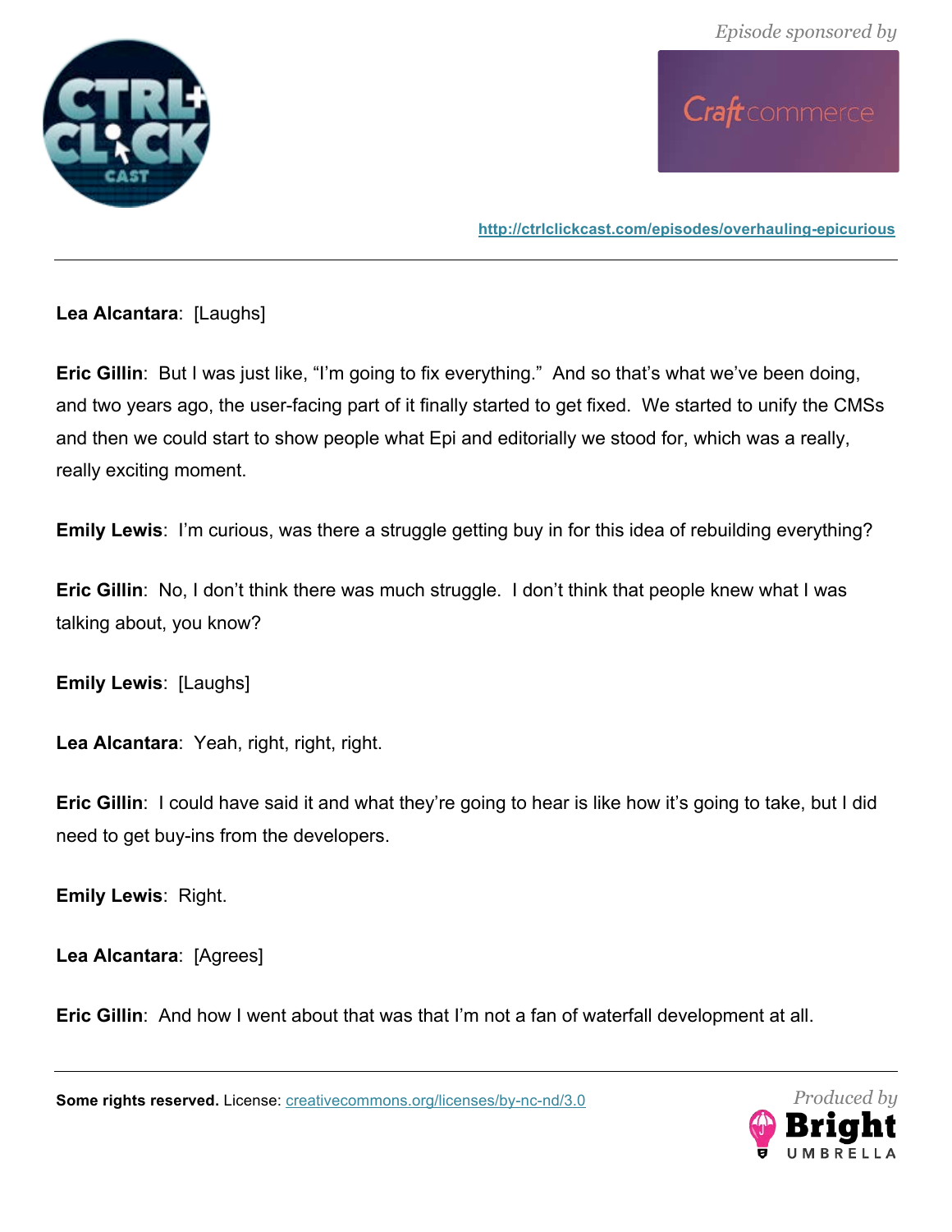**Lea Alcantara**: [Laughs]

**Eric Gillin**: But I was just like, "I'm going to fix everything." And so that's what we've been doing, and two years ago, the user-facing part of it finally started to get fixed. We started to unify the CMSs and then we could start to show people what Epi and editorially we stood for, which was a really, really exciting moment.

**Emily Lewis**: I'm curious, was there a struggle getting buy in for this idea of rebuilding everything?

**Eric Gillin**: No, I don't think there was much struggle. I don't think that people knew what I was talking about, you know?

**Emily Lewis**: [Laughs]

**Lea Alcantara**: Yeah, right, right, right.

**Eric Gillin**: I could have said it and what they're going to hear is like how it's going to take, but I did need to get buy-ins from the developers.

**Emily Lewis**: Right.

**Lea Alcantara**: [Agrees]

**Eric Gillin**: And how I went about that was that I'm not a fan of waterfall development at all.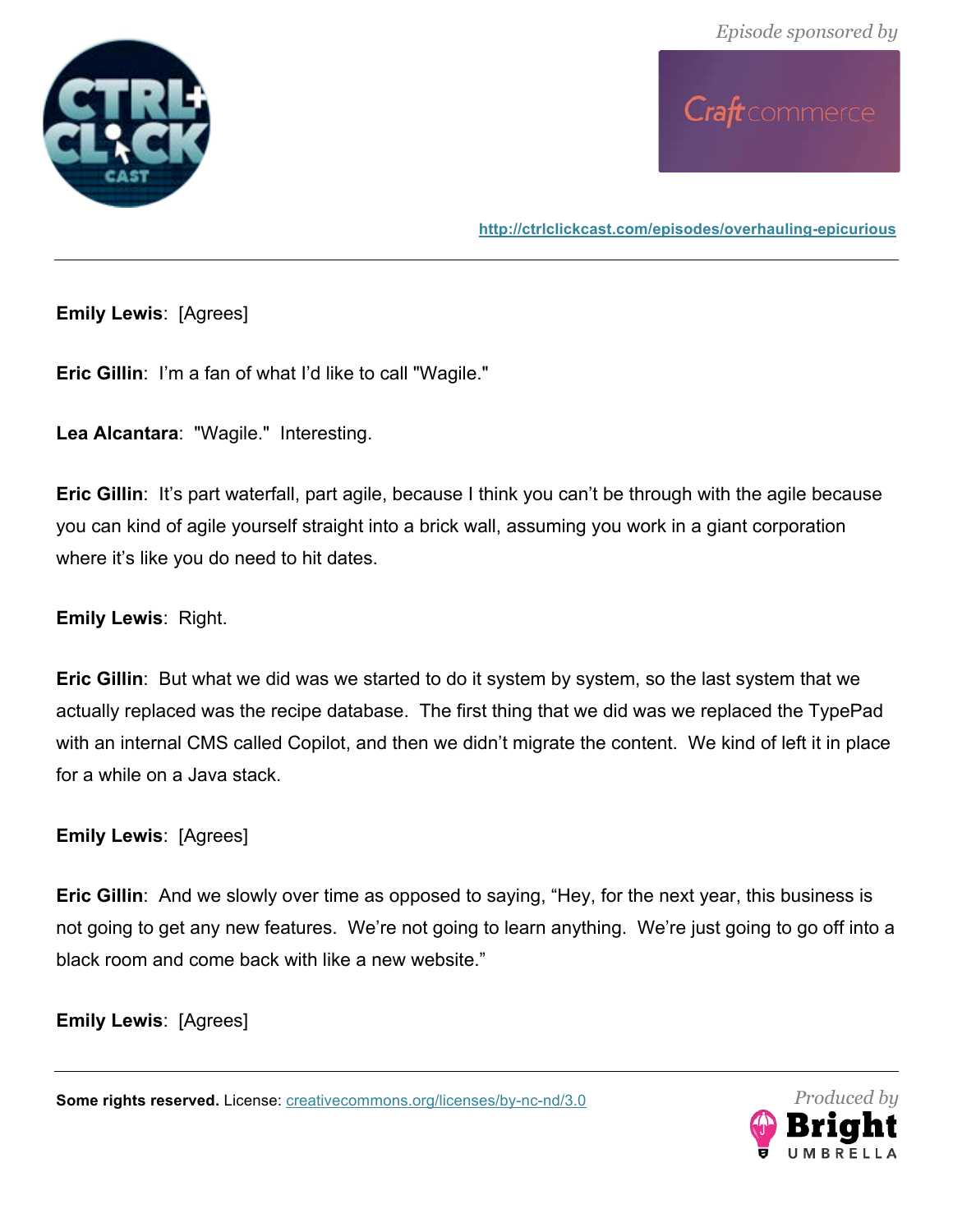**Emily Lewis**: [Agrees]

**Eric Gillin**: I'm a fan of what I'd like to call "Wagile."

**Lea Alcantara**: "Wagile." Interesting.

**Eric Gillin**: It's part waterfall, part agile, because I think you can't be through with the agile because you can kind of agile yourself straight into a brick wall, assuming you work in a giant corporation where it's like you do need to hit dates.

**Emily Lewis**: Right.

**Eric Gillin**: But what we did was we started to do it system by system, so the last system that we actually replaced was the recipe database. The first thing that we did was we replaced the TypePad with an internal CMS called Copilot, and then we didn't migrate the content. We kind of left it in place for a while on a Java stack.

**Emily Lewis**: [Agrees]

**Eric Gillin**: And we slowly over time as opposed to saying, "Hey, for the next year, this business is not going to get any new features. We're not going to learn anything. We're just going to go off into a black room and come back with like a new website."

**Emily Lewis**: [Agrees]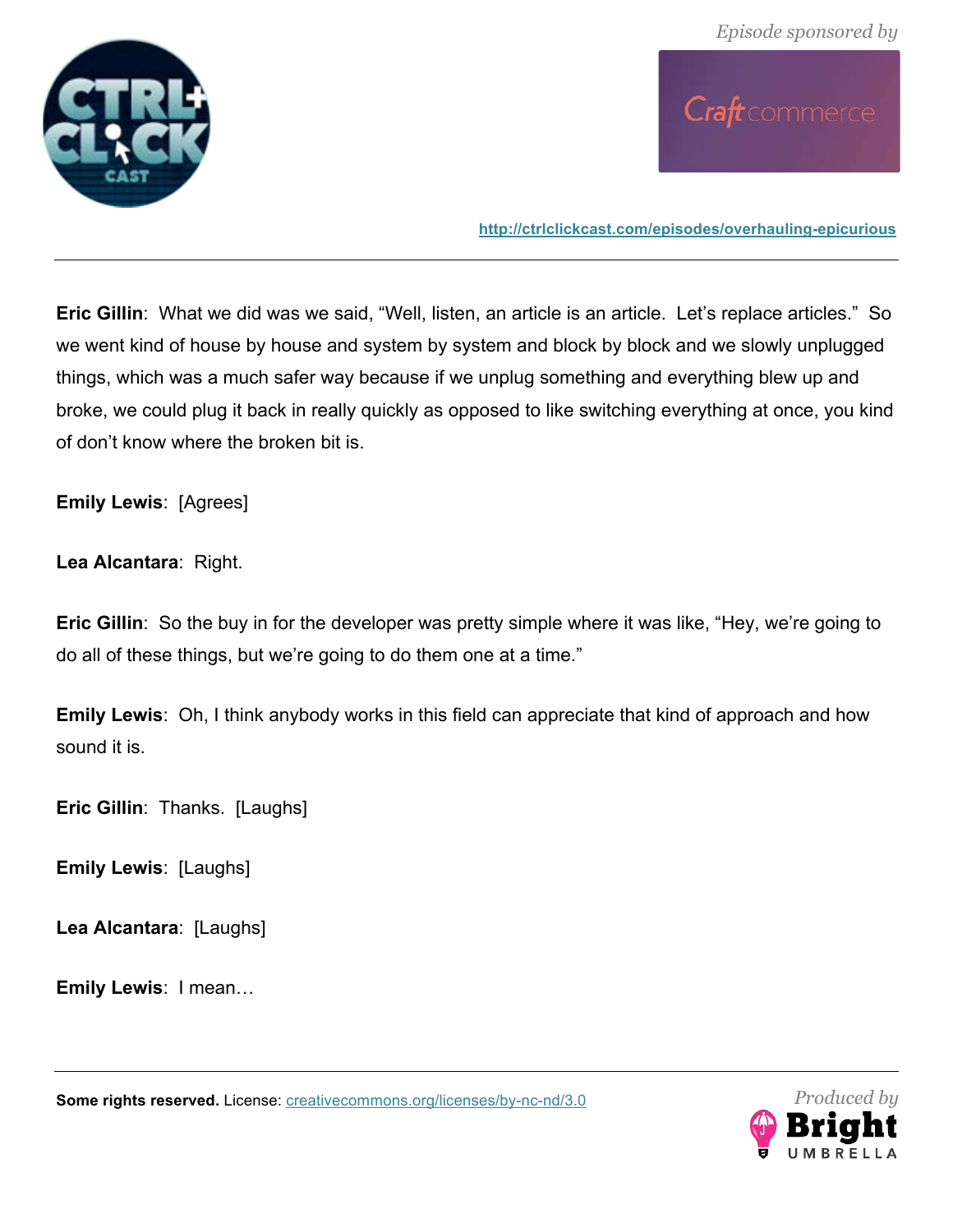**Eric Gillin**: What we did was we said, “Well, listen, an article is an article. Let’s replace articles.” So we went kind of house by house and system by system and block by block and we slowly unplugged things, which was a much safer way because if we unplug something and everything blew up and broke, we could plug it back in really quickly as opposed to like switching everything at once, you kind of don’t know where the broken bit is.

**Emily Lewis**: [Agrees]

**Lea Alcantara**: Right.

**Eric Gillin**: So the buy in for the developer was pretty simple where it was like, “Hey, we’re going to do all of these things, but we’re going to do them one at a time.”

**Emily Lewis**: Oh, I think anybody works in this field can appreciate that kind of approach and how sound it is.

**Eric Gillin**: Thanks. [Laughs]

**Emily Lewis**: [Laughs]

**Lea Alcantara**: [Laughs]

**Emily Lewis**: I mean…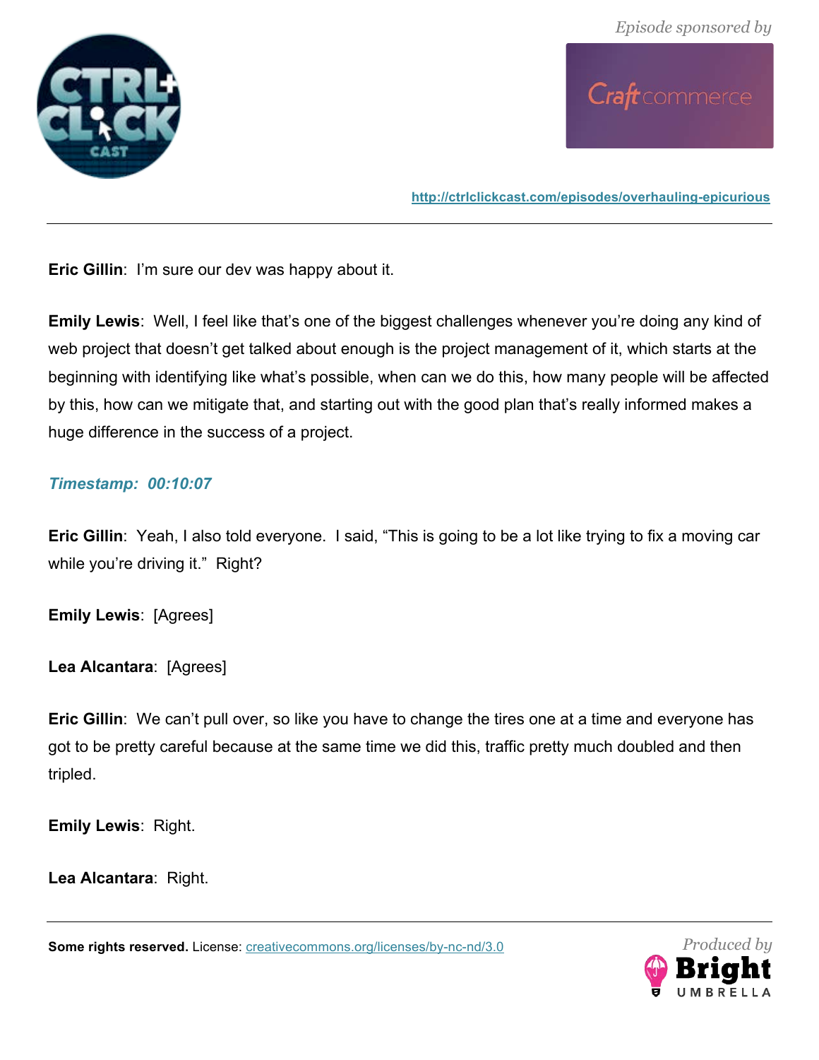**Eric Gillin**: I'm sure our dev was happy about it.

**Emily Lewis**: Well, I feel like that's one of the biggest challenges whenever you're doing any kind of web project that doesn't get talked about enough is the project management of it, which starts at the beginning with identifying like what's possible, when can we do this, how many people will be affected by this, how can we mitigate that, and starting out with the good plan that's really informed makes a huge difference in the success of a project.

***Timestamp: 00:10:07***

**Eric Gillin**: Yeah, I also told everyone. I said, "This is going to be a lot like trying to fix a moving car while you're driving it." Right?

**Emily Lewis**: [Agrees]

**Lea Alcantara**: [Agrees]

**Eric Gillin**: We can't pull over, so like you have to change the tires one at a time and everyone has got to be pretty careful because at the same time we did this, traffic pretty much doubled and then tripled.

**Emily Lewis**: Right.

**Lea Alcantara**: Right.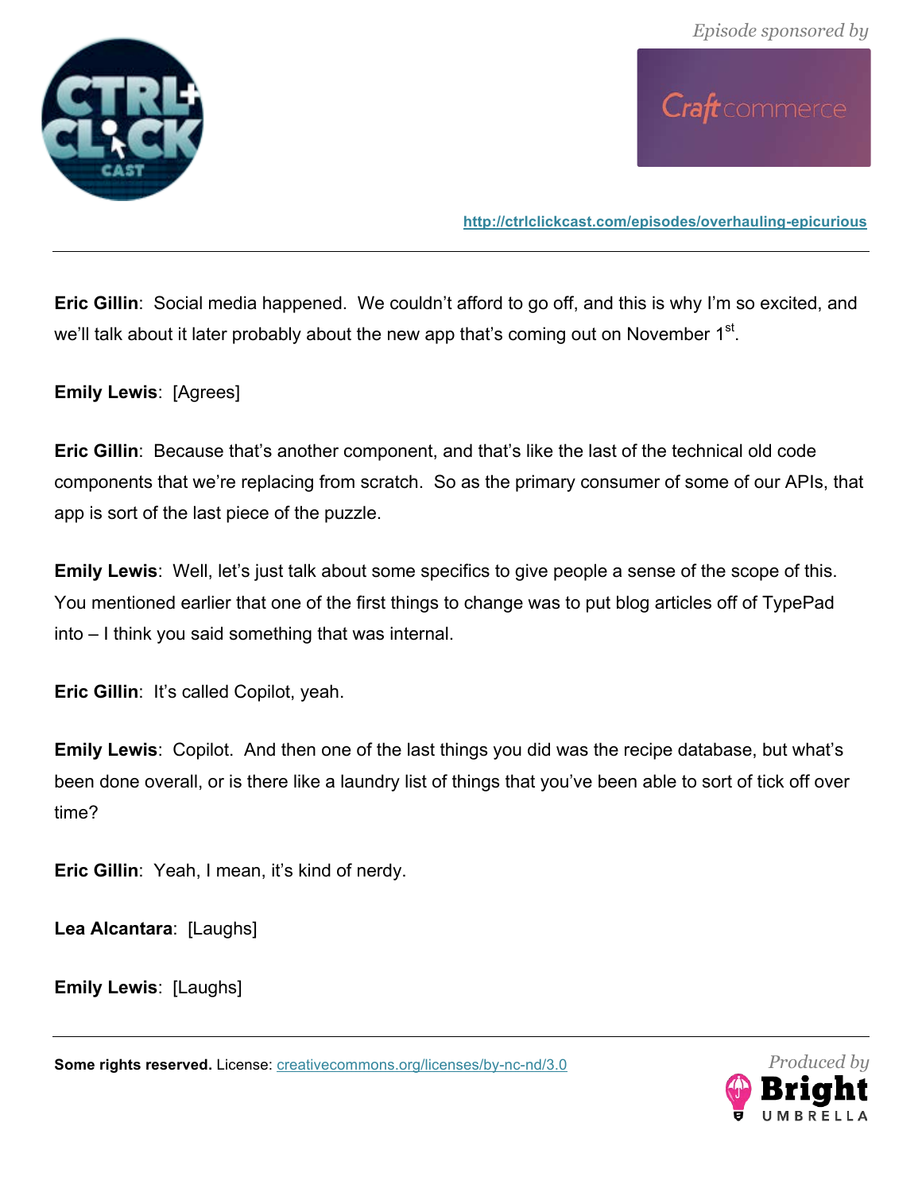**Eric Gillin**: Social media happened. We couldn't afford to go off, and this is why I'm so excited, and we'll talk about it later probably about the new app that's coming out on November 1st.

**Emily Lewis**: [Agrees]

**Eric Gillin**: Because that's another component, and that's like the last of the technical old code components that we're replacing from scratch. So as the primary consumer of some of our APIs, that app is sort of the last piece of the puzzle.

**Emily Lewis**: Well, let's just talk about some specifics to give people a sense of the scope of this. You mentioned earlier that one of the first things to change was to put blog articles off of TypePad into – I think you said something that was internal.

**Eric Gillin**: It's called Copilot, yeah.

**Emily Lewis**: Copilot. And then one of the last things you did was the recipe database, but what's been done overall, or is there like a laundry list of things that you've been able to sort of tick off over time?

**Eric Gillin**: Yeah, I mean, it's kind of nerdy.

**Lea Alcantara**: [Laughs]

**Emily Lewis**: [Laughs]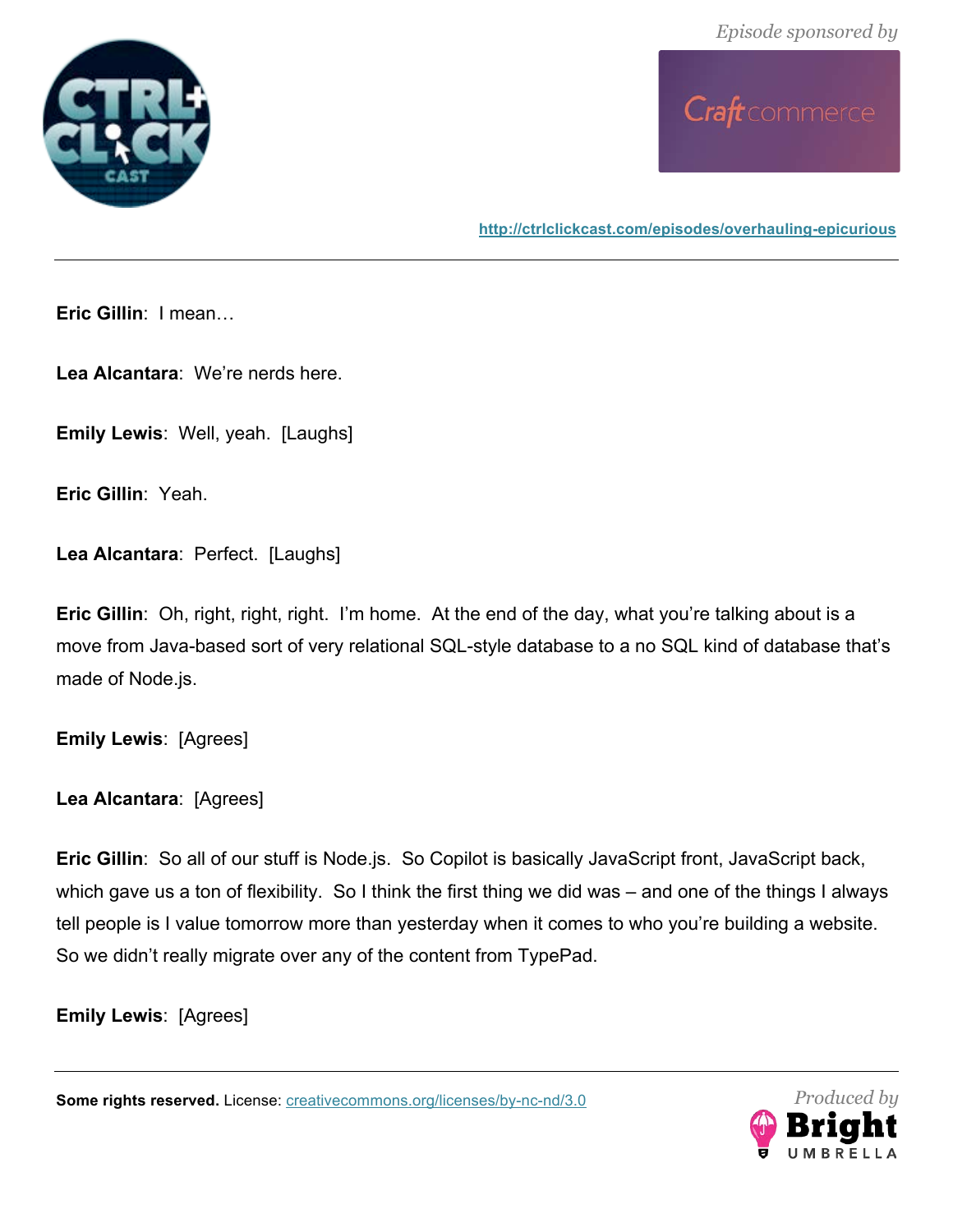**Eric Gillin**: I mean…

**Lea Alcantara**: We're nerds here.

**Emily Lewis**: Well, yeah. [Laughs]

**Eric Gillin**: Yeah.

**Lea Alcantara**: Perfect. [Laughs]

**Eric Gillin**: Oh, right, right, right. I'm home. At the end of the day, what you're talking about is a move from Java-based sort of very relational SQL-style database to a no SQL kind of database that's made of Node.js.

**Emily Lewis**: [Agrees]

**Lea Alcantara**: [Agrees]

**Eric Gillin**: So all of our stuff is Node.js. So Copilot is basically JavaScript front, JavaScript back, which gave us a ton of flexibility. So I think the first thing we did was – and one of the things I always tell people is I value tomorrow more than yesterday when it comes to who you're building a website. So we didn't really migrate over any of the content from TypePad.

**Emily Lewis**: [Agrees]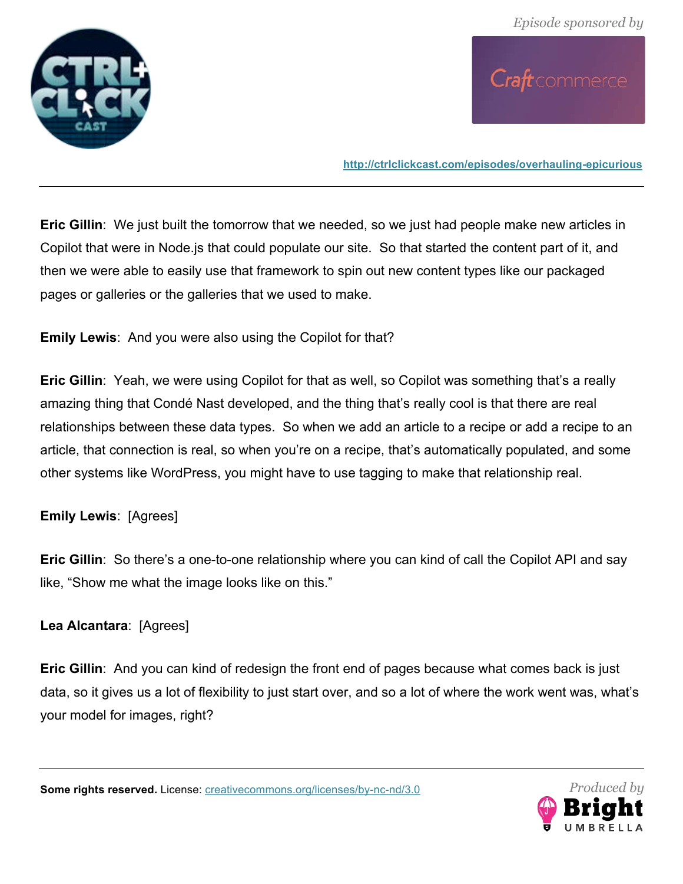**Eric Gillin**: We just built the tomorrow that we needed, so we just had people make new articles in Copilot that were in Node.js that could populate our site. So that started the content part of it, and then we were able to easily use that framework to spin out new content types like our packaged pages or galleries or the galleries that we used to make.

**Emily Lewis**: And you were also using the Copilot for that?

**Eric Gillin**: Yeah, we were using Copilot for that as well, so Copilot was something that's a really amazing thing that Condé Nast developed, and the thing that's really cool is that there are real relationships between these data types. So when we add an article to a recipe or add a recipe to an article, that connection is real, so when you're on a recipe, that's automatically populated, and some other systems like WordPress, you might have to use tagging to make that relationship real.

**Emily Lewis**: [Agrees]

**Eric Gillin**: So there's a one-to-one relationship where you can kind of call the Copilot API and say like, "Show me what the image looks like on this."

**Lea Alcantara**: [Agrees]

**Eric Gillin**: And you can kind of redesign the front end of pages because what comes back is just data, so it gives us a lot of flexibility to just start over, and so a lot of where the work went was, what's your model for images, right?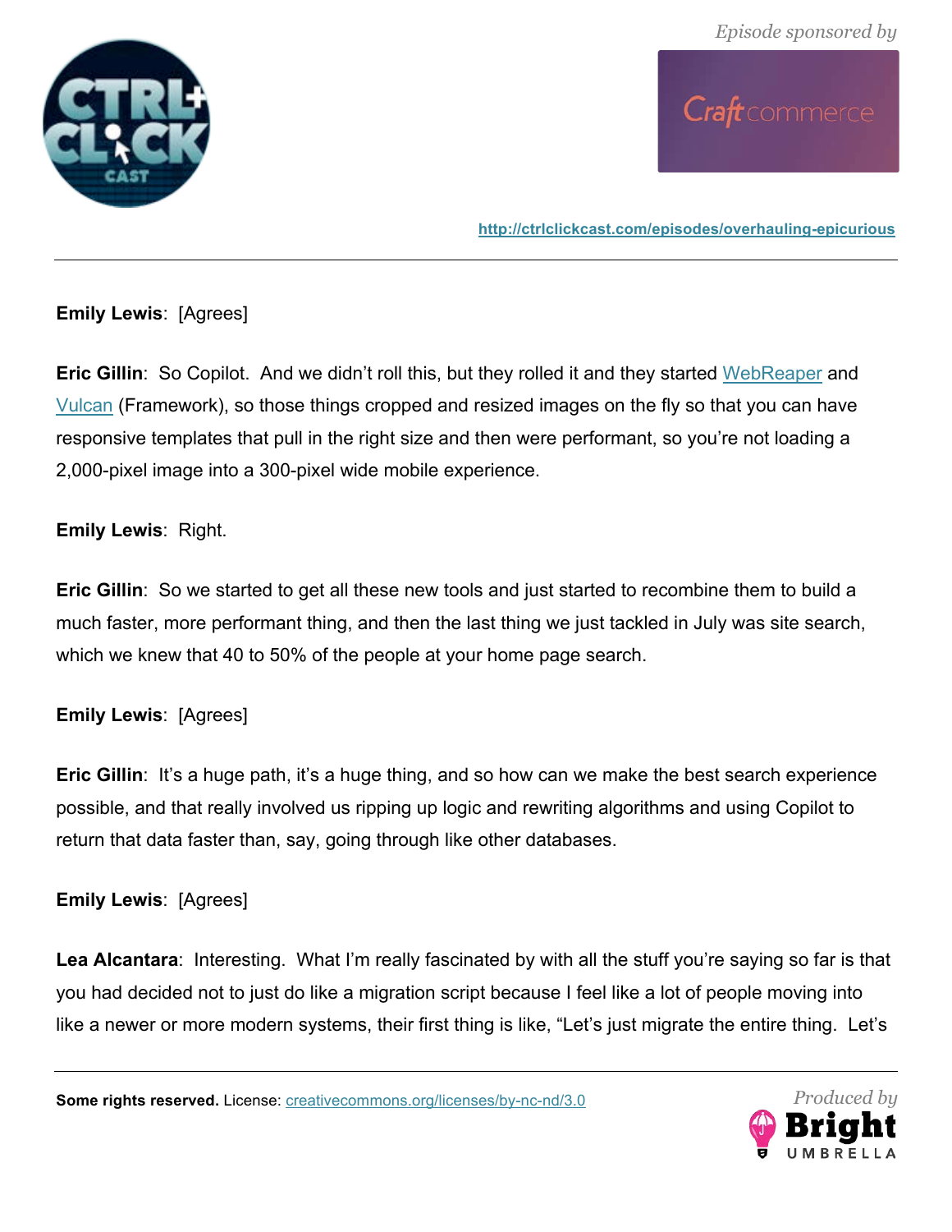**Emily Lewis**: [Agrees]

**Eric Gillin**: So Copilot. And we didn't roll this, but they rolled it and they started WebReaper and Vulcan (Framework), so those things cropped and resized images on the fly so that you can have responsive templates that pull in the right size and then were performant, so you're not loading a 2,000-pixel image into a 300-pixel wide mobile experience.

**Emily Lewis**: Right.

**Eric Gillin**: So we started to get all these new tools and just started to recombine them to build a much faster, more performant thing, and then the last thing we just tackled in July was site search, which we knew that 40 to 50% of the people at your home page search.

**Emily Lewis**: [Agrees]

**Eric Gillin**: It's a huge path, it's a huge thing, and so how can we make the best search experience possible, and that really involved us ripping up logic and rewriting algorithms and using Copilot to return that data faster than, say, going through like other databases.

**Emily Lewis**: [Agrees]

**Lea Alcantara**: Interesting. What I'm really fascinated by with all the stuff you're saying so far is that you had decided not to just do like a migration script because I feel like a lot of people moving into like a newer or more modern systems, their first thing is like, "Let's just migrate the entire thing. Let's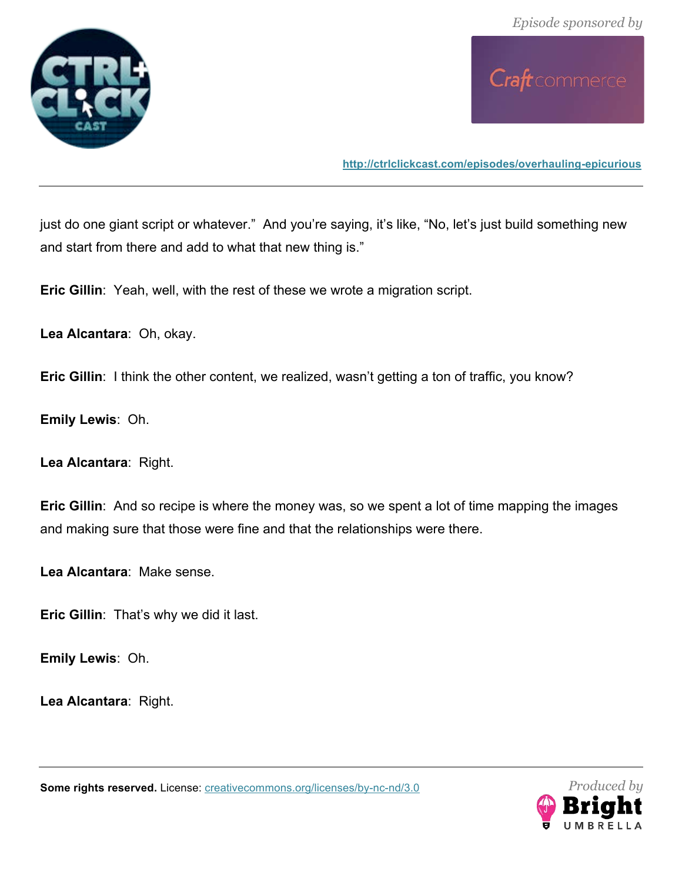just do one giant script or whatever." And you're saying, it's like, "No, let's just build something new and start from there and add to what that new thing is."

**Eric Gillin**: Yeah, well, with the rest of these we wrote a migration script.

**Lea Alcantara**: Oh, okay.

**Eric Gillin**: I think the other content, we realized, wasn't getting a ton of traffic, you know?

**Emily Lewis**: Oh.

**Lea Alcantara**: Right.

**Eric Gillin**: And so recipe is where the money was, so we spent a lot of time mapping the images and making sure that those were fine and that the relationships were there.

**Lea Alcantara**: Make sense.

**Eric Gillin**: That's why we did it last.

**Emily Lewis**: Oh.

**Lea Alcantara**: Right.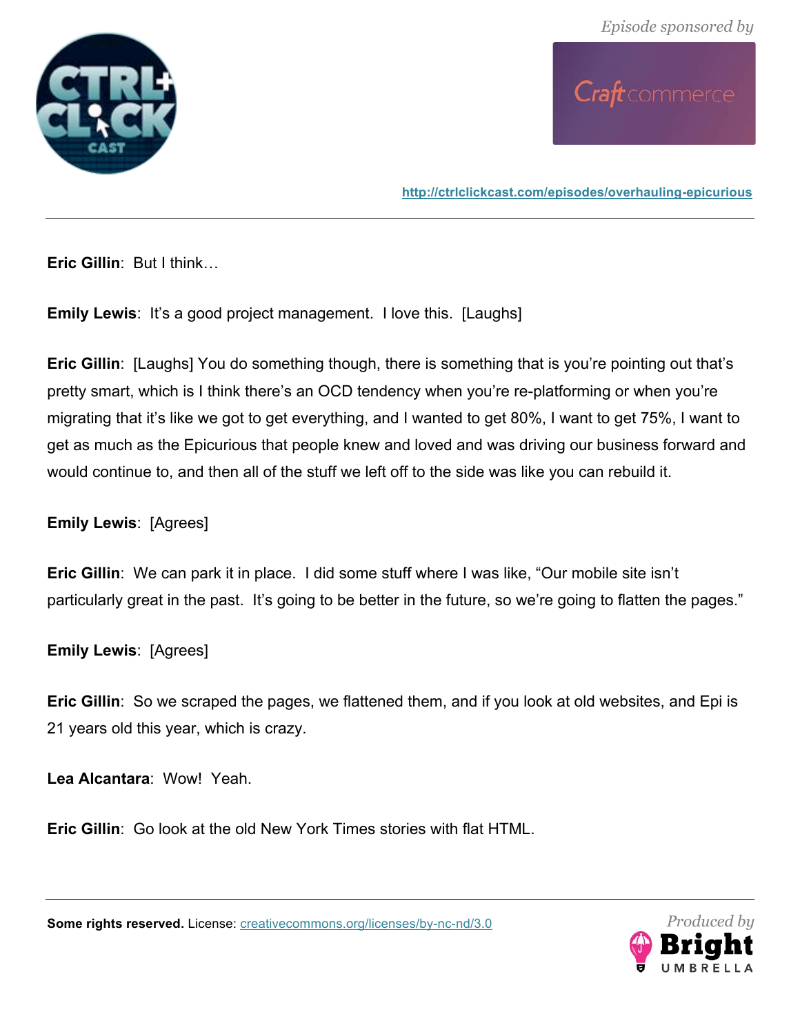**Eric Gillin**: But I think…

**Emily Lewis**: It's a good project management. I love this. [Laughs]

**Eric Gillin**: [Laughs] You do something though, there is something that is you're pointing out that's pretty smart, which is I think there's an OCD tendency when you're re-platforming or when you're migrating that it's like we got to get everything, and I wanted to get 80%, I want to get 75%, I want to get as much as the Epicurious that people knew and loved and was driving our business forward and would continue to, and then all of the stuff we left off to the side was like you can rebuild it.

**Emily Lewis**: [Agrees]

**Eric Gillin**: We can park it in place. I did some stuff where I was like, "Our mobile site isn't particularly great in the past. It's going to be better in the future, so we're going to flatten the pages."

**Emily Lewis**: [Agrees]

**Eric Gillin**: So we scraped the pages, we flattened them, and if you look at old websites, and Epi is 21 years old this year, which is crazy.

**Lea Alcantara**: Wow! Yeah.

**Eric Gillin**: Go look at the old New York Times stories with flat HTML.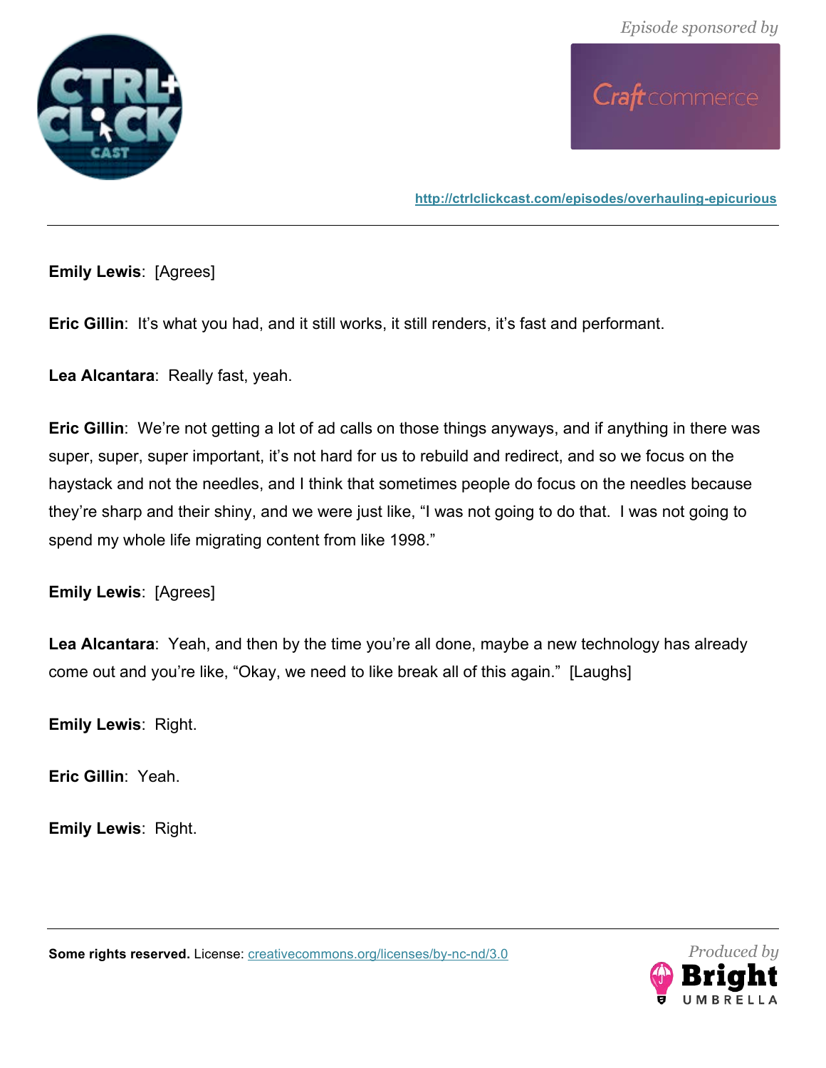**Emily Lewis**: [Agrees]

**Eric Gillin**: It's what you had, and it still works, it still renders, it's fast and performant.

**Lea Alcantara**: Really fast, yeah.

**Eric Gillin**: We're not getting a lot of ad calls on those things anyways, and if anything in there was super, super, super important, it's not hard for us to rebuild and redirect, and so we focus on the haystack and not the needles, and I think that sometimes people do focus on the needles because they're sharp and their shiny, and we were just like, "I was not going to do that. I was not going to spend my whole life migrating content from like 1998."

**Emily Lewis**: [Agrees]

**Lea Alcantara**: Yeah, and then by the time you're all done, maybe a new technology has already come out and you're like, "Okay, we need to like break all of this again." [Laughs]

**Emily Lewis**: Right.

**Eric Gillin**: Yeah.

**Emily Lewis**: Right.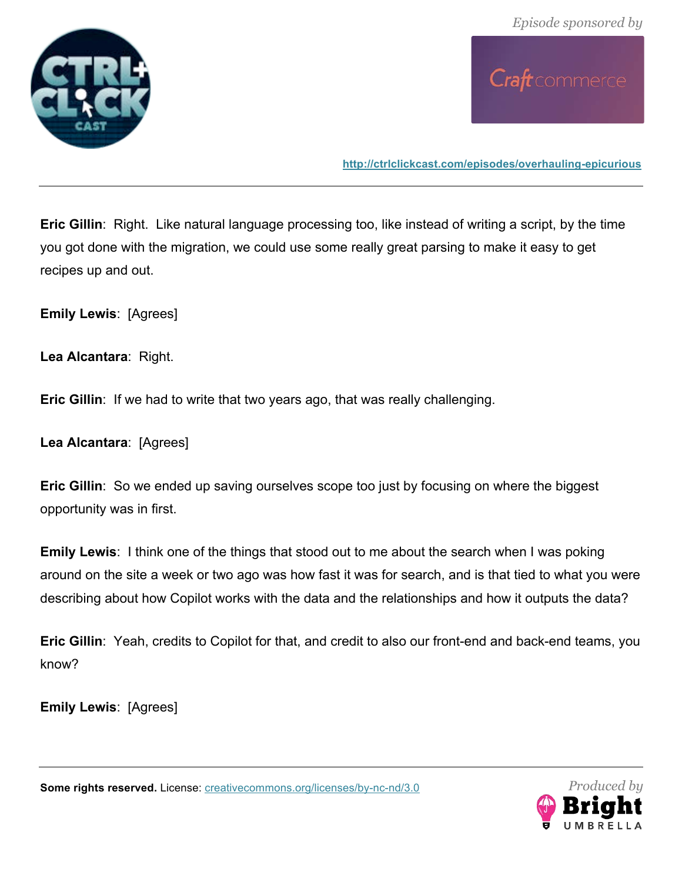**Eric Gillin**: Right. Like natural language processing too, like instead of writing a script, by the time you got done with the migration, we could use some really great parsing to make it easy to get recipes up and out.

**Emily Lewis**: [Agrees]

**Lea Alcantara**: Right.

**Eric Gillin**: If we had to write that two years ago, that was really challenging.

**Lea Alcantara**: [Agrees]

**Eric Gillin**: So we ended up saving ourselves scope too just by focusing on where the biggest opportunity was in first.

**Emily Lewis**: I think one of the things that stood out to me about the search when I was poking around on the site a week or two ago was how fast it was for search, and is that tied to what you were describing about how Copilot works with the data and the relationships and how it outputs the data?

**Eric Gillin**: Yeah, credits to Copilot for that, and credit to also our front-end and back-end teams, you know?

**Emily Lewis**: [Agrees]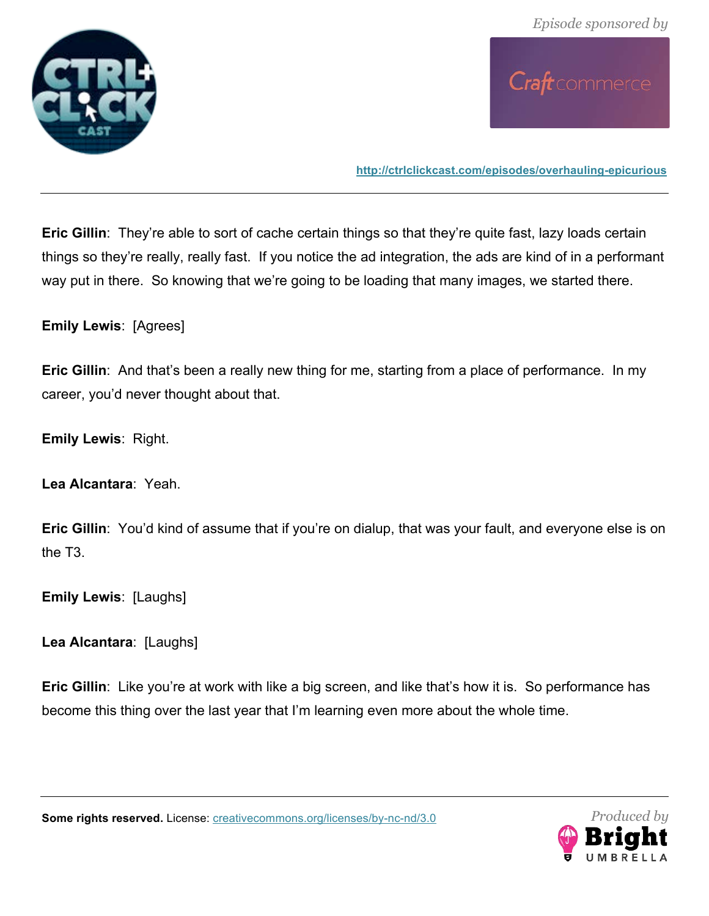**Eric Gillin**: They're able to sort of cache certain things so that they're quite fast, lazy loads certain things so they're really, really fast. If you notice the ad integration, the ads are kind of in a performant way put in there. So knowing that we're going to be loading that many images, we started there.

**Emily Lewis**: [Agrees]

**Eric Gillin**: And that's been a really new thing for me, starting from a place of performance. In my career, you'd never thought about that.

**Emily Lewis**: Right.

**Lea Alcantara**: Yeah.

**Eric Gillin**: You'd kind of assume that if you're on dialup, that was your fault, and everyone else is on the T3.

**Emily Lewis**: [Laughs]

**Lea Alcantara**: [Laughs]

**Eric Gillin**: Like you're at work with like a big screen, and like that's how it is. So performance has become this thing over the last year that I'm learning even more about the whole time.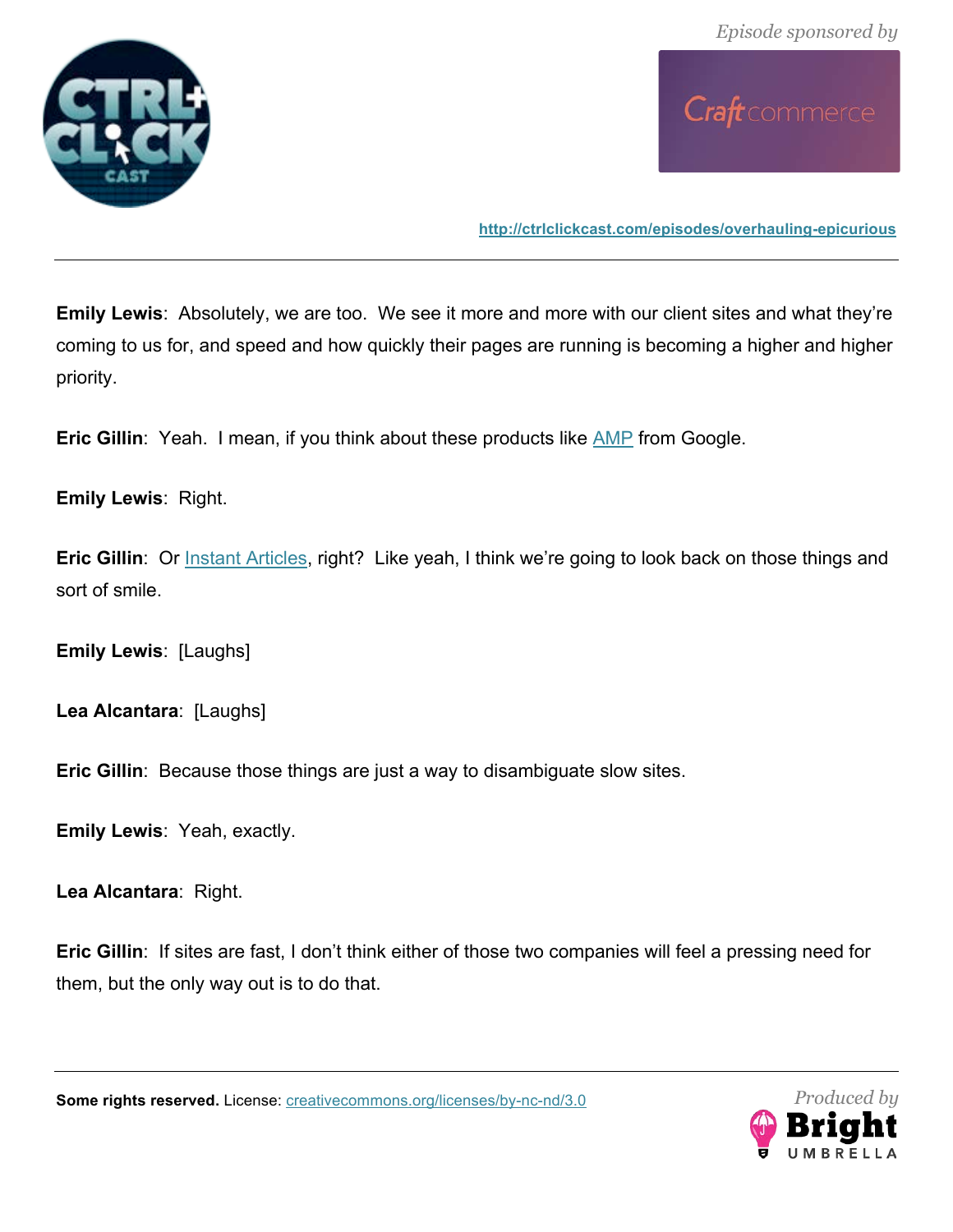**Emily Lewis**: Absolutely, we are too. We see it more and more with our client sites and what they're coming to us for, and speed and how quickly their pages are running is becoming a higher and higher priority.

**Eric Gillin**: Yeah. I mean, if you think about these products like [AMP](#) from Google.

**Emily Lewis**: Right.

**Eric Gillin**: Or [Instant Articles](#), right? Like yeah, I think we're going to look back on those things and sort of smile.

**Emily Lewis**: [Laughs]

**Lea Alcantara**: [Laughs]

**Eric Gillin**: Because those things are just a way to disambiguate slow sites.

**Emily Lewis**: Yeah, exactly.

**Lea Alcantara**: Right.

**Eric Gillin**: If sites are fast, I don't think either of those two companies will feel a pressing need for them, but the only way out is to do that.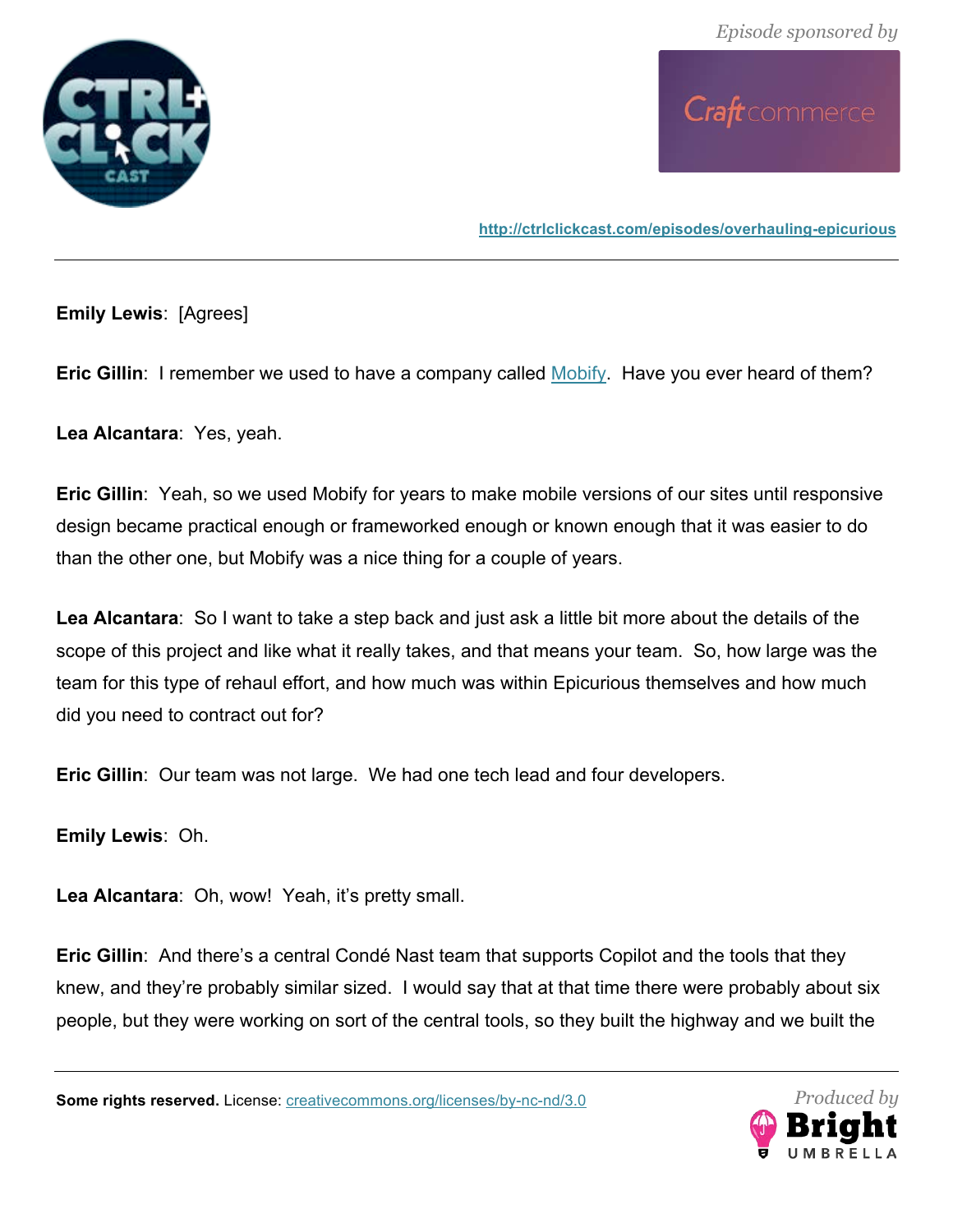**Emily Lewis**: [Agrees]

**Eric Gillin**: I remember we used to have a company called [Mobify](). Have you ever heard of them?

**Lea Alcantara**: Yes, yeah.

**Eric Gillin**: Yeah, so we used Mobify for years to make mobile versions of our sites until responsive design became practical enough or frameworked enough or known enough that it was easier to do than the other one, but Mobify was a nice thing for a couple of years.

**Lea Alcantara**: So I want to take a step back and just ask a little bit more about the details of the scope of this project and like what it really takes, and that means your team. So, how large was the team for this type of rehaul effort, and how much was within Epicurious themselves and how much did you need to contract out for?

**Eric Gillin**: Our team was not large. We had one tech lead and four developers.

**Emily Lewis**: Oh.

**Lea Alcantara**: Oh, wow! Yeah, it's pretty small.

**Eric Gillin**: And there's a central Condé Nast team that supports Copilot and the tools that they knew, and they're probably similar sized. I would say that at that time there were probably about six people, but they were working on sort of the central tools, so they built the highway and we built the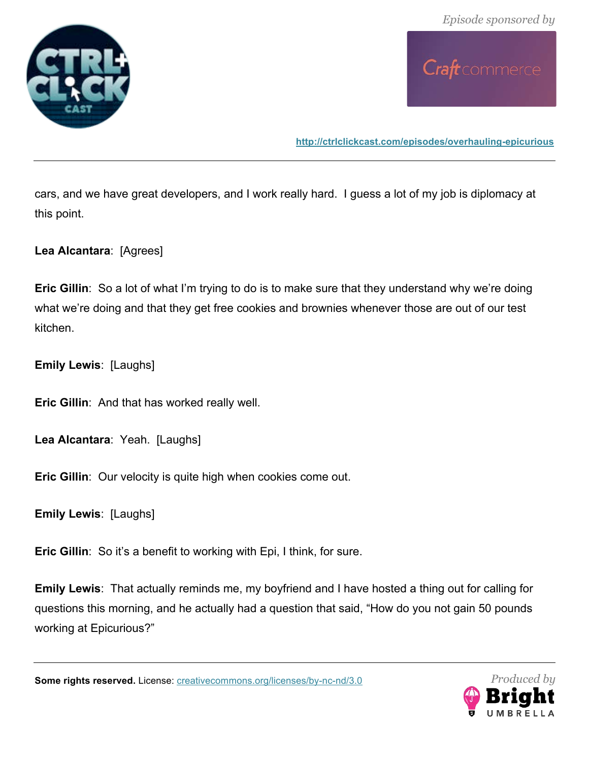cars, and we have great developers, and I work really hard. I guess a lot of my job is diplomacy at this point.

**Lea Alcantara**: [Agrees]

**Eric Gillin**: So a lot of what I'm trying to do is to make sure that they understand why we're doing what we're doing and that they get free cookies and brownies whenever those are out of our test kitchen.

**Emily Lewis**: [Laughs]

**Eric Gillin**: And that has worked really well.

**Lea Alcantara**: Yeah. [Laughs]

**Eric Gillin**: Our velocity is quite high when cookies come out.

**Emily Lewis**: [Laughs]

**Eric Gillin**: So it's a benefit to working with Epi, I think, for sure.

**Emily Lewis**: That actually reminds me, my boyfriend and I have hosted a thing out for calling for questions this morning, and he actually had a question that said, "How do you not gain 50 pounds working at Epicurious?"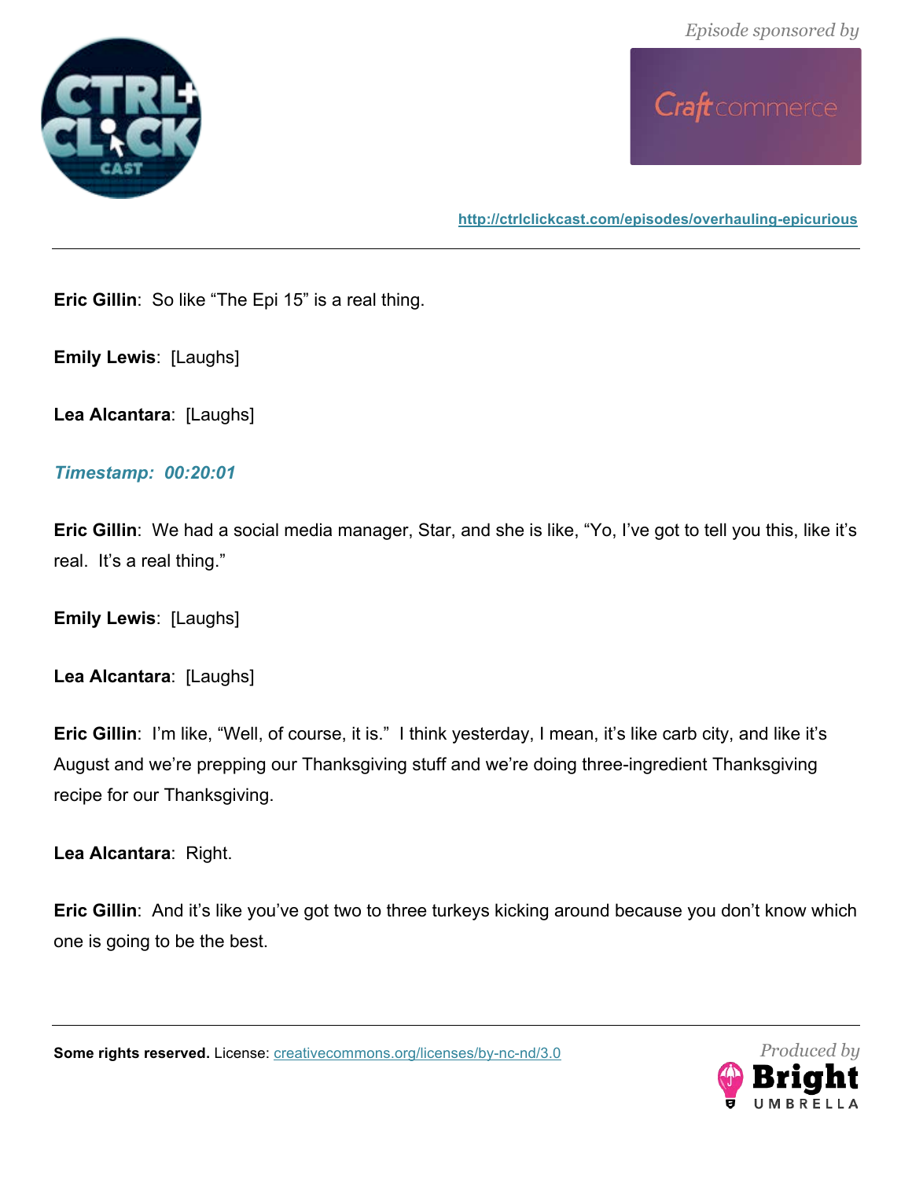**Eric Gillin**: So like “The Epi 15” is a real thing.

**Emily Lewis**: [Laughs]

**Lea Alcantara**: [Laughs]

***Timestamp: 00:20:01***

**Eric Gillin**: We had a social media manager, Star, and she is like, “Yo, I’ve got to tell you this, like it’s real. It’s a real thing.”

**Emily Lewis**: [Laughs]

**Lea Alcantara**: [Laughs]

**Eric Gillin**: I’m like, “Well, of course, it is.” I think yesterday, I mean, it’s like carb city, and like it’s August and we’re prepping our Thanksgiving stuff and we’re doing three-ingredient Thanksgiving recipe for our Thanksgiving.

**Lea Alcantara**: Right.

**Eric Gillin**: And it’s like you’ve got two to three turkeys kicking around because you don’t know which one is going to be the best.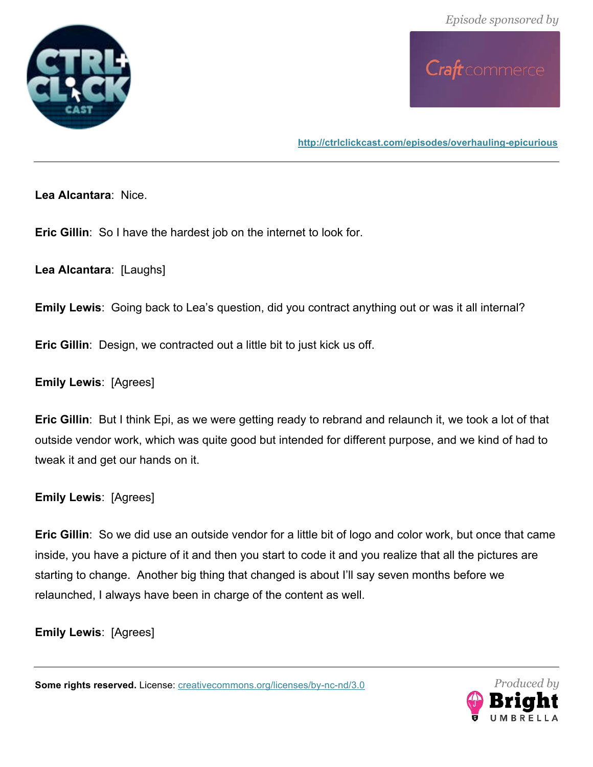**Lea Alcantara**: Nice.

**Eric Gillin**: So I have the hardest job on the internet to look for.

**Lea Alcantara**: [Laughs]

**Emily Lewis**: Going back to Lea's question, did you contract anything out or was it all internal?

**Eric Gillin**: Design, we contracted out a little bit to just kick us off.

**Emily Lewis**: [Agrees]

**Eric Gillin**: But I think Epi, as we were getting ready to rebrand and relaunch it, we took a lot of that outside vendor work, which was quite good but intended for different purpose, and we kind of had to tweak it and get our hands on it.

**Emily Lewis**: [Agrees]

**Eric Gillin**: So we did use an outside vendor for a little bit of logo and color work, but once that came inside, you have a picture of it and then you start to code it and you realize that all the pictures are starting to change. Another big thing that changed is about I'll say seven months before we relaunched, I always have been in charge of the content as well.

**Emily Lewis**: [Agrees]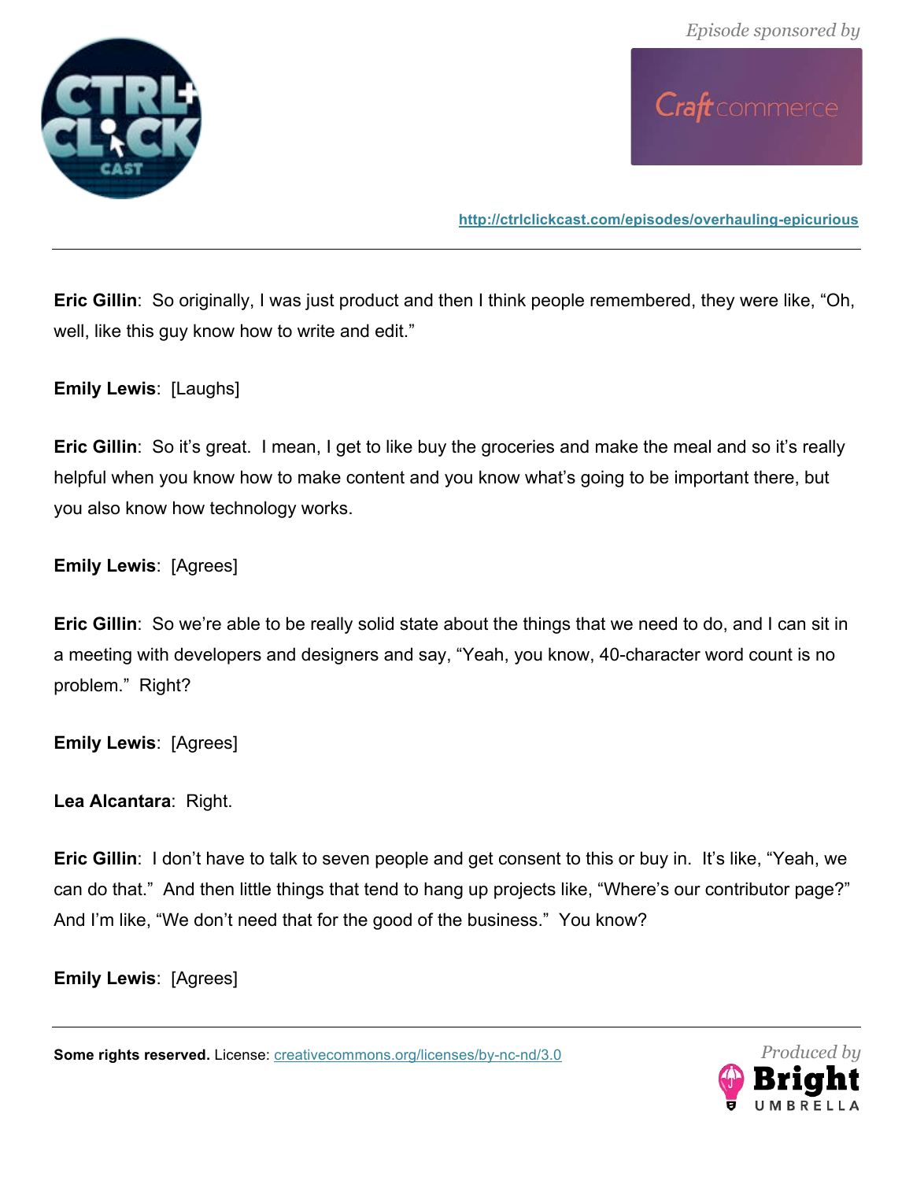**Eric Gillin**: So originally, I was just product and then I think people remembered, they were like, “Oh, well, like this guy know how to write and edit.”

**Emily Lewis**: [Laughs]

**Eric Gillin**: So it’s great. I mean, I get to like buy the groceries and make the meal and so it’s really helpful when you know how to make content and you know what’s going to be important there, but you also know how technology works.

**Emily Lewis**: [Agrees]

**Eric Gillin**: So we’re able to be really solid state about the things that we need to do, and I can sit in a meeting with developers and designers and say, “Yeah, you know, 40-character word count is no problem.” Right?

**Emily Lewis**: [Agrees]

**Lea Alcantara**: Right.

**Eric Gillin**: I don’t have to talk to seven people and get consent to this or buy in. It’s like, “Yeah, we can do that.” And then little things that tend to hang up projects like, “Where’s our contributor page?” And I’m like, “We don’t need that for the good of the business.” You know?

**Emily Lewis**: [Agrees]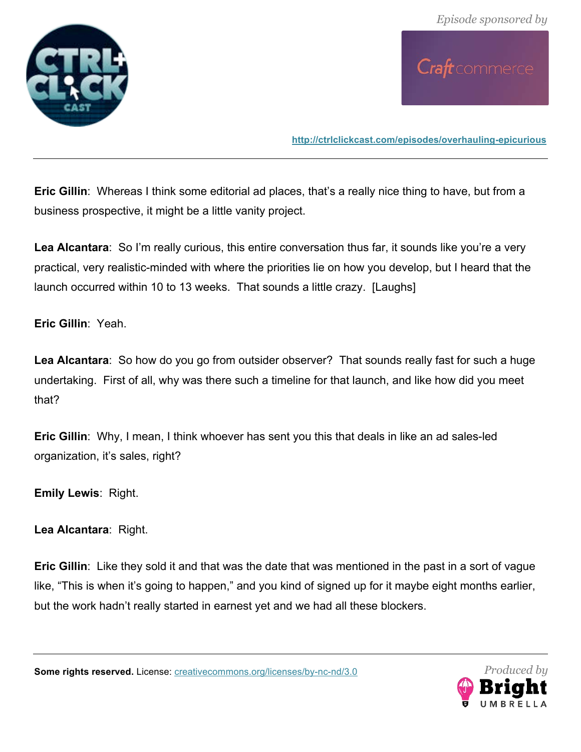**Eric Gillin**: Whereas I think some editorial ad places, that's a really nice thing to have, but from a business prospective, it might be a little vanity project.

**Lea Alcantara**: So I'm really curious, this entire conversation thus far, it sounds like you're a very practical, very realistic-minded with where the priorities lie on how you develop, but I heard that the launch occurred within 10 to 13 weeks. That sounds a little crazy. [Laughs]

**Eric Gillin**: Yeah.

**Lea Alcantara**: So how do you go from outsider observer? That sounds really fast for such a huge undertaking. First of all, why was there such a timeline for that launch, and like how did you meet that?

**Eric Gillin**: Why, I mean, I think whoever has sent you this that deals in like an ad sales-led organization, it's sales, right?

**Emily Lewis**: Right.

**Lea Alcantara**: Right.

**Eric Gillin**: Like they sold it and that was the date that was mentioned in the past in a sort of vague like, "This is when it's going to happen," and you kind of signed up for it maybe eight months earlier, but the work hadn't really started in earnest yet and we had all these blockers.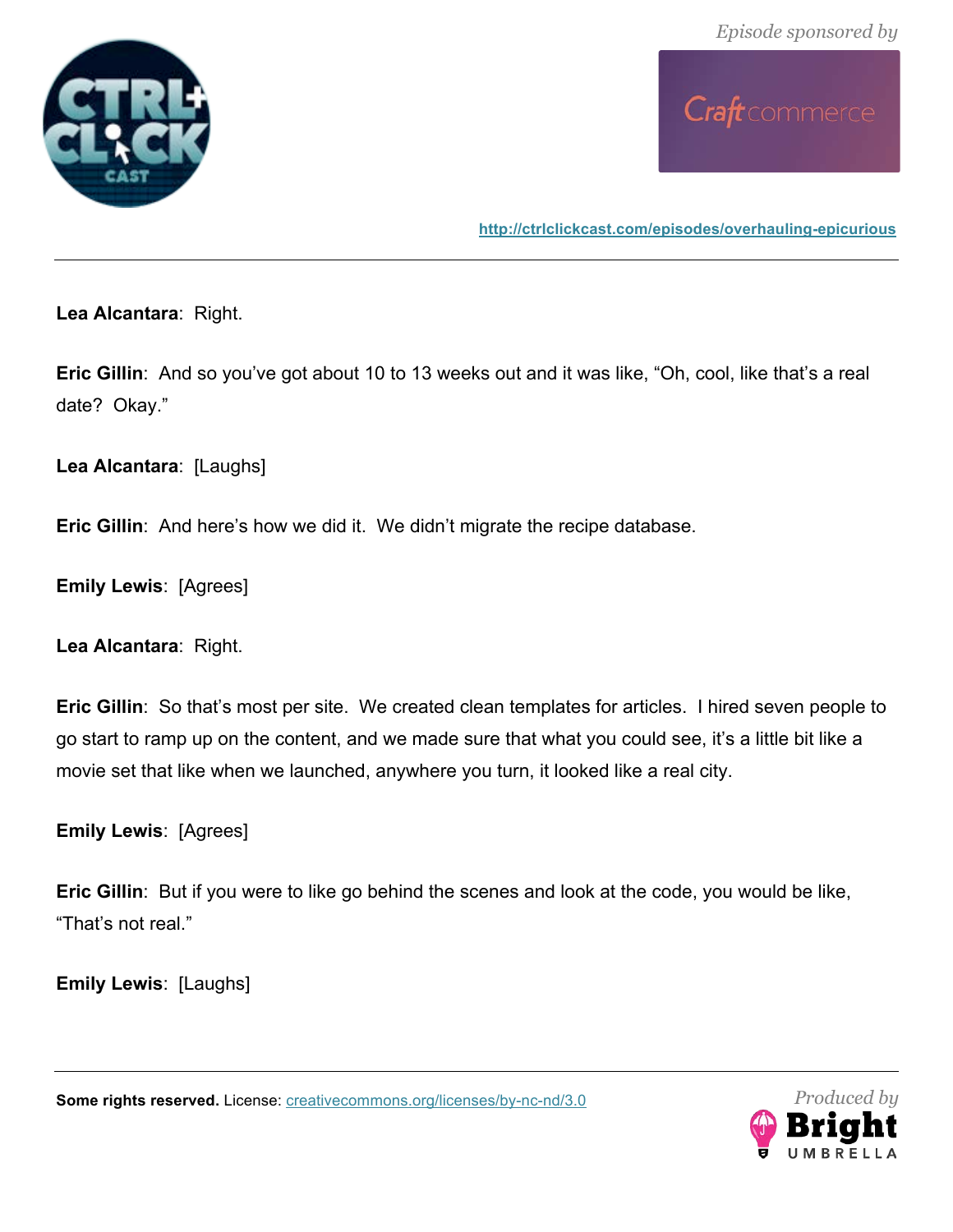**Lea Alcantara**: Right.

**Eric Gillin**: And so you've got about 10 to 13 weeks out and it was like, "Oh, cool, like that's a real date? Okay."

**Lea Alcantara**: [Laughs]

**Eric Gillin**: And here's how we did it. We didn't migrate the recipe database.

**Emily Lewis**: [Agrees]

**Lea Alcantara**: Right.

**Eric Gillin**: So that's most per site. We created clean templates for articles. I hired seven people to go start to ramp up on the content, and we made sure that what you could see, it's a little bit like a movie set that like when we launched, anywhere you turn, it looked like a real city.

**Emily Lewis**: [Agrees]

**Eric Gillin**: But if you were to like go behind the scenes and look at the code, you would be like, "That's not real."

**Emily Lewis**: [Laughs]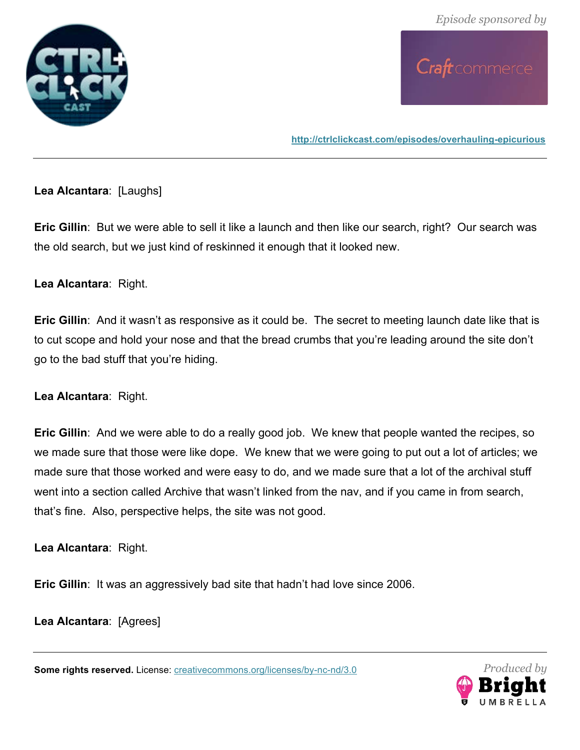**Lea Alcantara**: [Laughs]

**Eric Gillin**: But we were able to sell it like a launch and then like our search, right? Our search was the old search, but we just kind of reskinned it enough that it looked new.

**Lea Alcantara**: Right.

**Eric Gillin**: And it wasn't as responsive as it could be. The secret to meeting launch date like that is to cut scope and hold your nose and that the bread crumbs that you're leading around the site don't go to the bad stuff that you're hiding.

**Lea Alcantara**: Right.

**Eric Gillin**: And we were able to do a really good job. We knew that people wanted the recipes, so we made sure that those were like dope. We knew that we were going to put out a lot of articles; we made sure that those worked and were easy to do, and we made sure that a lot of the archival stuff went into a section called Archive that wasn't linked from the nav, and if you came in from search, that's fine. Also, perspective helps, the site was not good.

**Lea Alcantara**: Right.

**Eric Gillin**: It was an aggressively bad site that hadn't had love since 2006.

**Lea Alcantara**: [Agrees]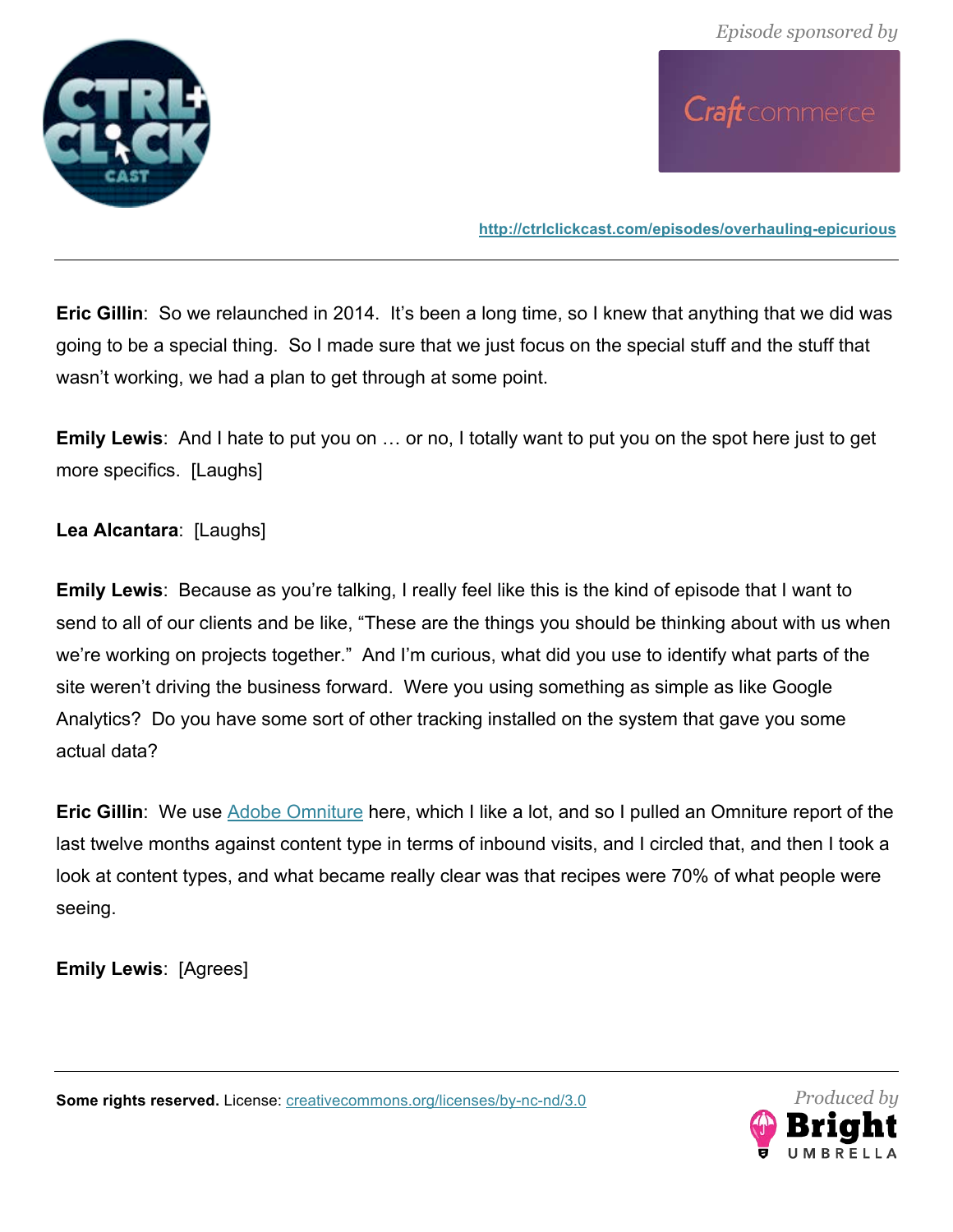**Eric Gillin**: So we relaunched in 2014. It's been a long time, so I knew that anything that we did was going to be a special thing. So I made sure that we just focus on the special stuff and the stuff that wasn't working, we had a plan to get through at some point.

**Emily Lewis**: And I hate to put you on … or no, I totally want to put you on the spot here just to get more specifics. [Laughs]

**Lea Alcantara**: [Laughs]

**Emily Lewis**: Because as you're talking, I really feel like this is the kind of episode that I want to send to all of our clients and be like, "These are the things you should be thinking about with us when we're working on projects together." And I'm curious, what did you use to identify what parts of the site weren't driving the business forward. Were you using something as simple as like Google Analytics? Do you have some sort of other tracking installed on the system that gave you some actual data?

**Eric Gillin**: We use [Adobe Omniture](#) here, which I like a lot, and so I pulled an Omniture report of the last twelve months against content type in terms of inbound visits, and I circled that, and then I took a look at content types, and what became really clear was that recipes were 70% of what people were seeing.

**Emily Lewis**: [Agrees]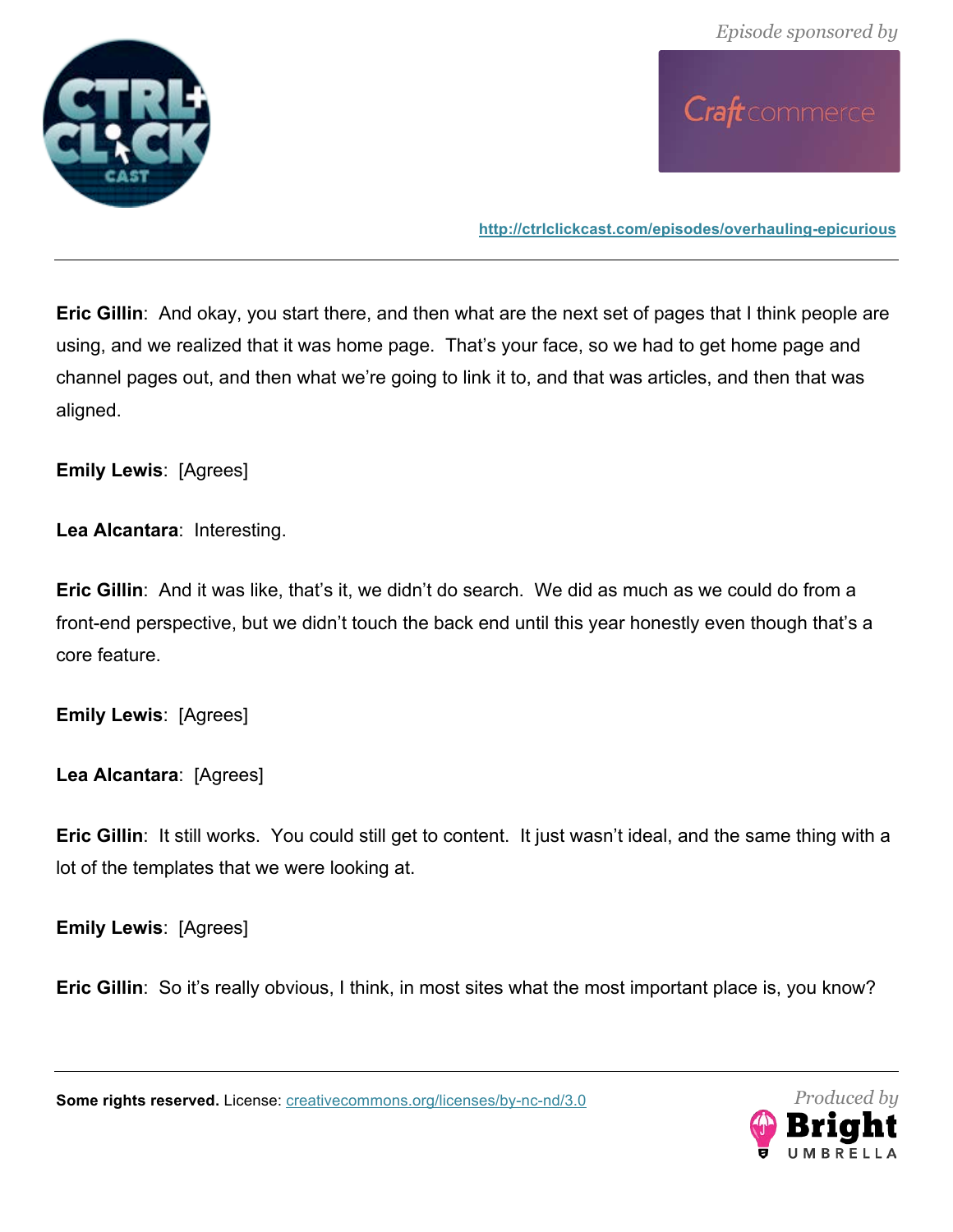**Eric Gillin**: And okay, you start there, and then what are the next set of pages that I think people are using, and we realized that it was home page. That's your face, so we had to get home page and channel pages out, and then what we're going to link it to, and that was articles, and then that was aligned.

**Emily Lewis**: [Agrees]

**Lea Alcantara**: Interesting.

**Eric Gillin**: And it was like, that's it, we didn't do search. We did as much as we could do from a front-end perspective, but we didn't touch the back end until this year honestly even though that's a core feature.

**Emily Lewis**: [Agrees]

**Lea Alcantara**: [Agrees]

**Eric Gillin**: It still works. You could still get to content. It just wasn't ideal, and the same thing with a lot of the templates that we were looking at.

**Emily Lewis**: [Agrees]

**Eric Gillin**: So it's really obvious, I think, in most sites what the most important place is, you know?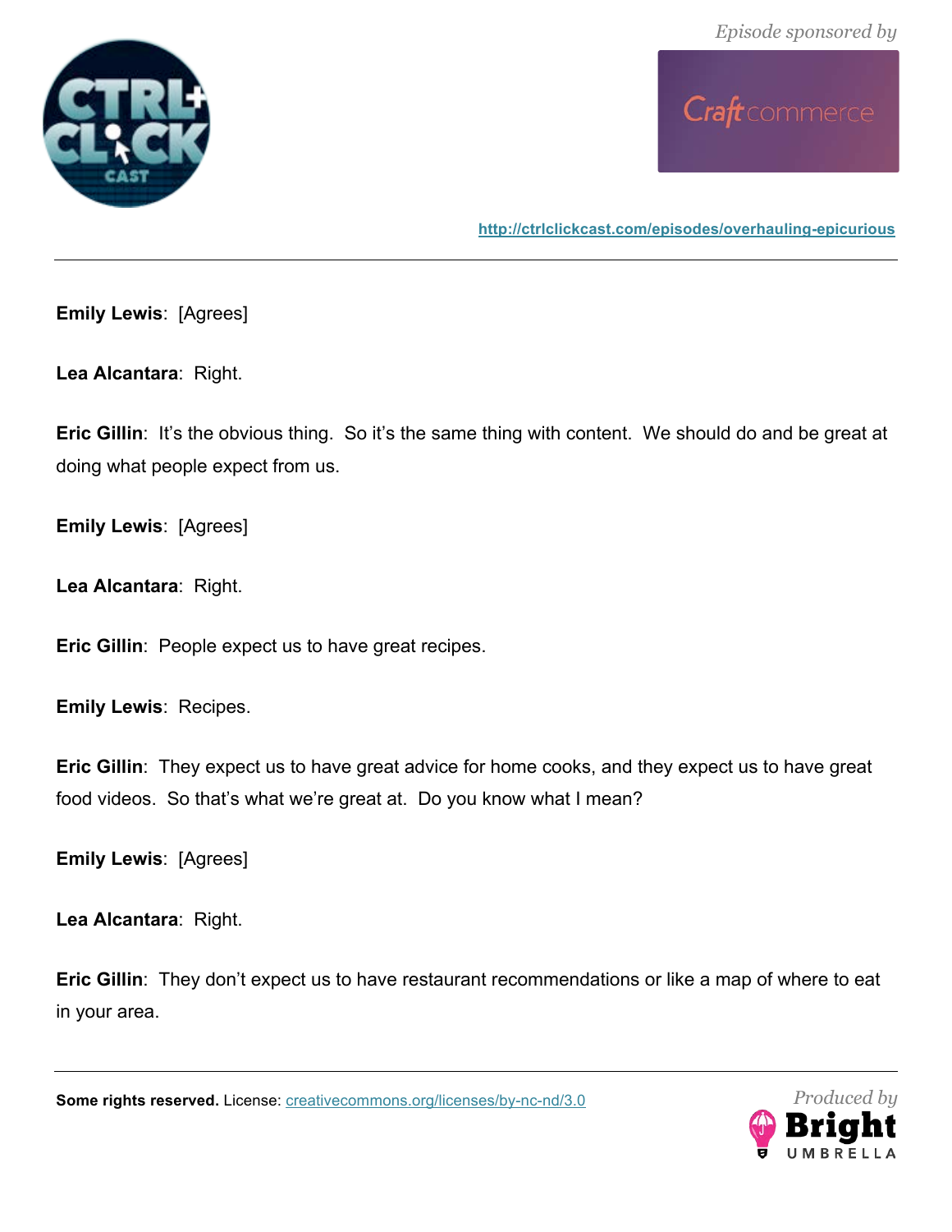**Emily Lewis**: [Agrees]

**Lea Alcantara**: Right.

**Eric Gillin**: It's the obvious thing. So it's the same thing with content. We should do and be great at doing what people expect from us.

**Emily Lewis**: [Agrees]

**Lea Alcantara**: Right.

**Eric Gillin**: People expect us to have great recipes.

**Emily Lewis**: Recipes.

**Eric Gillin**: They expect us to have great advice for home cooks, and they expect us to have great food videos. So that's what we're great at. Do you know what I mean?

**Emily Lewis**: [Agrees]

**Lea Alcantara**: Right.

**Eric Gillin**: They don't expect us to have restaurant recommendations or like a map of where to eat in your area.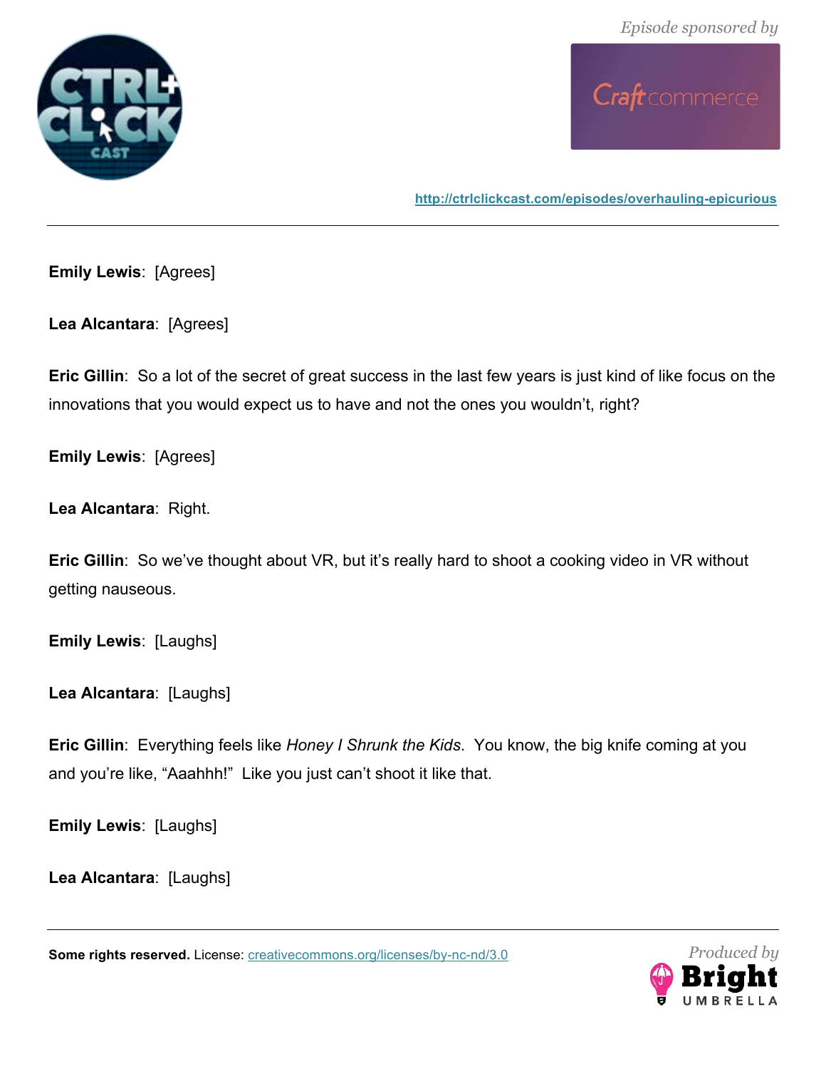**Emily Lewis**: [Agrees]

**Lea Alcantara**: [Agrees]

**Eric Gillin**: So a lot of the secret of great success in the last few years is just kind of like focus on the innovations that you would expect us to have and not the ones you wouldn't, right?

**Emily Lewis**: [Agrees]

**Lea Alcantara**: Right.

**Eric Gillin**: So we've thought about VR, but it's really hard to shoot a cooking video in VR without getting nauseous.

**Emily Lewis**: [Laughs]

**Lea Alcantara**: [Laughs]

**Eric Gillin**: Everything feels like *Honey I Shrunk the Kids*. You know, the big knife coming at you and you're like, "Aaahhh!" Like you just can't shoot it like that.

**Emily Lewis**: [Laughs]

**Lea Alcantara**: [Laughs]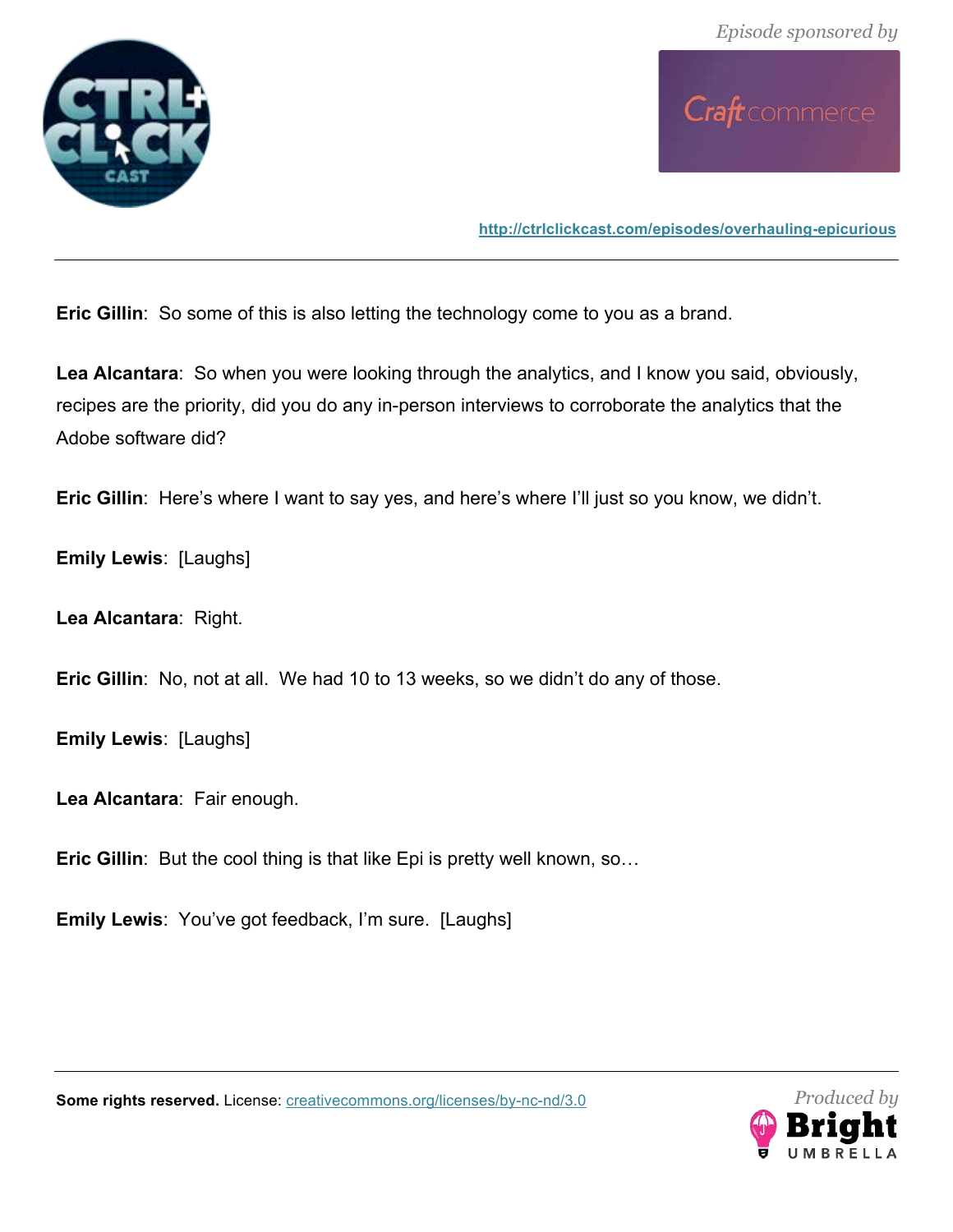**Eric Gillin**: So some of this is also letting the technology come to you as a brand.

**Lea Alcantara**: So when you were looking through the analytics, and I know you said, obviously, recipes are the priority, did you do any in-person interviews to corroborate the analytics that the Adobe software did?

**Eric Gillin**: Here's where I want to say yes, and here's where I'll just so you know, we didn't.

**Emily Lewis**: [Laughs]

**Lea Alcantara**: Right.

**Eric Gillin**: No, not at all. We had 10 to 13 weeks, so we didn't do any of those.

**Emily Lewis**: [Laughs]

**Lea Alcantara**: Fair enough.

**Eric Gillin**: But the cool thing is that like Epi is pretty well known, so…

**Emily Lewis**: You've got feedback, I'm sure. [Laughs]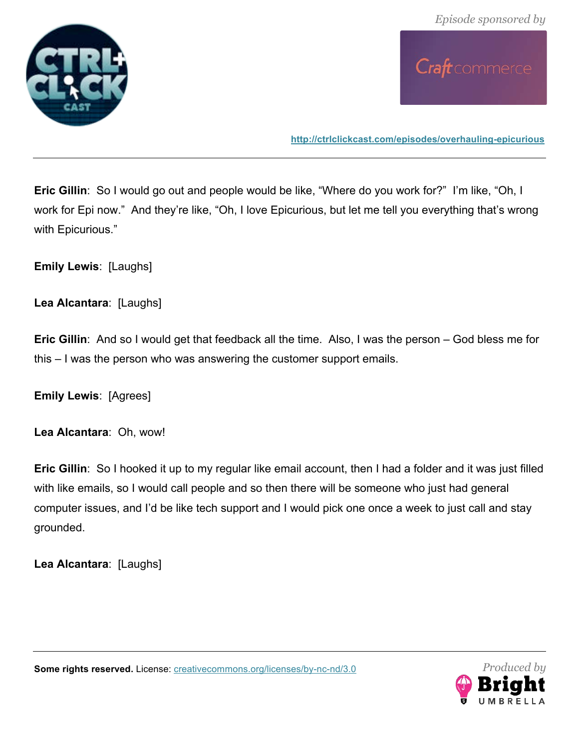**Eric Gillin**: So I would go out and people would be like, "Where do you work for?" I'm like, "Oh, I work for Epi now." And they're like, "Oh, I love Epicurious, but let me tell you everything that's wrong with Epicurious."

**Emily Lewis**: [Laughs]

**Lea Alcantara**: [Laughs]

**Eric Gillin**: And so I would get that feedback all the time. Also, I was the person – God bless me for this – I was the person who was answering the customer support emails.

**Emily Lewis**: [Agrees]

**Lea Alcantara**: Oh, wow!

**Eric Gillin**: So I hooked it up to my regular like email account, then I had a folder and it was just filled with like emails, so I would call people and so then there will be someone who just had general computer issues, and I'd be like tech support and I would pick one once a week to just call and stay grounded.

**Lea Alcantara**: [Laughs]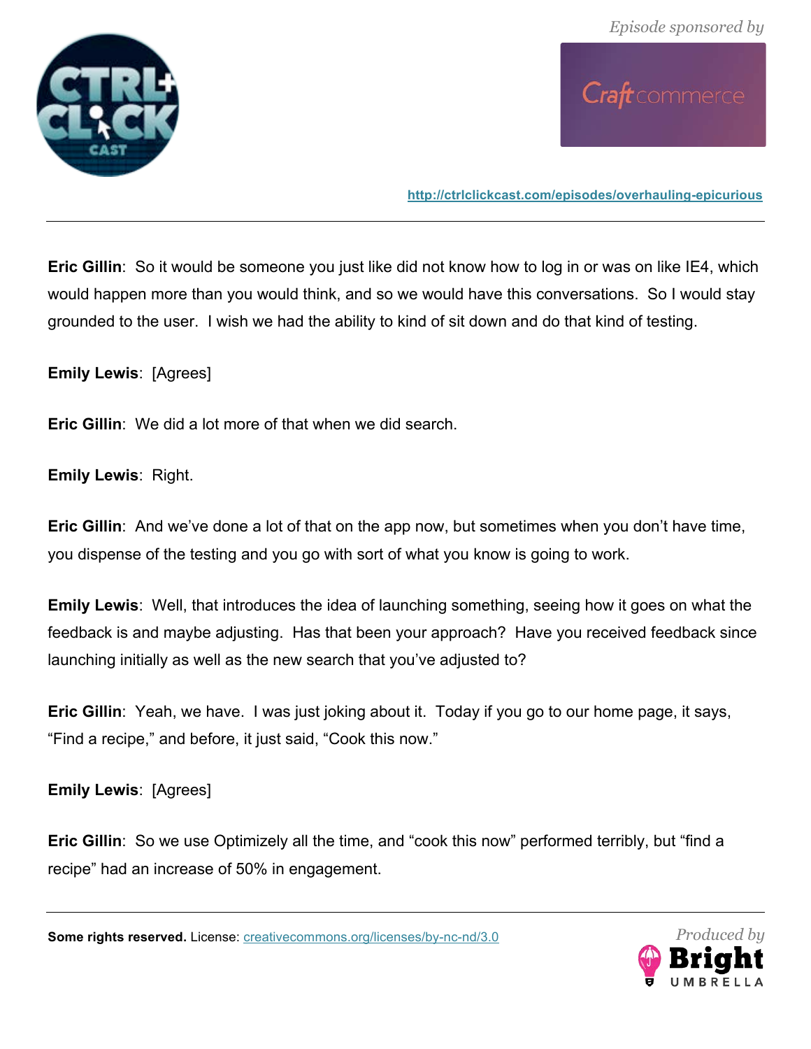**Eric Gillin**: So it would be someone you just like did not know how to log in or was on like IE4, which would happen more than you would think, and so we would have this conversations. So I would stay grounded to the user. I wish we had the ability to kind of sit down and do that kind of testing.

**Emily Lewis**: [Agrees]

**Eric Gillin**: We did a lot more of that when we did search.

**Emily Lewis**: Right.

**Eric Gillin**: And we've done a lot of that on the app now, but sometimes when you don't have time, you dispense of the testing and you go with sort of what you know is going to work.

**Emily Lewis**: Well, that introduces the idea of launching something, seeing how it goes on what the feedback is and maybe adjusting. Has that been your approach? Have you received feedback since launching initially as well as the new search that you've adjusted to?

**Eric Gillin**: Yeah, we have. I was just joking about it. Today if you go to our home page, it says, "Find a recipe," and before, it just said, "Cook this now."

**Emily Lewis**: [Agrees]

**Eric Gillin**: So we use Optimizely all the time, and "cook this now" performed terribly, but "find a recipe" had an increase of 50% in engagement.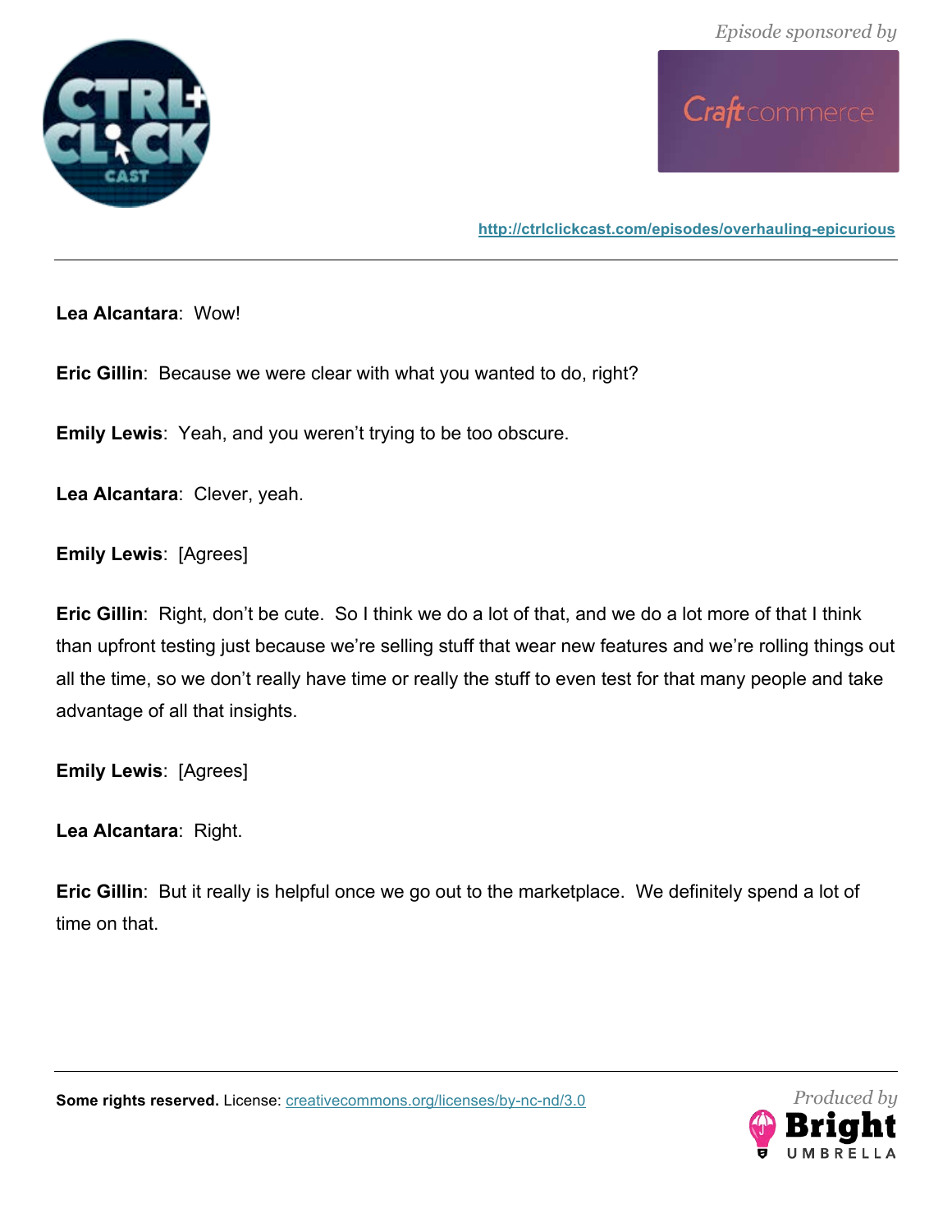**Lea Alcantara**: Wow!

**Eric Gillin**: Because we were clear with what you wanted to do, right?

**Emily Lewis**: Yeah, and you weren't trying to be too obscure.

**Lea Alcantara**: Clever, yeah.

**Emily Lewis**: [Agrees]

**Eric Gillin**: Right, don't be cute. So I think we do a lot of that, and we do a lot more of that I think than upfront testing just because we're selling stuff that wear new features and we're rolling things out all the time, so we don't really have time or really the stuff to even test for that many people and take advantage of all that insights.

**Emily Lewis**: [Agrees]

**Lea Alcantara**: Right.

**Eric Gillin**: But it really is helpful once we go out to the marketplace. We definitely spend a lot of time on that.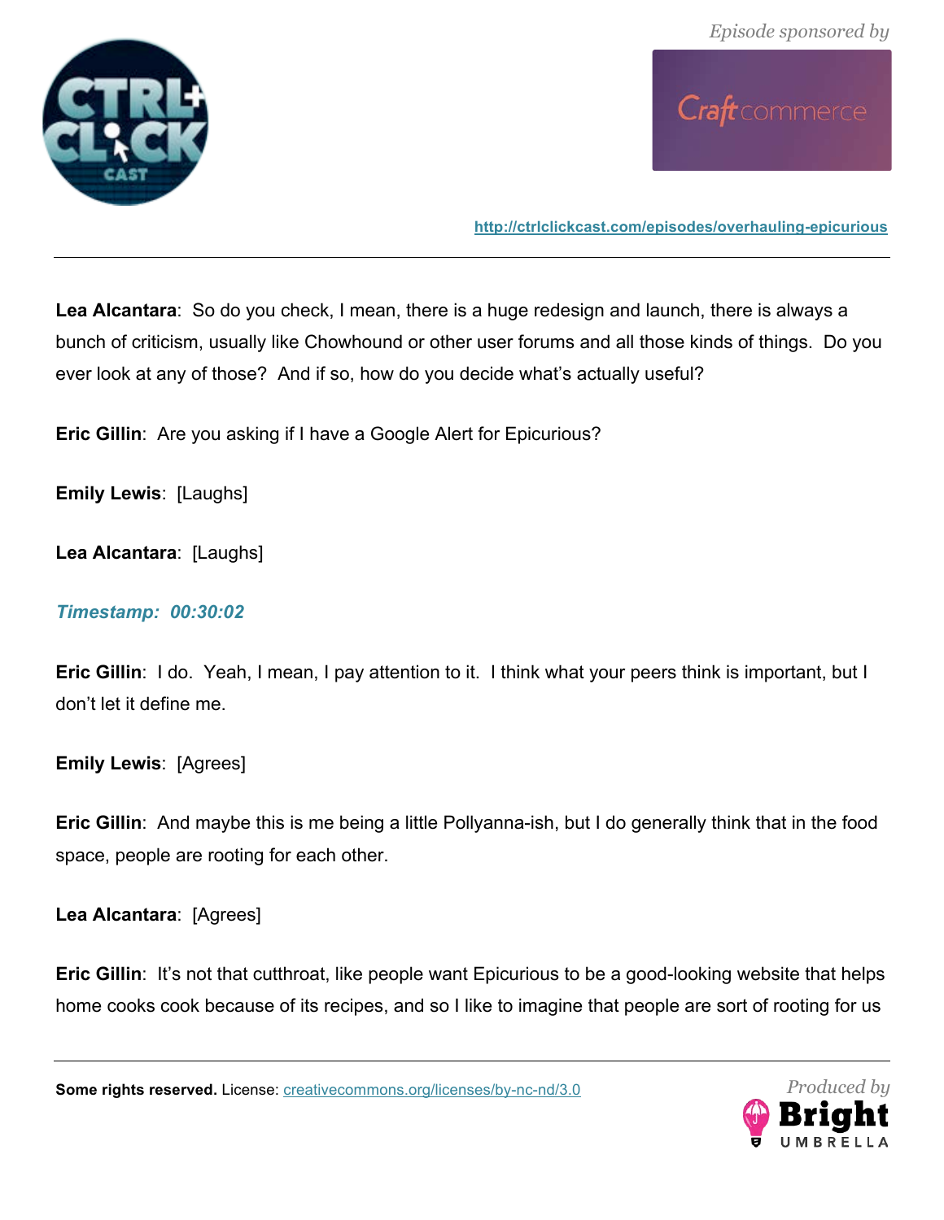**Lea Alcantara**: So do you check, I mean, there is a huge redesign and launch, there is always a bunch of criticism, usually like Chowhound or other user forums and all those kinds of things. Do you ever look at any of those? And if so, how do you decide what's actually useful?

**Eric Gillin**: Are you asking if I have a Google Alert for Epicurious?

**Emily Lewis**: [Laughs]

**Lea Alcantara**: [Laughs]

***Timestamp: 00:30:02***

**Eric Gillin**: I do. Yeah, I mean, I pay attention to it. I think what your peers think is important, but I don't let it define me.

**Emily Lewis**: [Agrees]

**Eric Gillin**: And maybe this is me being a little Pollyanna-ish, but I do generally think that in the food space, people are rooting for each other.

**Lea Alcantara**: [Agrees]

**Eric Gillin**: It's not that cutthroat, like people want Epicurious to be a good-looking website that helps home cooks cook because of its recipes, and so I like to imagine that people are sort of rooting for us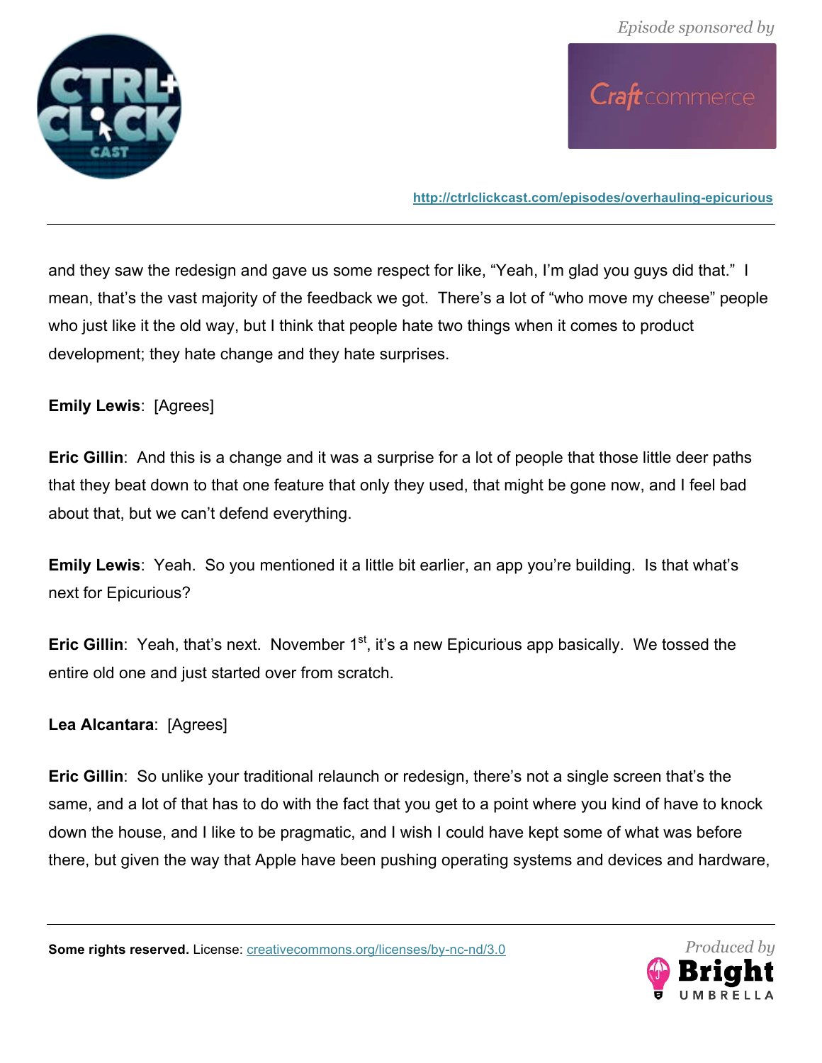and they saw the redesign and gave us some respect for like, "Yeah, I'm glad you guys did that." I mean, that's the vast majority of the feedback we got. There's a lot of "who move my cheese" people who just like it the old way, but I think that people hate two things when it comes to product development; they hate change and they hate surprises.

**Emily Lewis**: [Agrees]

**Eric Gillin**: And this is a change and it was a surprise for a lot of people that those little deer paths that they beat down to that one feature that only they used, that might be gone now, and I feel bad about that, but we can't defend everything.

**Emily Lewis**: Yeah. So you mentioned it a little bit earlier, an app you're building. Is that what's next for Epicurious?

**Eric Gillin**: Yeah, that's next. November 1st, it's a new Epicurious app basically. We tossed the entire old one and just started over from scratch.

**Lea Alcantara**: [Agrees]

**Eric Gillin**: So unlike your traditional relaunch or redesign, there's not a single screen that's the same, and a lot of that has to do with the fact that you get to a point where you kind of have to knock down the house, and I like to be pragmatic, and I wish I could have kept some of what was before there, but given the way that Apple have been pushing operating systems and devices and hardware,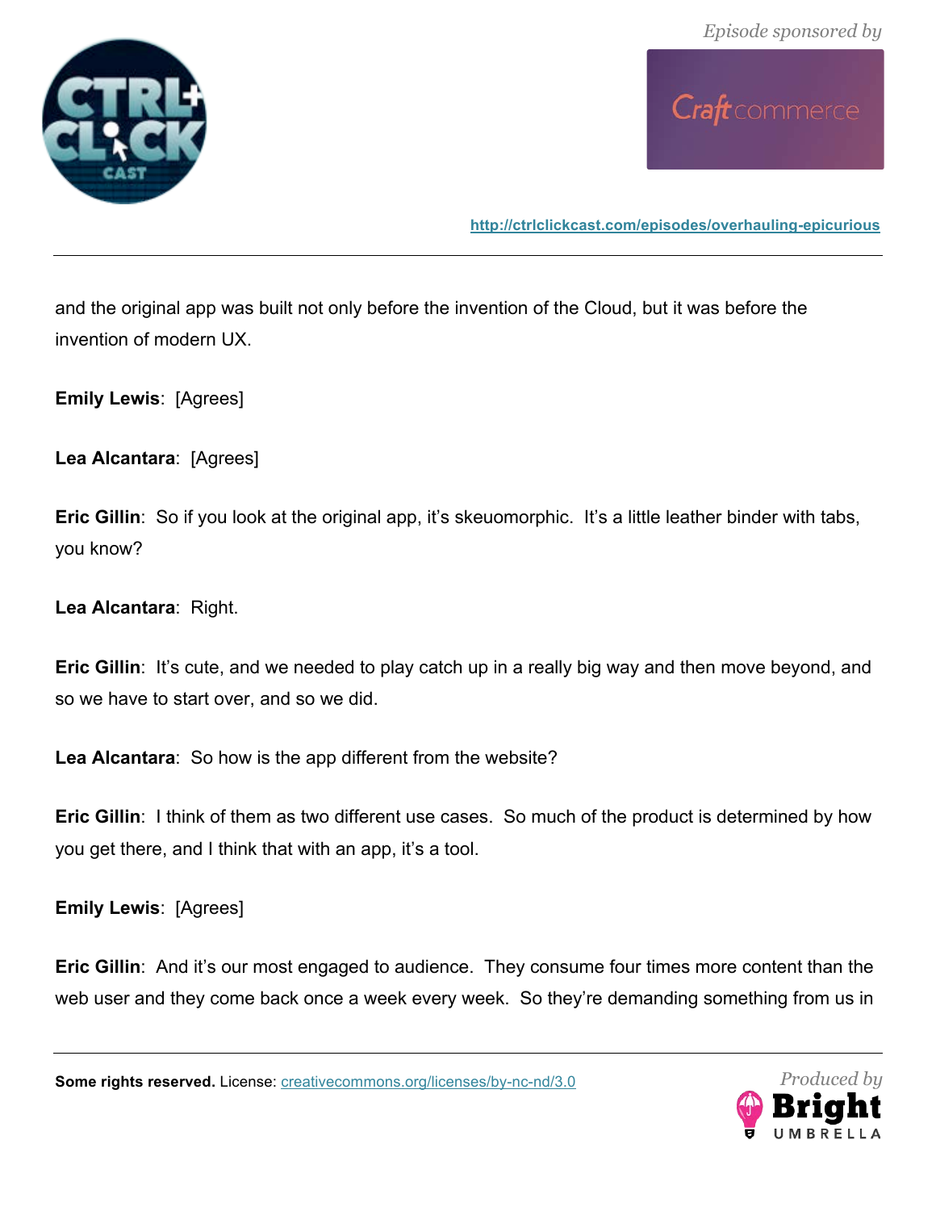and the original app was built not only before the invention of the Cloud, but it was before the invention of modern UX.

**Emily Lewis**: [Agrees]

**Lea Alcantara**: [Agrees]

**Eric Gillin**: So if you look at the original app, it's skeuomorphic. It's a little leather binder with tabs, you know?

**Lea Alcantara**: Right.

**Eric Gillin**: It's cute, and we needed to play catch up in a really big way and then move beyond, and so we have to start over, and so we did.

**Lea Alcantara**: So how is the app different from the website?

**Eric Gillin**: I think of them as two different use cases. So much of the product is determined by how you get there, and I think that with an app, it's a tool.

**Emily Lewis**: [Agrees]

**Eric Gillin**: And it's our most engaged to audience. They consume four times more content than the web user and they come back once a week every week. So they're demanding something from us in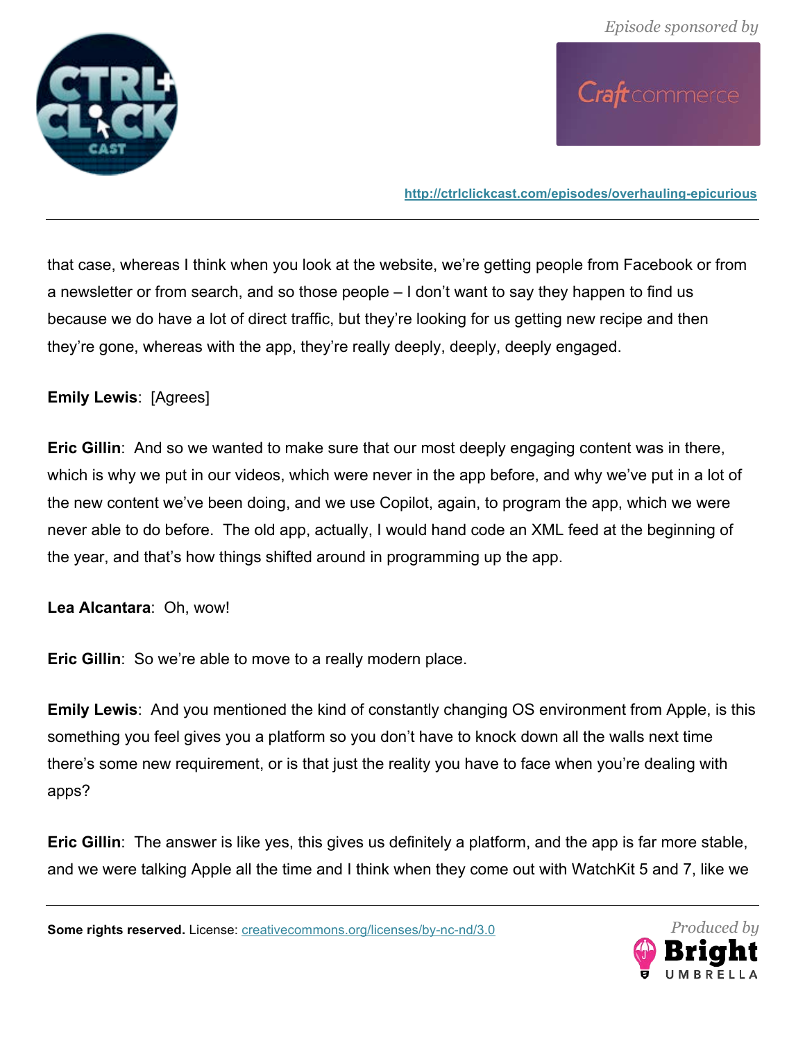that case, whereas I think when you look at the website, we're getting people from Facebook or from a newsletter or from search, and so those people – I don't want to say they happen to find us because we do have a lot of direct traffic, but they're looking for us getting new recipe and then they're gone, whereas with the app, they're really deeply, deeply, deeply engaged.

**Emily Lewis**: [Agrees]

**Eric Gillin**: And so we wanted to make sure that our most deeply engaging content was in there, which is why we put in our videos, which were never in the app before, and why we've put in a lot of the new content we've been doing, and we use Copilot, again, to program the app, which we were never able to do before. The old app, actually, I would hand code an XML feed at the beginning of the year, and that's how things shifted around in programming up the app.

**Lea Alcantara**: Oh, wow!

**Eric Gillin**: So we're able to move to a really modern place.

**Emily Lewis**: And you mentioned the kind of constantly changing OS environment from Apple, is this something you feel gives you a platform so you don't have to knock down all the walls next time there's some new requirement, or is that just the reality you have to face when you're dealing with apps?

**Eric Gillin**: The answer is like yes, this gives us definitely a platform, and the app is far more stable, and we were talking Apple all the time and I think when they come out with WatchKit 5 and 7, like we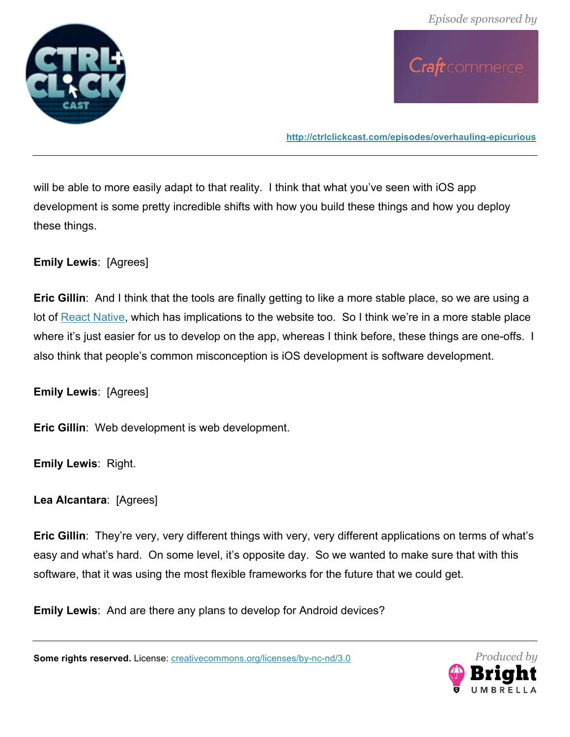will be able to more easily adapt to that reality. I think that what you've seen with iOS app development is some pretty incredible shifts with how you build these things and how you deploy these things.

**Emily Lewis**: [Agrees]

**Eric Gillin**: And I think that the tools are finally getting to like a more stable place, so we are using a lot of React Native, which has implications to the website too. So I think we're in a more stable place where it's just easier for us to develop on the app, whereas I think before, these things are one-offs. I also think that people's common misconception is iOS development is software development.

**Emily Lewis**: [Agrees]

**Eric Gillin**: Web development is web development.

**Emily Lewis**: Right.

**Lea Alcantara**: [Agrees]

**Eric Gillin**: They're very, very different things with very, very different applications on terms of what's easy and what's hard. On some level, it's opposite day. So we wanted to make sure that with this software, that it was using the most flexible frameworks for the future that we could get.

**Emily Lewis**: And are there any plans to develop for Android devices?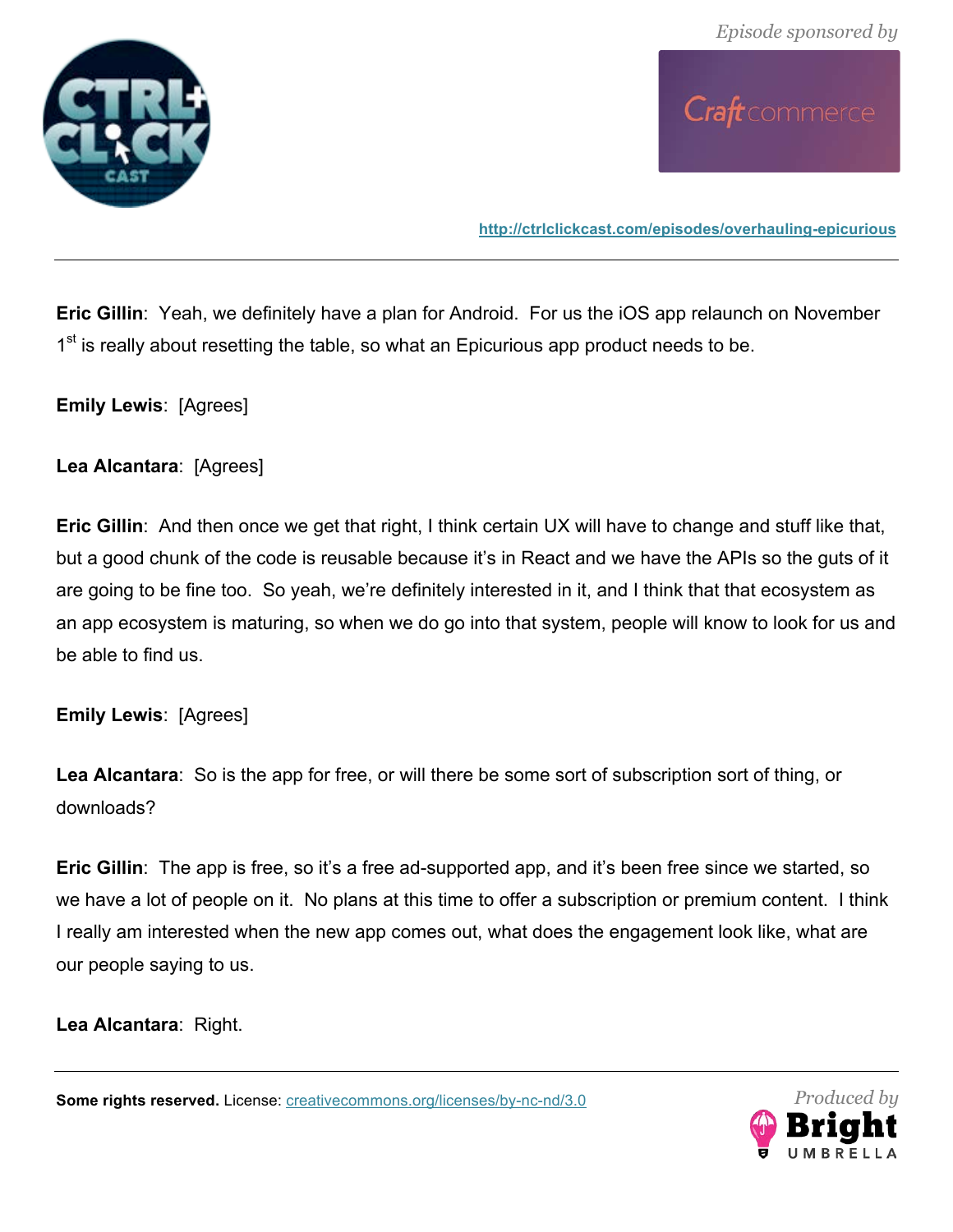**Eric Gillin**: Yeah, we definitely have a plan for Android. For us the iOS app relaunch on November 1st is really about resetting the table, so what an Epicurious app product needs to be.

**Emily Lewis**: [Agrees]

**Lea Alcantara**: [Agrees]

**Eric Gillin**: And then once we get that right, I think certain UX will have to change and stuff like that, but a good chunk of the code is reusable because it's in React and we have the APIs so the guts of it are going to be fine too. So yeah, we're definitely interested in it, and I think that that ecosystem as an app ecosystem is maturing, so when we do go into that system, people will know to look for us and be able to find us.

**Emily Lewis**: [Agrees]

**Lea Alcantara**: So is the app for free, or will there be some sort of subscription sort of thing, or downloads?

**Eric Gillin**: The app is free, so it's a free ad-supported app, and it's been free since we started, so we have a lot of people on it. No plans at this time to offer a subscription or premium content. I think I really am interested when the new app comes out, what does the engagement look like, what are our people saying to us.

**Lea Alcantara**: Right.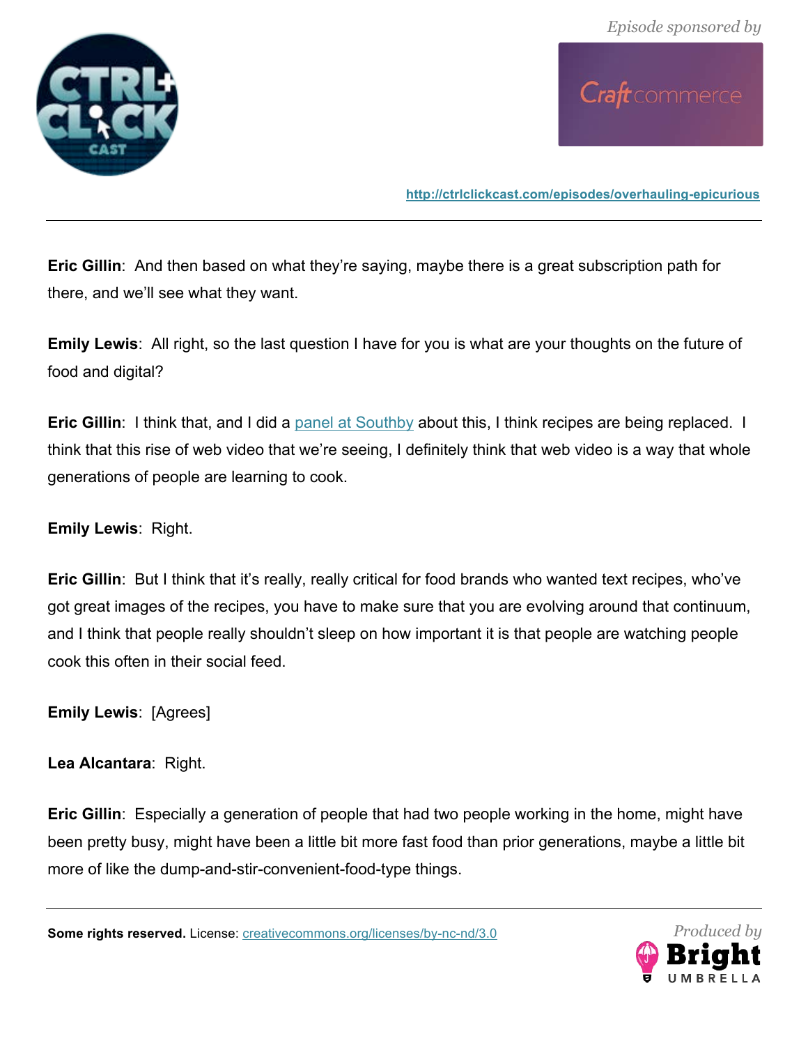**Eric Gillin**: And then based on what they're saying, maybe there is a great subscription path for there, and we'll see what they want.

**Emily Lewis**: All right, so the last question I have for you is what are your thoughts on the future of food and digital?

**Eric Gillin**: I think that, and I did a [panel at Southby] about this, I think recipes are being replaced. I think that this rise of web video that we're seeing, I definitely think that web video is a way that whole generations of people are learning to cook.

**Emily Lewis**: Right.

**Eric Gillin**: But I think that it's really, really critical for food brands who wanted text recipes, who've got great images of the recipes, you have to make sure that you are evolving around that continuum, and I think that people really shouldn't sleep on how important it is that people are watching people cook this often in their social feed.

**Emily Lewis**: [Agrees]

**Lea Alcantara**: Right.

**Eric Gillin**: Especially a generation of people that had two people working in the home, might have been pretty busy, might have been a little bit more fast food than prior generations, maybe a little bit more of like the dump-and-stir-convenient-food-type things.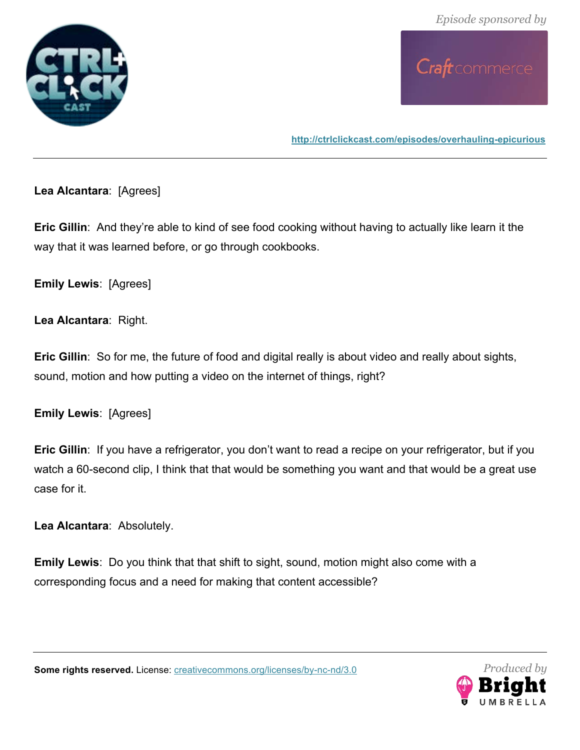**Lea Alcantara**: [Agrees]

**Eric Gillin**: And they're able to kind of see food cooking without having to actually like learn it the way that it was learned before, or go through cookbooks.

**Emily Lewis**: [Agrees]

**Lea Alcantara**: Right.

**Eric Gillin**: So for me, the future of food and digital really is about video and really about sights, sound, motion and how putting a video on the internet of things, right?

**Emily Lewis**: [Agrees]

**Eric Gillin**: If you have a refrigerator, you don't want to read a recipe on your refrigerator, but if you watch a 60-second clip, I think that that would be something you want and that would be a great use case for it.

**Lea Alcantara**: Absolutely.

**Emily Lewis**: Do you think that that shift to sight, sound, motion might also come with a corresponding focus and a need for making that content accessible?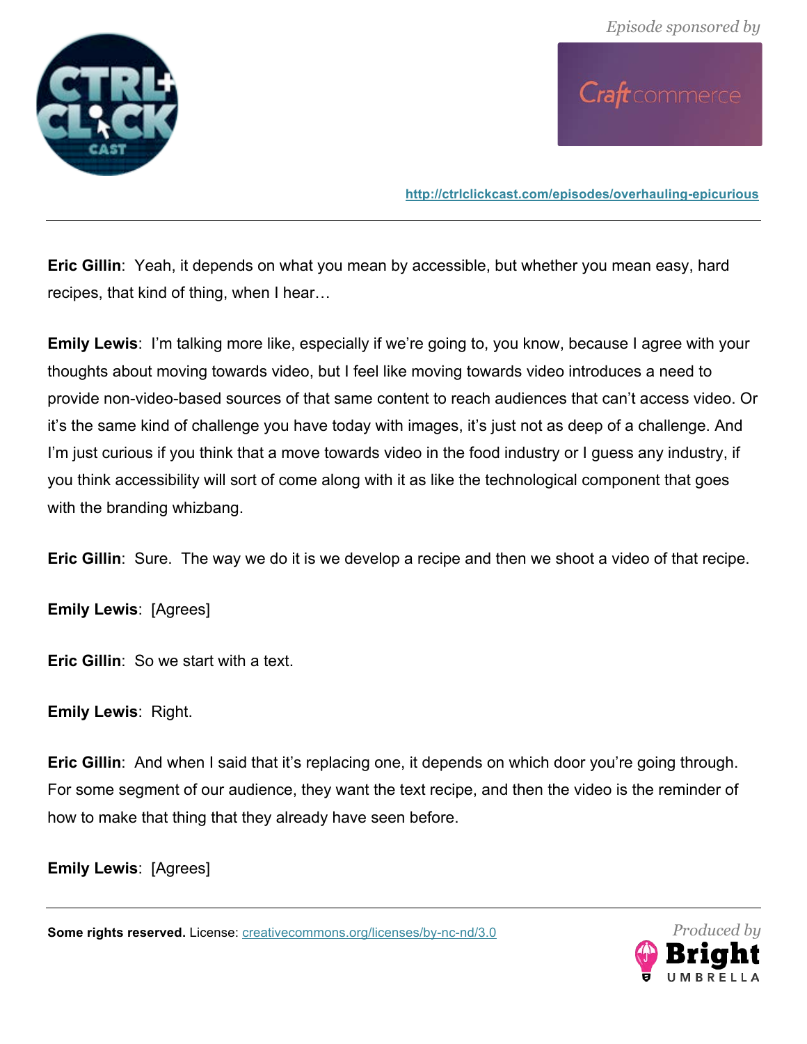**Eric Gillin**: Yeah, it depends on what you mean by accessible, but whether you mean easy, hard recipes, that kind of thing, when I hear…

**Emily Lewis**: I'm talking more like, especially if we're going to, you know, because I agree with your thoughts about moving towards video, but I feel like moving towards video introduces a need to provide non-video-based sources of that same content to reach audiences that can't access video. Or it's the same kind of challenge you have today with images, it's just not as deep of a challenge. And I'm just curious if you think that a move towards video in the food industry or I guess any industry, if you think accessibility will sort of come along with it as like the technological component that goes with the branding whizbang.

**Eric Gillin**: Sure. The way we do it is we develop a recipe and then we shoot a video of that recipe.

**Emily Lewis**: [Agrees]

**Eric Gillin**: So we start with a text.

**Emily Lewis**: Right.

**Eric Gillin**: And when I said that it's replacing one, it depends on which door you're going through. For some segment of our audience, they want the text recipe, and then the video is the reminder of how to make that thing that they already have seen before.

**Emily Lewis**: [Agrees]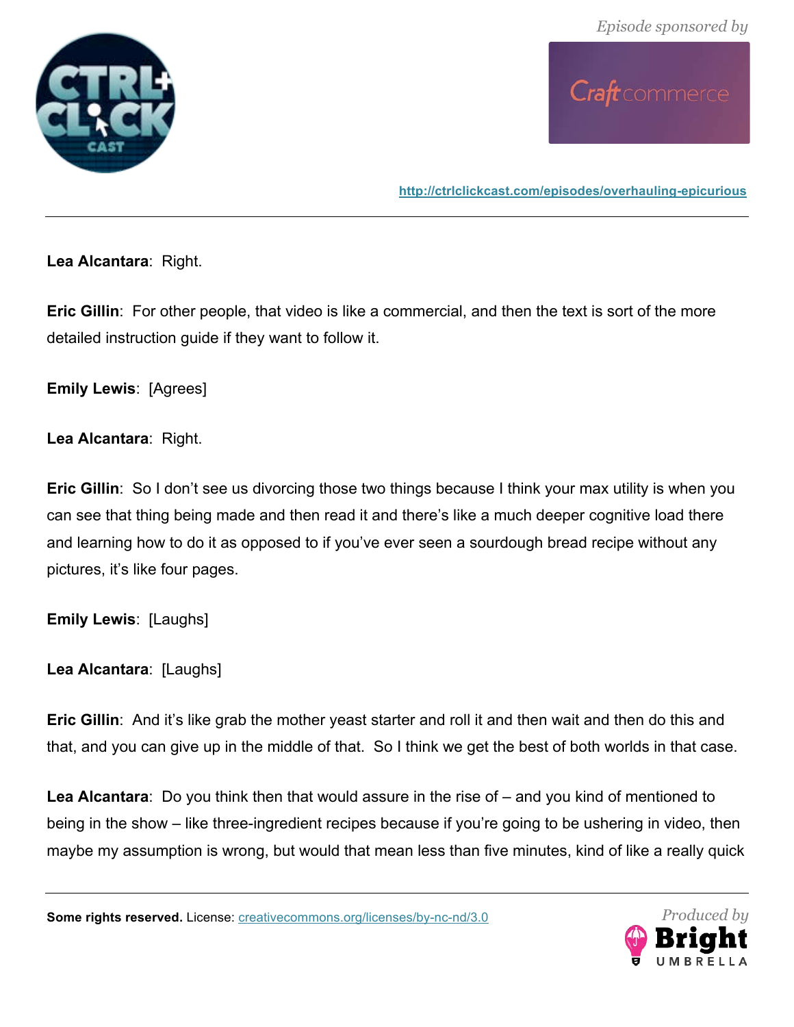**Lea Alcantara**: Right.

**Eric Gillin**: For other people, that video is like a commercial, and then the text is sort of the more detailed instruction guide if they want to follow it.

**Emily Lewis**: [Agrees]

**Lea Alcantara**: Right.

**Eric Gillin**: So I don't see us divorcing those two things because I think your max utility is when you can see that thing being made and then read it and there's like a much deeper cognitive load there and learning how to do it as opposed to if you've ever seen a sourdough bread recipe without any pictures, it's like four pages.

**Emily Lewis**: [Laughs]

**Lea Alcantara**: [Laughs]

**Eric Gillin**: And it's like grab the mother yeast starter and roll it and then wait and then do this and that, and you can give up in the middle of that. So I think we get the best of both worlds in that case.

**Lea Alcantara**: Do you think then that would assure in the rise of – and you kind of mentioned to being in the show – like three-ingredient recipes because if you're going to be ushering in video, then maybe my assumption is wrong, but would that mean less than five minutes, kind of like a really quick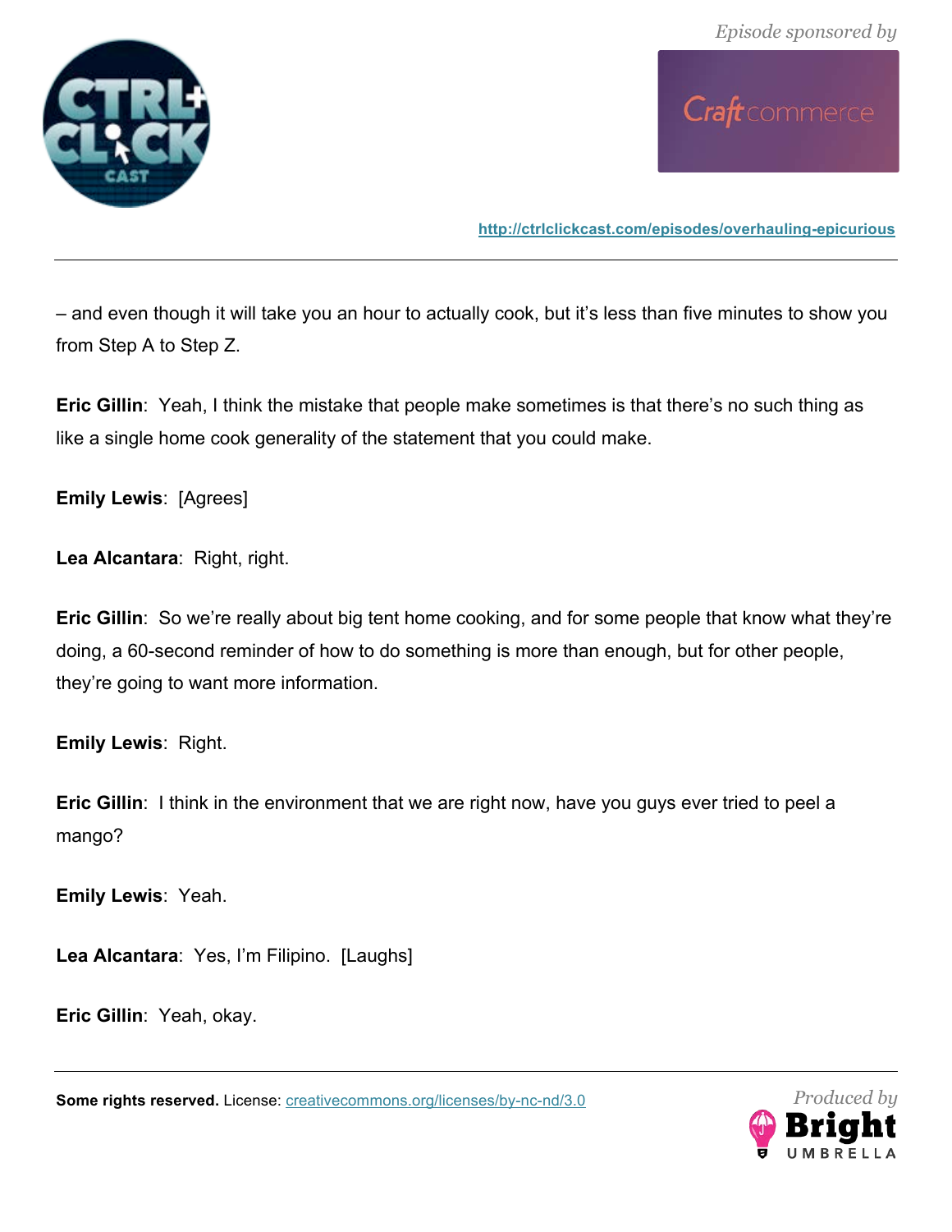– and even though it will take you an hour to actually cook, but it's less than five minutes to show you from Step A to Step Z.

**Eric Gillin**: Yeah, I think the mistake that people make sometimes is that there's no such thing as like a single home cook generality of the statement that you could make.

**Emily Lewis**: [Agrees]

**Lea Alcantara**: Right, right.

**Eric Gillin**: So we're really about big tent home cooking, and for some people that know what they're doing, a 60-second reminder of how to do something is more than enough, but for other people, they're going to want more information.

**Emily Lewis**: Right.

**Eric Gillin**: I think in the environment that we are right now, have you guys ever tried to peel a mango?

**Emily Lewis**: Yeah.

**Lea Alcantara**: Yes, I'm Filipino. [Laughs]

**Eric Gillin**: Yeah, okay.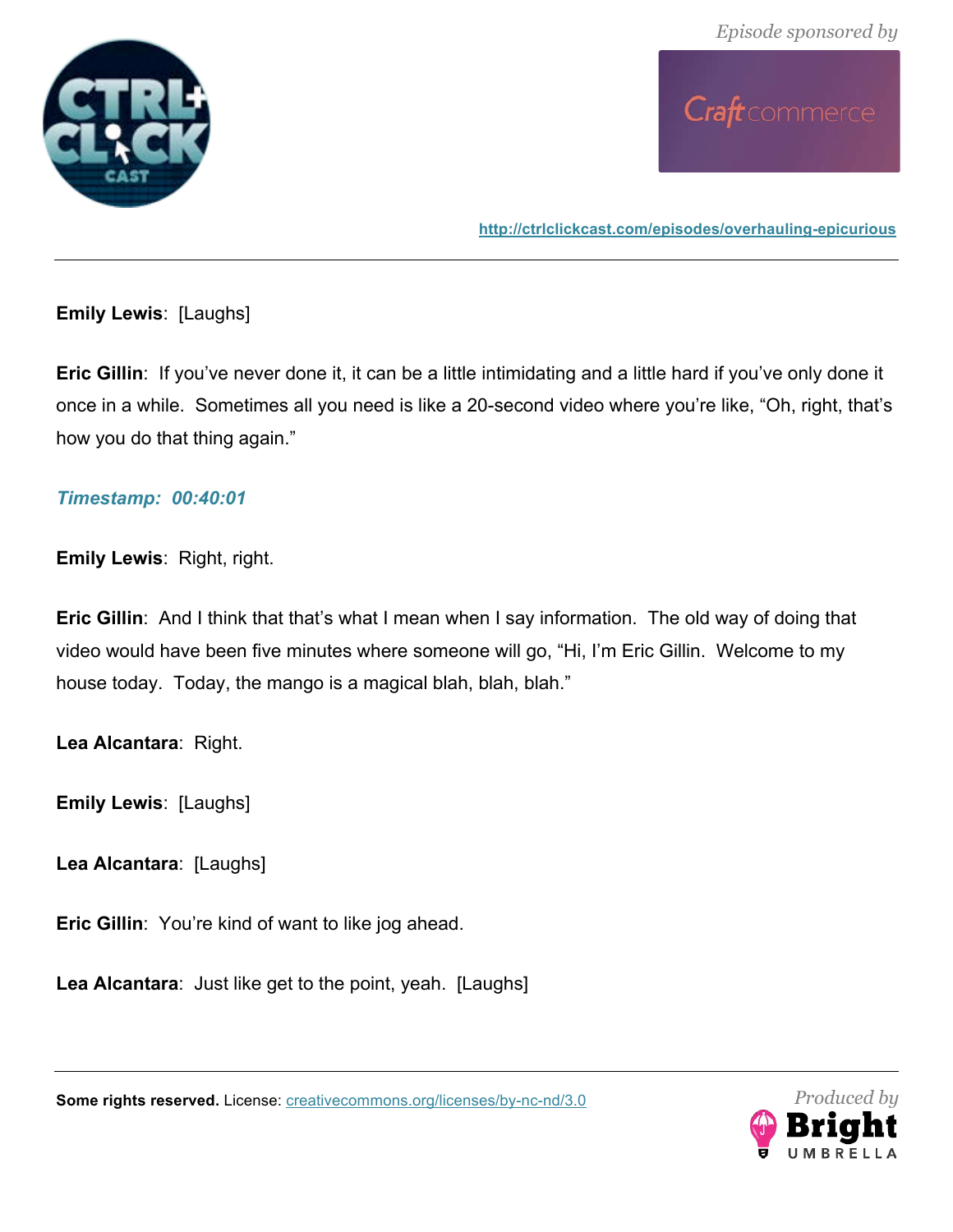**Emily Lewis**: [Laughs]

**Eric Gillin**: If you've never done it, it can be a little intimidating and a little hard if you've only done it once in a while. Sometimes all you need is like a 20-second video where you're like, "Oh, right, that's how you do that thing again."

***Timestamp: 00:40:01***

**Emily Lewis**: Right, right.

**Eric Gillin**: And I think that that's what I mean when I say information. The old way of doing that video would have been five minutes where someone will go, "Hi, I'm Eric Gillin. Welcome to my house today. Today, the mango is a magical blah, blah, blah."

**Lea Alcantara**: Right.

**Emily Lewis**: [Laughs]

**Lea Alcantara**: [Laughs]

**Eric Gillin**: You're kind of want to like jog ahead.

**Lea Alcantara**: Just like get to the point, yeah. [Laughs]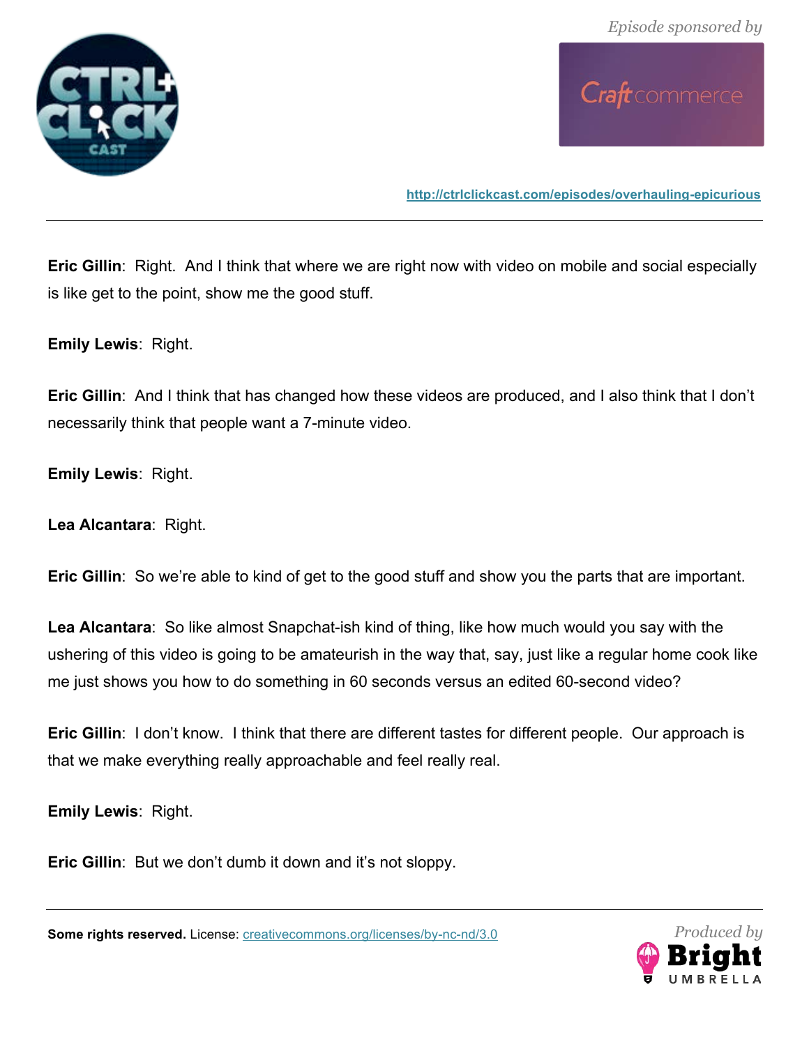**Eric Gillin**: Right. And I think that where we are right now with video on mobile and social especially is like get to the point, show me the good stuff.

**Emily Lewis**: Right.

**Eric Gillin**: And I think that has changed how these videos are produced, and I also think that I don't necessarily think that people want a 7-minute video.

**Emily Lewis**: Right.

**Lea Alcantara**: Right.

**Eric Gillin**: So we're able to kind of get to the good stuff and show you the parts that are important.

**Lea Alcantara**: So like almost Snapchat-ish kind of thing, like how much would you say with the ushering of this video is going to be amateurish in the way that, say, just like a regular home cook like me just shows you how to do something in 60 seconds versus an edited 60-second video?

**Eric Gillin**: I don't know. I think that there are different tastes for different people. Our approach is that we make everything really approachable and feel really real.

**Emily Lewis**: Right.

**Eric Gillin**: But we don't dumb it down and it's not sloppy.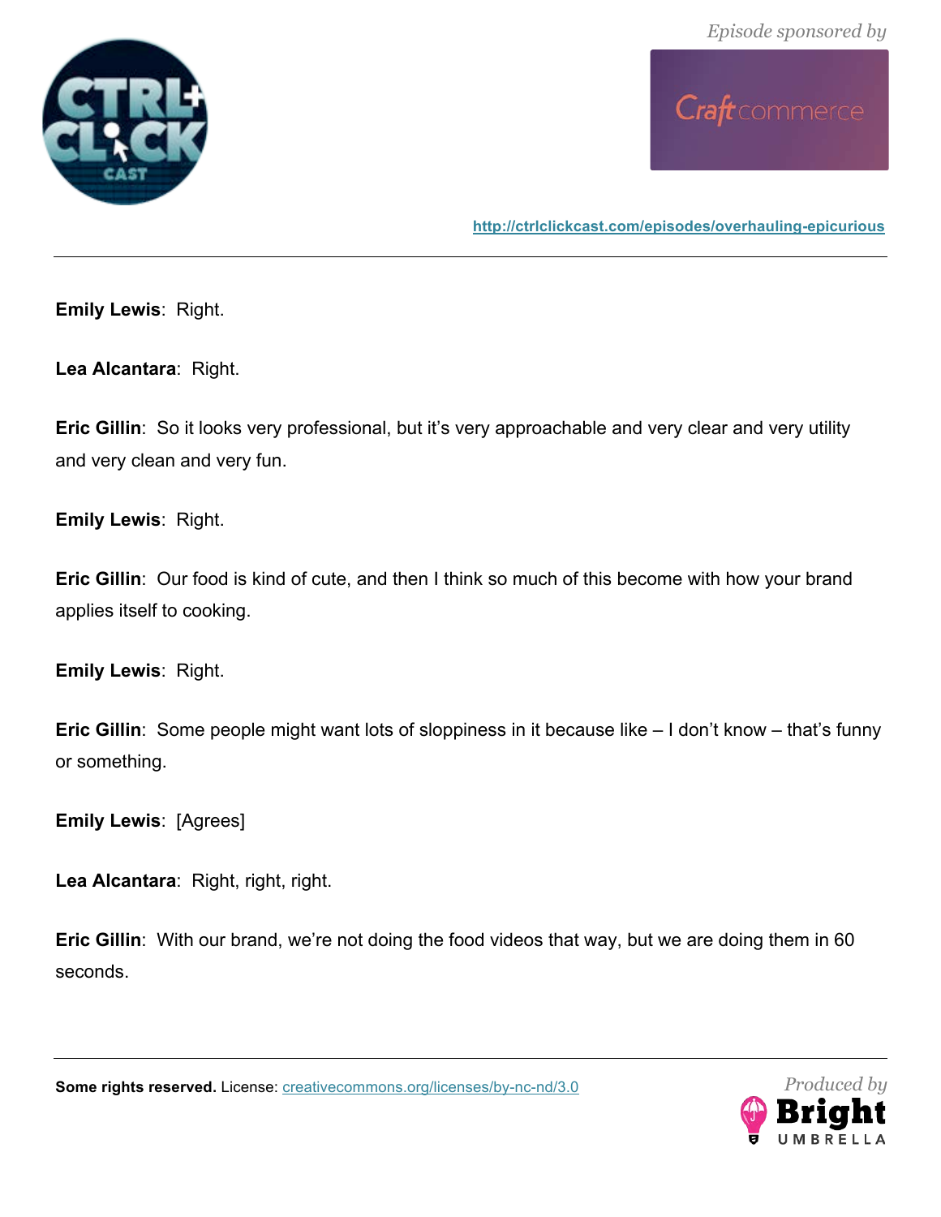**Emily Lewis**: Right.

**Lea Alcantara**: Right.

**Eric Gillin**: So it looks very professional, but it's very approachable and very clear and very utility and very clean and very fun.

**Emily Lewis**: Right.

**Eric Gillin**: Our food is kind of cute, and then I think so much of this become with how your brand applies itself to cooking.

**Emily Lewis**: Right.

**Eric Gillin**: Some people might want lots of sloppiness in it because like – I don't know – that's funny or something.

**Emily Lewis**: [Agrees]

**Lea Alcantara**: Right, right, right.

**Eric Gillin**: With our brand, we're not doing the food videos that way, but we are doing them in 60 seconds.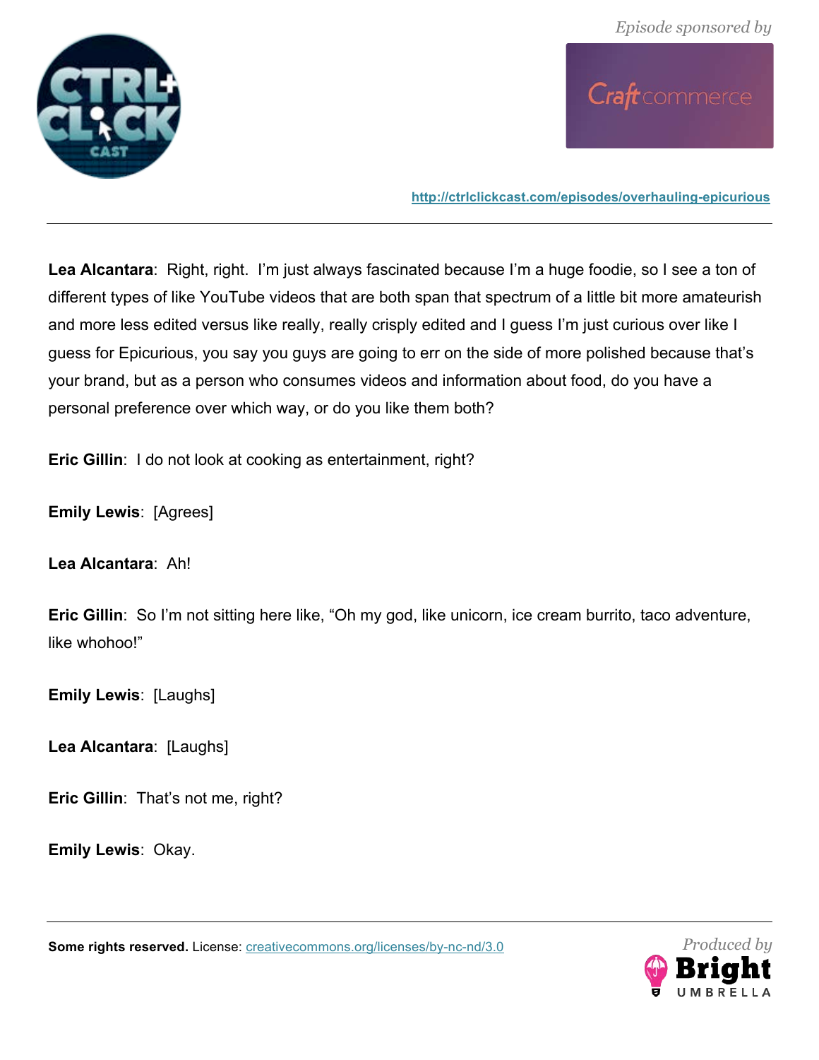**Lea Alcantara**: Right, right. I'm just always fascinated because I'm a huge foodie, so I see a ton of different types of like YouTube videos that are both span that spectrum of a little bit more amateurish and more less edited versus like really, really crisply edited and I guess I'm just curious over like I guess for Epicurious, you say you guys are going to err on the side of more polished because that's your brand, but as a person who consumes videos and information about food, do you have a personal preference over which way, or do you like them both?

**Eric Gillin**: I do not look at cooking as entertainment, right?

**Emily Lewis**: [Agrees]

**Lea Alcantara**: Ah!

**Eric Gillin**: So I'm not sitting here like, "Oh my god, like unicorn, ice cream burrito, taco adventure, like whohoo!"

**Emily Lewis**: [Laughs]

**Lea Alcantara**: [Laughs]

**Eric Gillin**: That's not me, right?

**Emily Lewis**: Okay.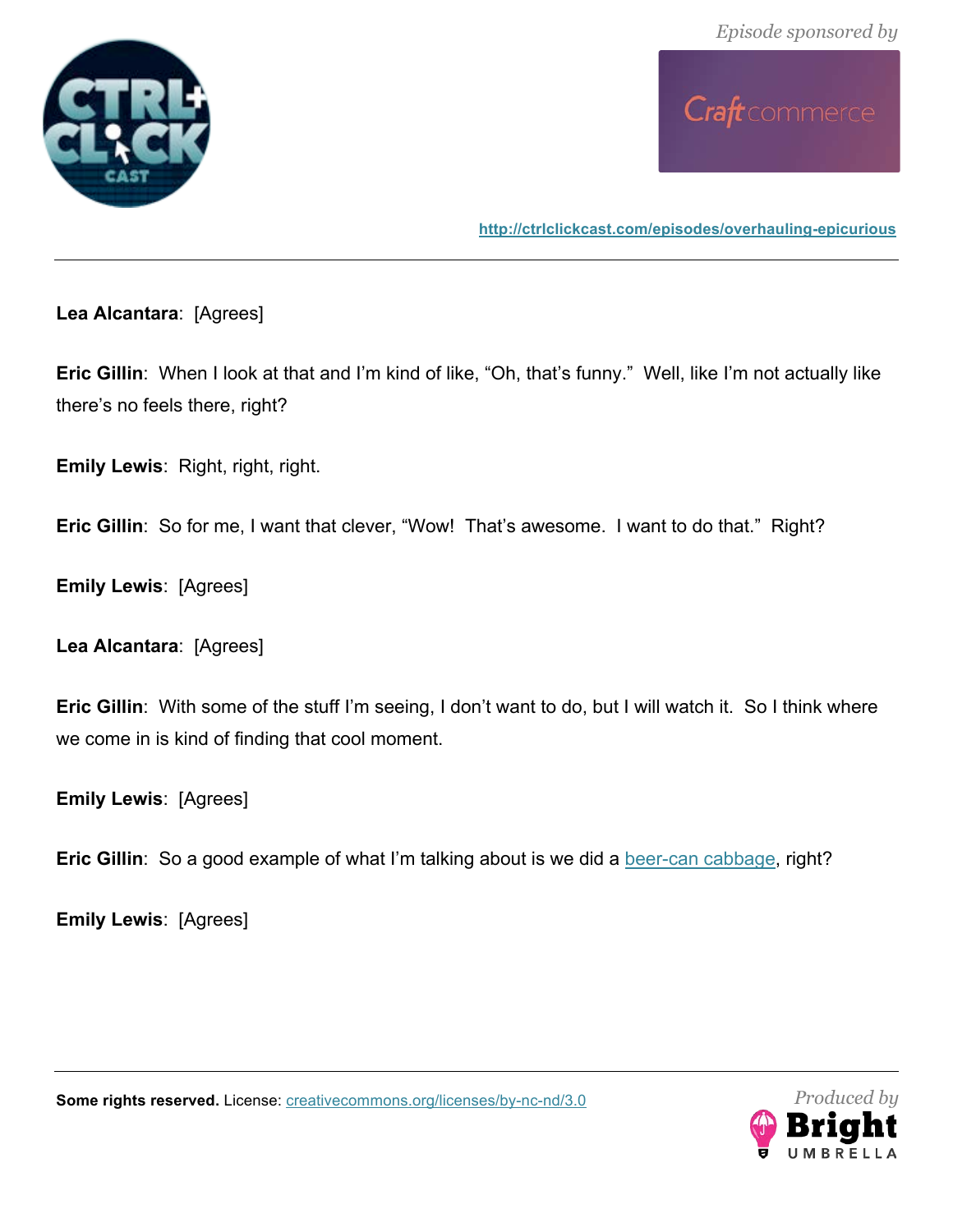**Lea Alcantara**: [Agrees]

**Eric Gillin**: When I look at that and I'm kind of like, "Oh, that's funny." Well, like I'm not actually like there's no feels there, right?

**Emily Lewis**: Right, right, right.

**Eric Gillin**: So for me, I want that clever, "Wow! That's awesome. I want to do that." Right?

**Emily Lewis**: [Agrees]

**Lea Alcantara**: [Agrees]

**Eric Gillin**: With some of the stuff I'm seeing, I don't want to do, but I will watch it. So I think where we come in is kind of finding that cool moment.

**Emily Lewis**: [Agrees]

**Eric Gillin**: So a good example of what I'm talking about is we did a beer-can cabbage, right?

**Emily Lewis**: [Agrees]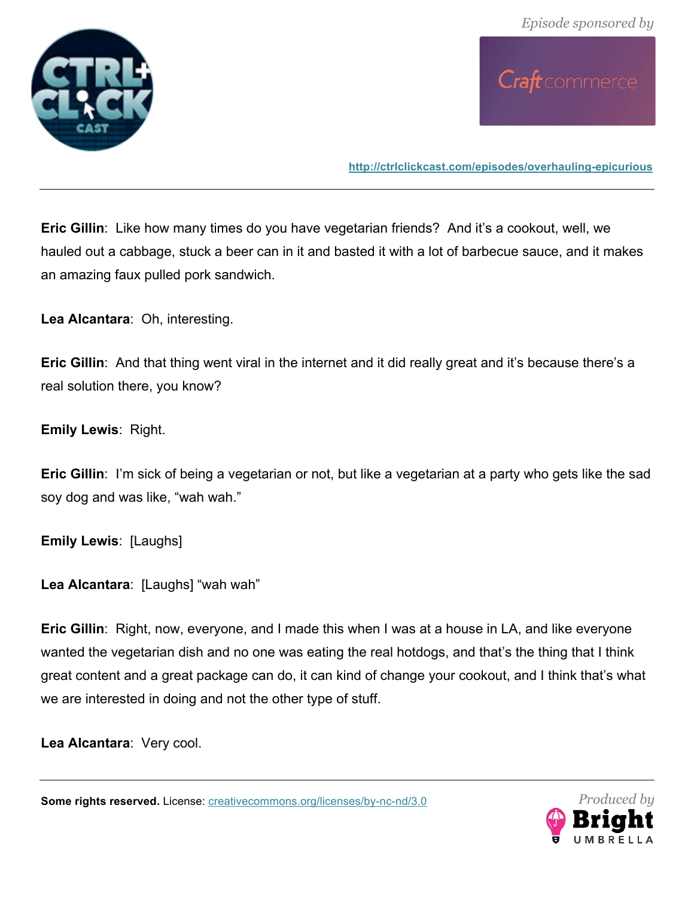**Eric Gillin**: Like how many times do you have vegetarian friends? And it's a cookout, well, we hauled out a cabbage, stuck a beer can in it and basted it with a lot of barbecue sauce, and it makes an amazing faux pulled pork sandwich.

**Lea Alcantara**: Oh, interesting.

**Eric Gillin**: And that thing went viral in the internet and it did really great and it's because there's a real solution there, you know?

**Emily Lewis**: Right.

**Eric Gillin**: I'm sick of being a vegetarian or not, but like a vegetarian at a party who gets like the sad soy dog and was like, "wah wah."

**Emily Lewis**: [Laughs]

**Lea Alcantara**: [Laughs] "wah wah"

**Eric Gillin**: Right, now, everyone, and I made this when I was at a house in LA, and like everyone wanted the vegetarian dish and no one was eating the real hotdogs, and that's the thing that I think great content and a great package can do, it can kind of change your cookout, and I think that's what we are interested in doing and not the other type of stuff.

**Lea Alcantara**: Very cool.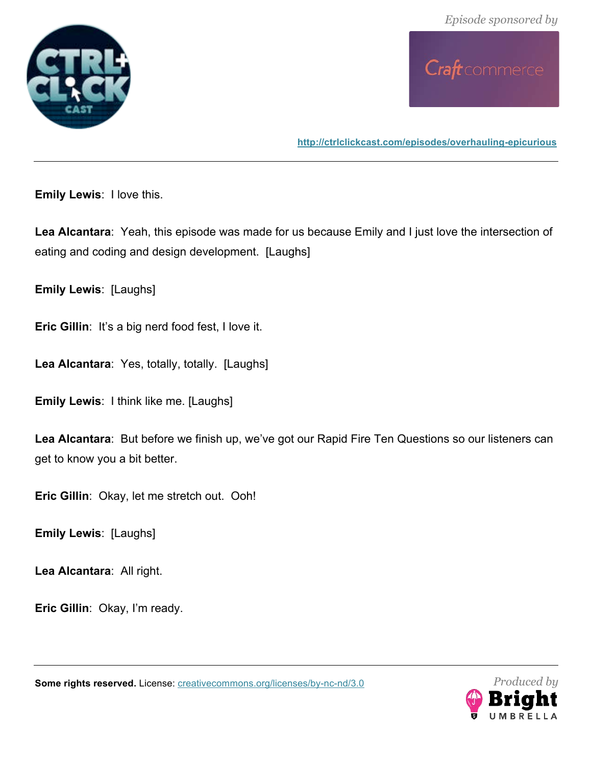**Emily Lewis**: I love this.

**Lea Alcantara**: Yeah, this episode was made for us because Emily and I just love the intersection of eating and coding and design development. [Laughs]

**Emily Lewis**: [Laughs]

**Eric Gillin**: It's a big nerd food fest, I love it.

**Lea Alcantara**: Yes, totally, totally. [Laughs]

**Emily Lewis**: I think like me. [Laughs]

**Lea Alcantara**: But before we finish up, we've got our Rapid Fire Ten Questions so our listeners can get to know you a bit better.

**Eric Gillin**: Okay, let me stretch out. Ooh!

**Emily Lewis**: [Laughs]

**Lea Alcantara**: All right.

**Eric Gillin**: Okay, I'm ready.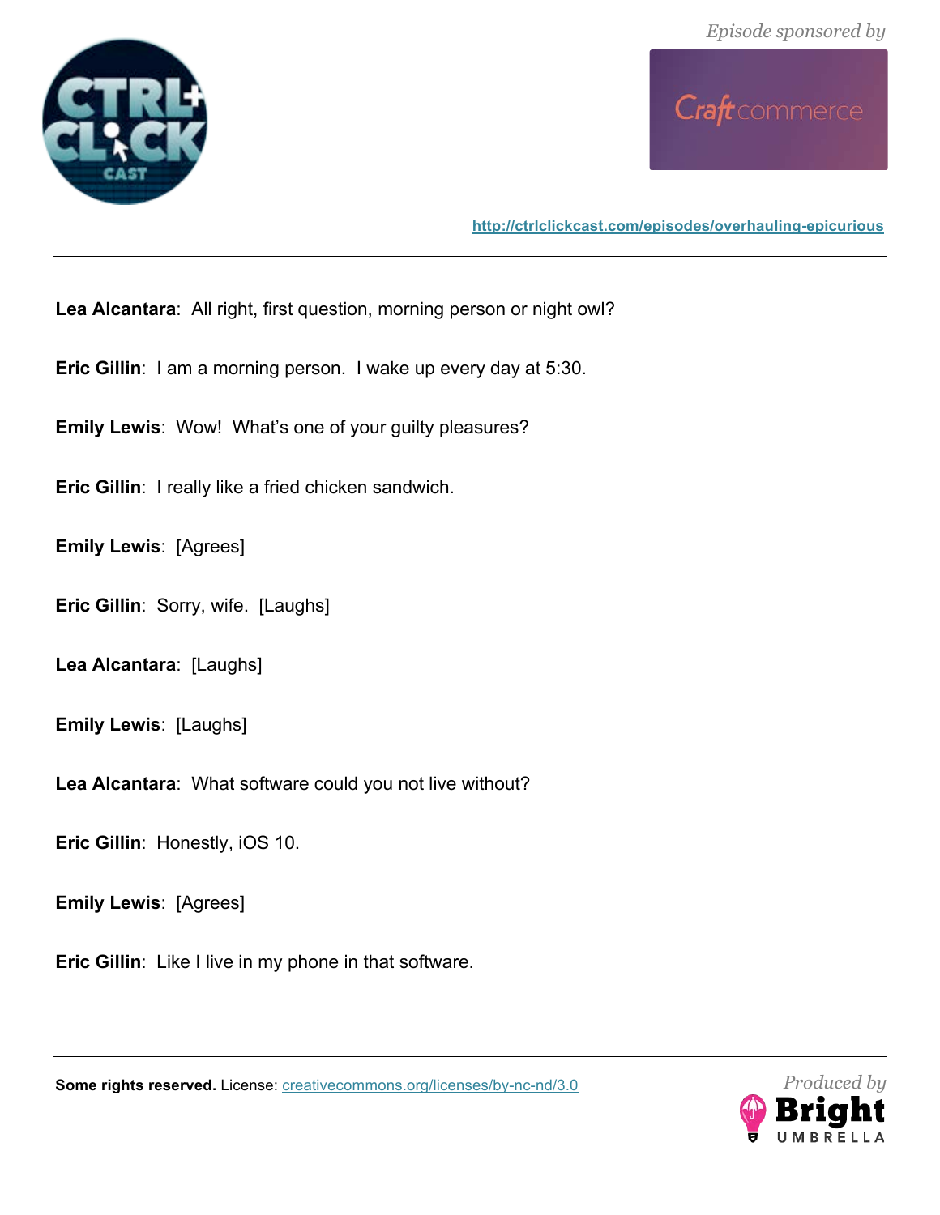**Lea Alcantara**: All right, first question, morning person or night owl?

**Eric Gillin**: I am a morning person. I wake up every day at 5:30.

**Emily Lewis**: Wow! What's one of your guilty pleasures?

**Eric Gillin**: I really like a fried chicken sandwich.

**Emily Lewis**: [Agrees]

**Eric Gillin**: Sorry, wife. [Laughs]

**Lea Alcantara**: [Laughs]

**Emily Lewis**: [Laughs]

**Lea Alcantara**: What software could you not live without?

**Eric Gillin**: Honestly, iOS 10.

**Emily Lewis**: [Agrees]

**Eric Gillin**: Like I live in my phone in that software.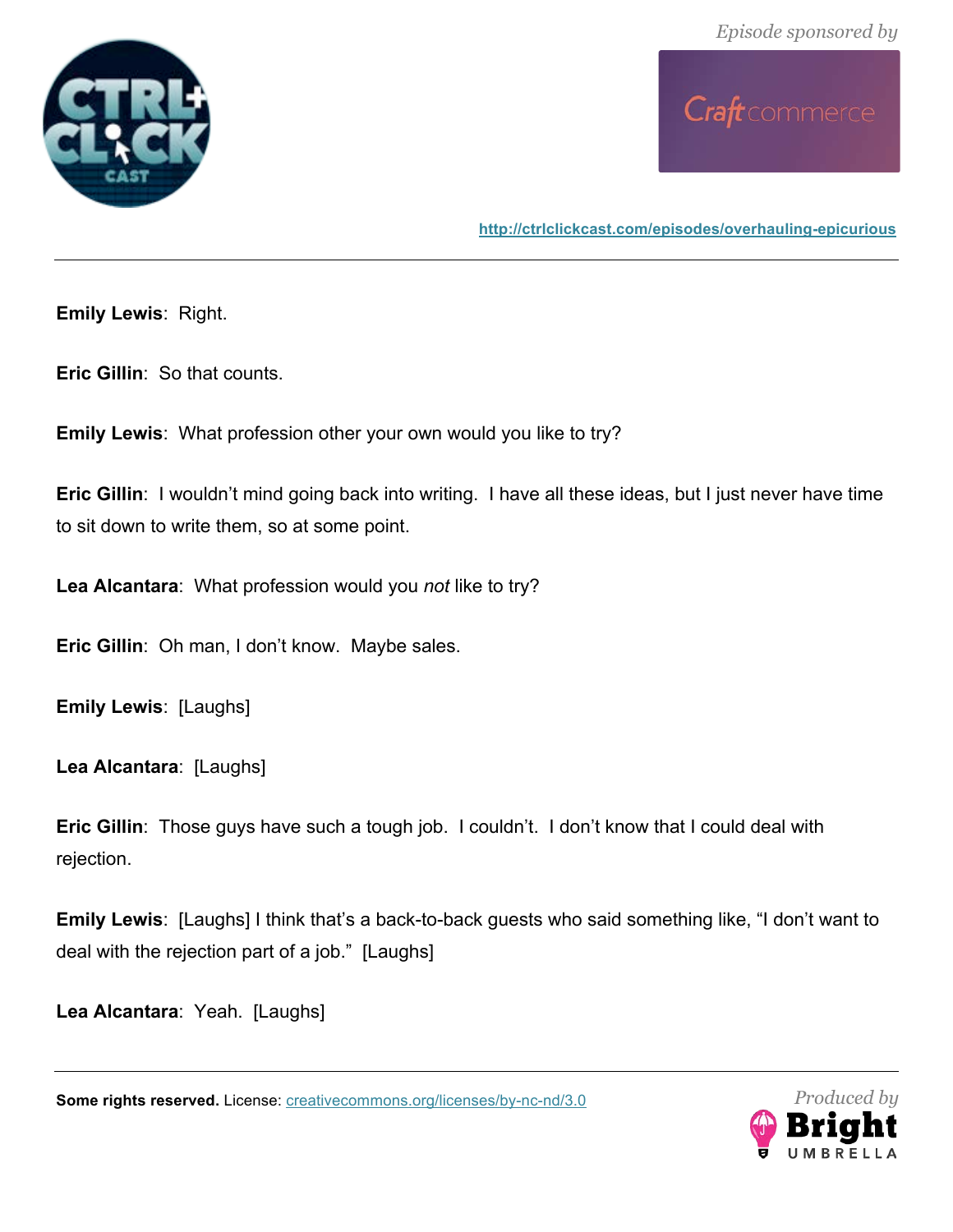**Emily Lewis**: Right.

**Eric Gillin**: So that counts.

**Emily Lewis**: What profession other your own would you like to try?

**Eric Gillin**: I wouldn't mind going back into writing. I have all these ideas, but I just never have time to sit down to write them, so at some point.

**Lea Alcantara**: What profession would you *not* like to try?

**Eric Gillin**: Oh man, I don't know. Maybe sales.

**Emily Lewis**: [Laughs]

**Lea Alcantara**: [Laughs]

**Eric Gillin**: Those guys have such a tough job. I couldn't. I don't know that I could deal with rejection.

**Emily Lewis**: [Laughs] I think that's a back-to-back guests who said something like, "I don't want to deal with the rejection part of a job." [Laughs]

**Lea Alcantara**: Yeah. [Laughs]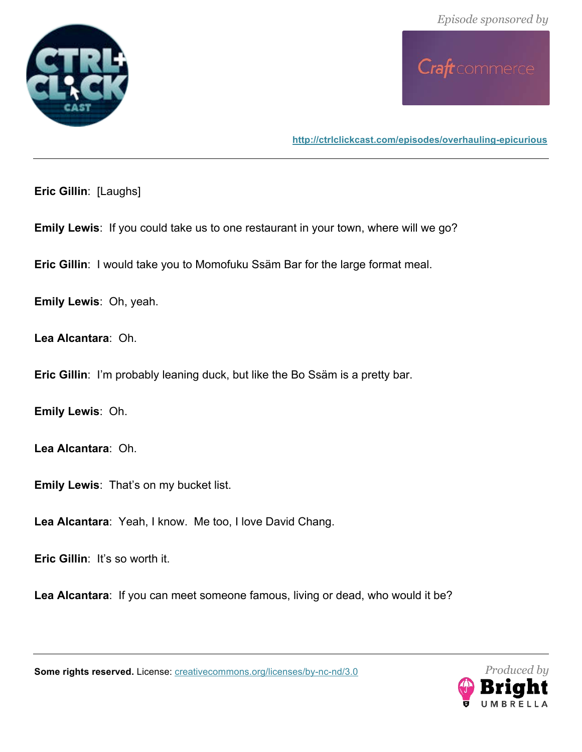**Eric Gillin**: [Laughs]

**Emily Lewis**: If you could take us to one restaurant in your town, where will we go?

**Eric Gillin**: I would take you to Momofuku Ssäm Bar for the large format meal.

**Emily Lewis**: Oh, yeah.

**Lea Alcantara**: Oh.

**Eric Gillin**: I'm probably leaning duck, but like the Bo Ssäm is a pretty bar.

**Emily Lewis**: Oh.

**Lea Alcantara**: Oh.

**Emily Lewis**: That's on my bucket list.

**Lea Alcantara**: Yeah, I know. Me too, I love David Chang.

**Eric Gillin**: It's so worth it.

**Lea Alcantara**: If you can meet someone famous, living or dead, who would it be?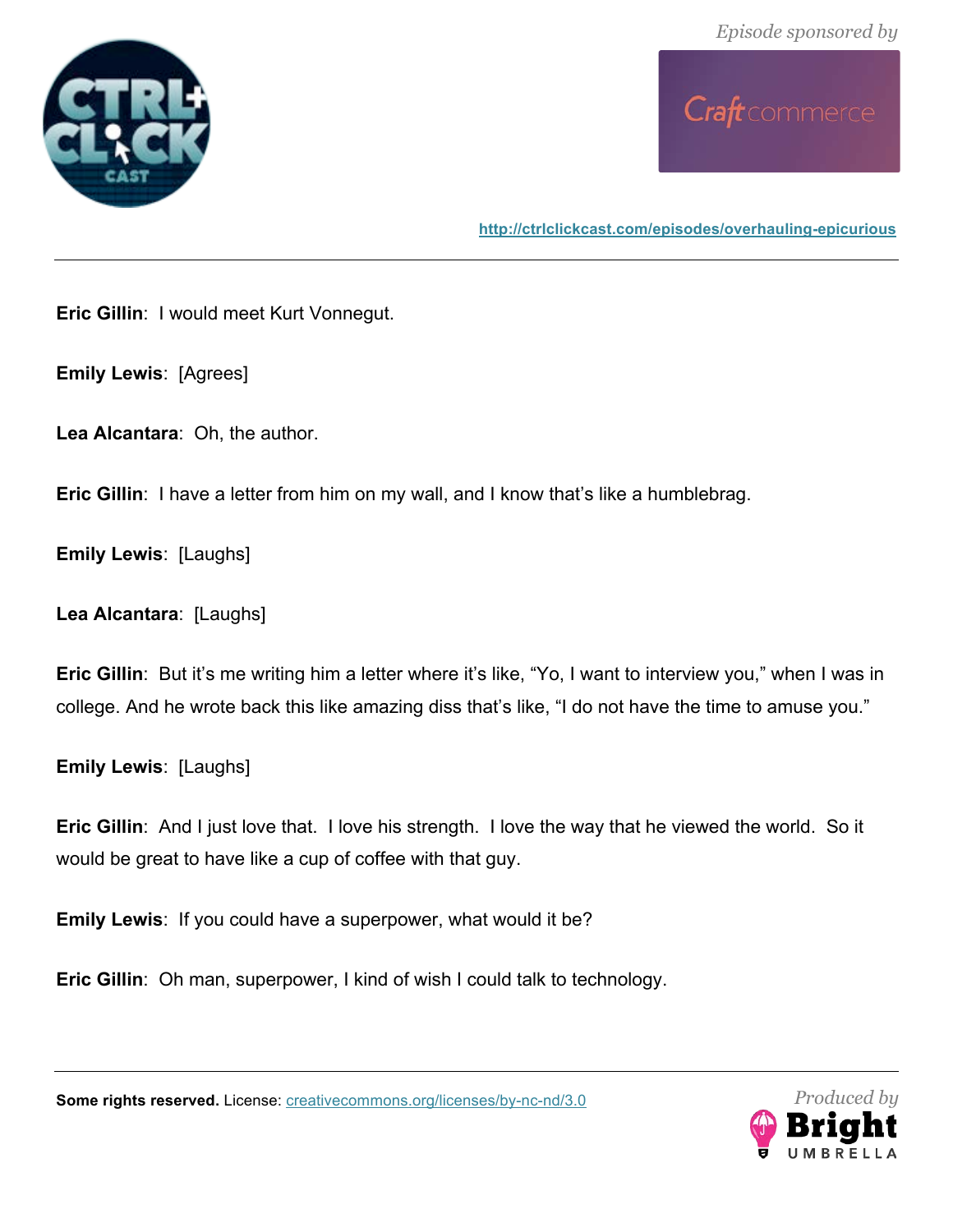**Eric Gillin**: I would meet Kurt Vonnegut.

**Emily Lewis**: [Agrees]

**Lea Alcantara**: Oh, the author.

**Eric Gillin**: I have a letter from him on my wall, and I know that's like a humblebrag.

**Emily Lewis**: [Laughs]

**Lea Alcantara**: [Laughs]

**Eric Gillin**: But it's me writing him a letter where it's like, "Yo, I want to interview you," when I was in college. And he wrote back this like amazing diss that's like, "I do not have the time to amuse you."

**Emily Lewis**: [Laughs]

**Eric Gillin**: And I just love that. I love his strength. I love the way that he viewed the world. So it would be great to have like a cup of coffee with that guy.

**Emily Lewis**: If you could have a superpower, what would it be?

**Eric Gillin**: Oh man, superpower, I kind of wish I could talk to technology.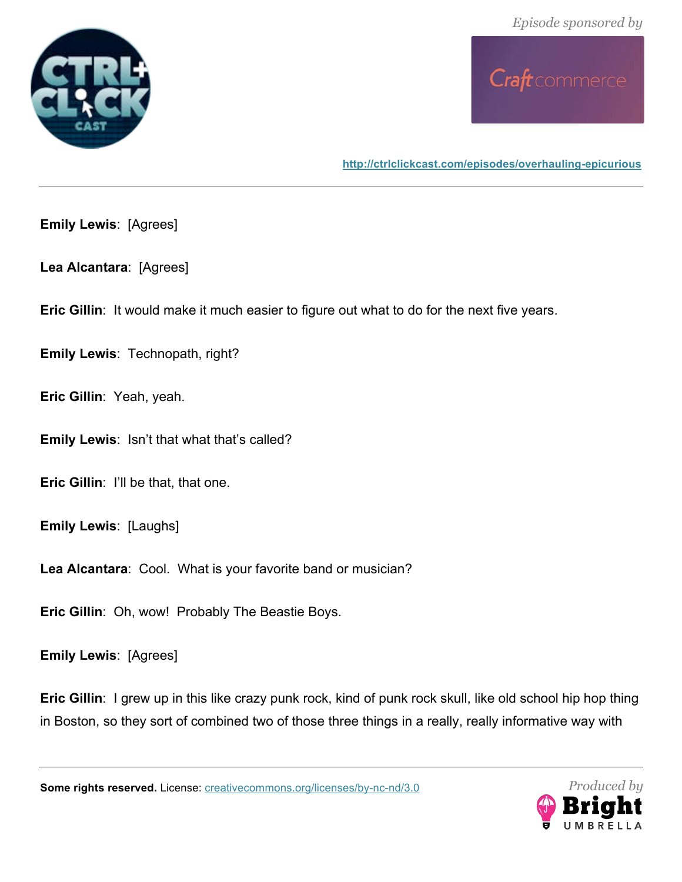**Emily Lewis**: [Agrees]

**Lea Alcantara**: [Agrees]

**Eric Gillin**: It would make it much easier to figure out what to do for the next five years.

**Emily Lewis**: Technopath, right?

**Eric Gillin**: Yeah, yeah.

**Emily Lewis**: Isn't that what that's called?

**Eric Gillin**: I'll be that, that one.

**Emily Lewis**: [Laughs]

**Lea Alcantara**: Cool. What is your favorite band or musician?

**Eric Gillin**: Oh, wow! Probably The Beastie Boys.

**Emily Lewis**: [Agrees]

**Eric Gillin**: I grew up in this like crazy punk rock, kind of punk rock skull, like old school hip hop thing in Boston, so they sort of combined two of those three things in a really, really informative way with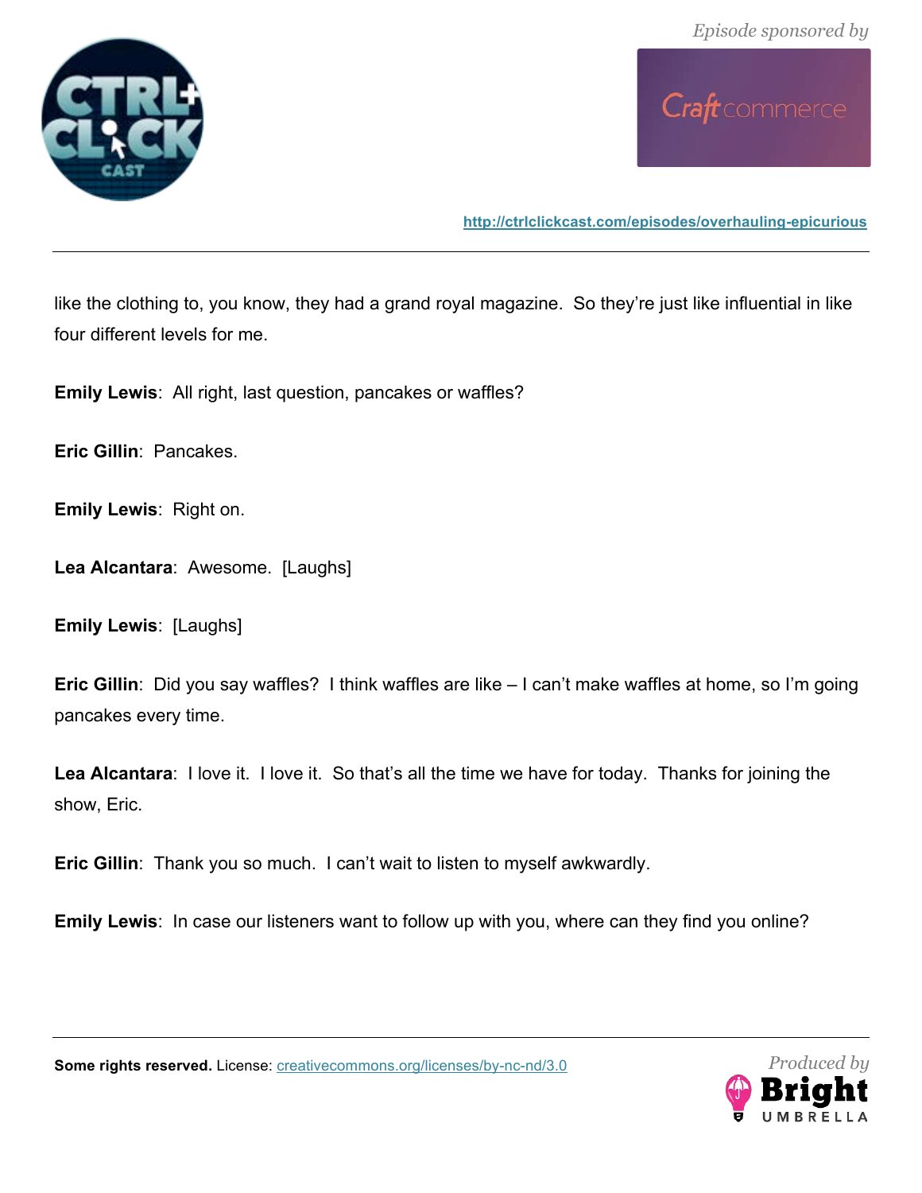like the clothing to, you know, they had a grand royal magazine. So they're just like influential in like four different levels for me.

**Emily Lewis**: All right, last question, pancakes or waffles?

**Eric Gillin**: Pancakes.

**Emily Lewis**: Right on.

**Lea Alcantara**: Awesome. [Laughs]

**Emily Lewis**: [Laughs]

**Eric Gillin**: Did you say waffles? I think waffles are like – I can't make waffles at home, so I'm going pancakes every time.

**Lea Alcantara**: I love it. I love it. So that's all the time we have for today. Thanks for joining the show, Eric.

**Eric Gillin**: Thank you so much. I can't wait to listen to myself awkwardly.

**Emily Lewis**: In case our listeners want to follow up with you, where can they find you online?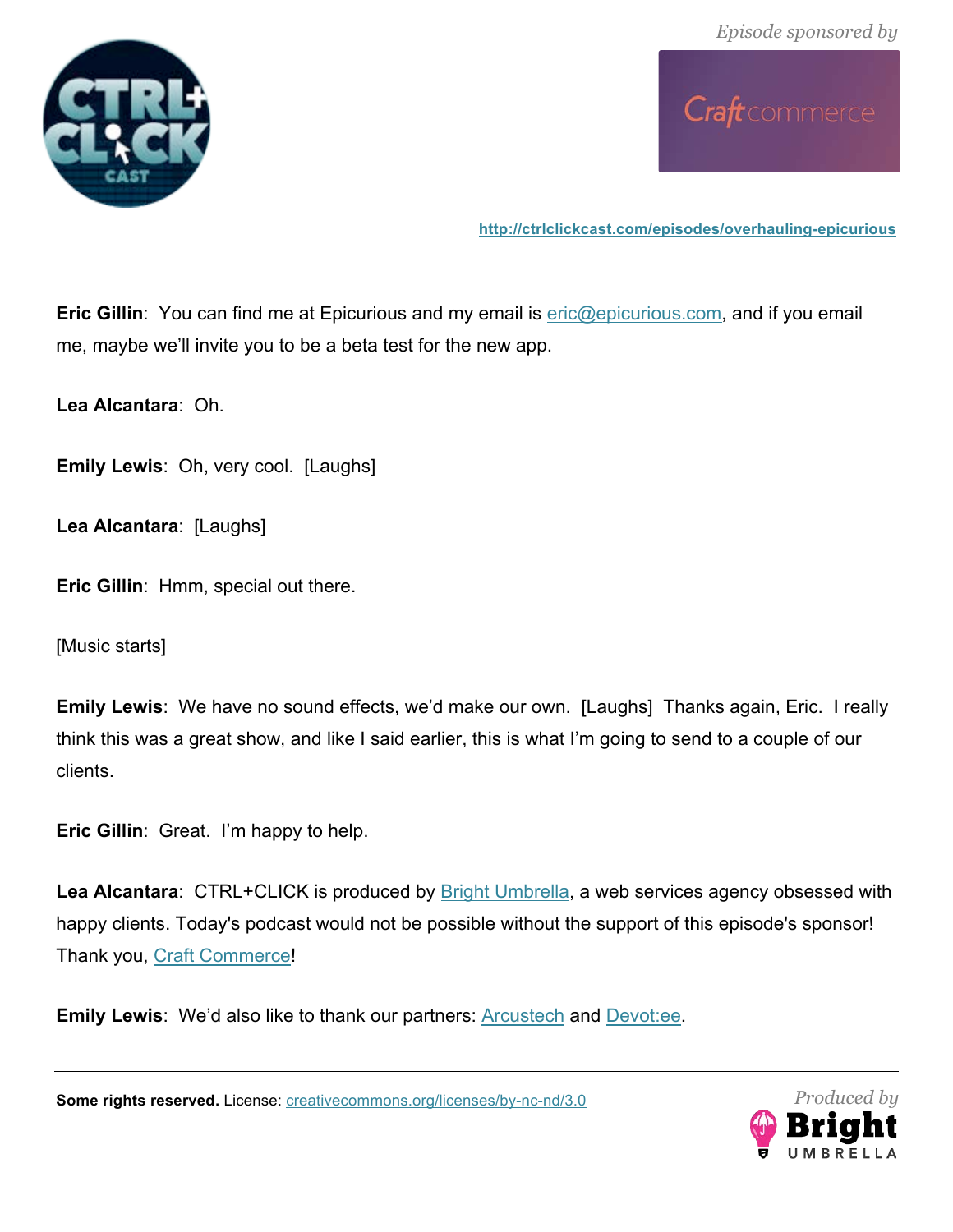**Eric Gillin**: You can find me at Epicurious and my email is eric@epicurious.com, and if you email me, maybe we'll invite you to be a beta test for the new app.

**Lea Alcantara**: Oh.

**Emily Lewis**: Oh, very cool. [Laughs]

**Lea Alcantara**: [Laughs]

**Eric Gillin**: Hmm, special out there.

[Music starts]

**Emily Lewis**: We have no sound effects, we'd make our own. [Laughs] Thanks again, Eric. I really think this was a great show, and like I said earlier, this is what I'm going to send to a couple of our clients.

**Eric Gillin**: Great. I'm happy to help.

**Lea Alcantara**: CTRL+CLICK is produced by Bright Umbrella, a web services agency obsessed with happy clients. Today's podcast would not be possible without the support of this episode's sponsor! Thank you, Craft Commerce!

**Emily Lewis**: We'd also like to thank our partners: Arcustech and Devot:ee.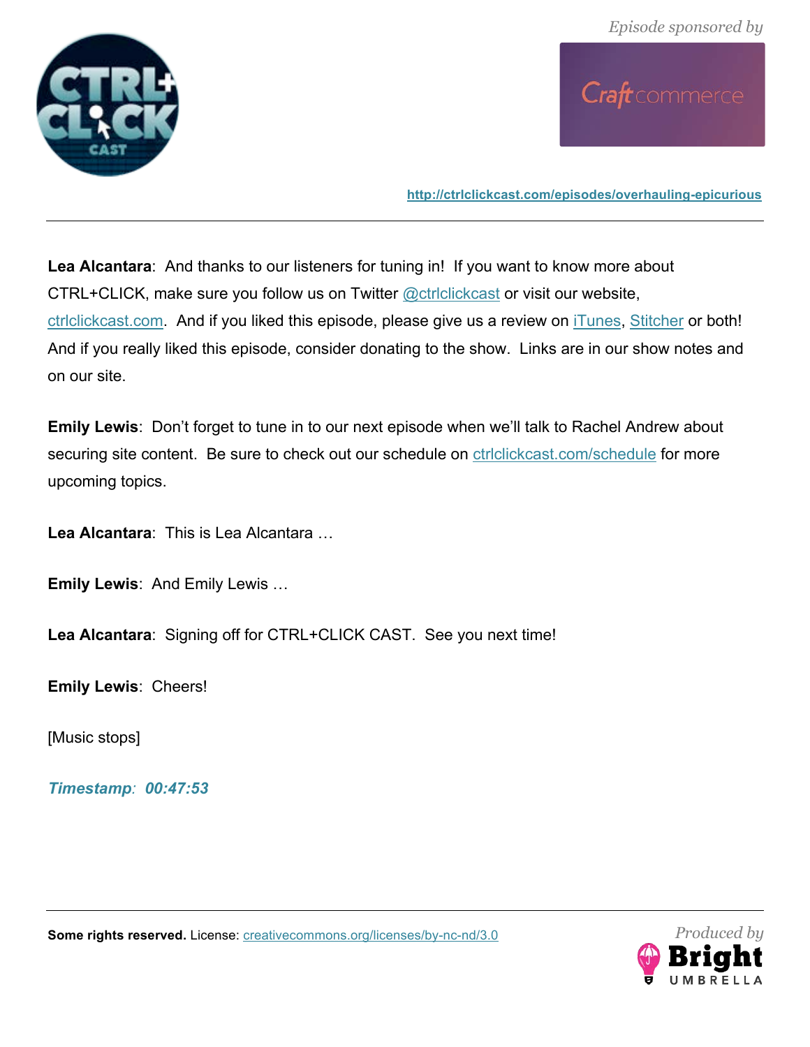**Lea Alcantara**: And thanks to our listeners for tuning in! If you want to know more about CTRL+CLICK, make sure you follow us on Twitter @ctrlclickcast or visit our website, ctrlclickcast.com. And if you liked this episode, please give us a review on iTunes, Stitcher or both! And if you really liked this episode, consider donating to the show. Links are in our show notes and on our site.

**Emily Lewis**: Don't forget to tune in to our next episode when we'll talk to Rachel Andrew about securing site content. Be sure to check out our schedule on ctrlclickcast.com/schedule for more upcoming topics.

**Lea Alcantara**: This is Lea Alcantara …

**Emily Lewis**: And Emily Lewis …

**Lea Alcantara**: Signing off for CTRL+CLICK CAST. See you next time!

**Emily Lewis**: Cheers!

[Music stops]

***Timestamp**: 00:47:53*